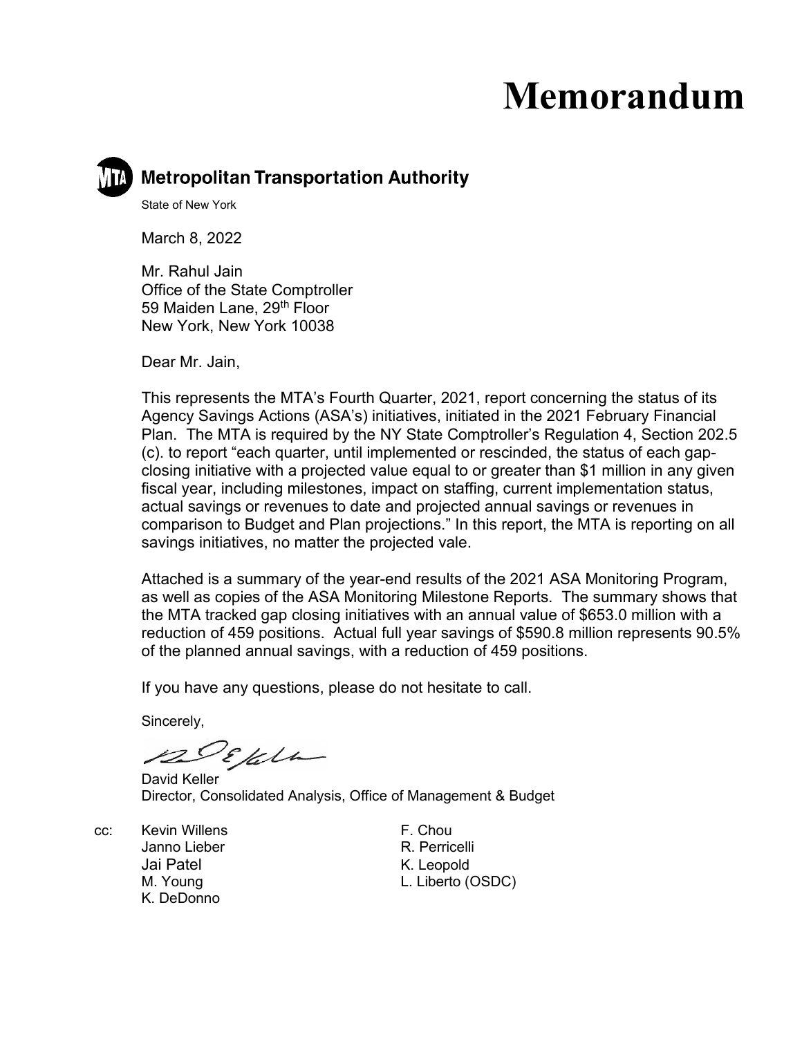# Memorandum

**Metropolitan Transportation Authority**

State of New York

March 8, 2022

Mr. Rahul Jain
Office of the State Comptroller
59 Maiden Lane, 29th Floor
New York, New York 10038

Dear Mr. Jain,

This represents the MTA's Fourth Quarter, 2021, report concerning the status of its Agency Savings Actions (ASA's) initiatives, initiated in the 2021 February Financial Plan. The MTA is required by the NY State Comptroller's Regulation 4, Section 202.5 (c). to report "each quarter, until implemented or rescinded, the status of each gap-closing initiative with a projected value equal to or greater than $1 million in any given fiscal year, including milestones, impact on staffing, current implementation status, actual savings or revenues to date and projected annual savings or revenues in comparison to Budget and Plan projections." In this report, the MTA is reporting on all savings initiatives, no matter the projected vale.

Attached is a summary of the year-end results of the 2021 ASA Monitoring Program, as well as copies of the ASA Monitoring Milestone Reports. The summary shows that the MTA tracked gap closing initiatives with an annual value of $653.0 million with a reduction of 459 positions. Actual full year savings of $590.8 million represents 90.5% of the planned annual savings, with a reduction of 459 positions.

If you have any questions, please do not hesitate to call.

Sincerely,

David Keller
Director, Consolidated Analysis, Office of Management & Budget

cc: Kevin Willens
Janno Lieber
Jai Patel
M. Young
K. DeDonno
F. Chou
R. Perricelli
K. Leopold
L. Liberto (OSDC)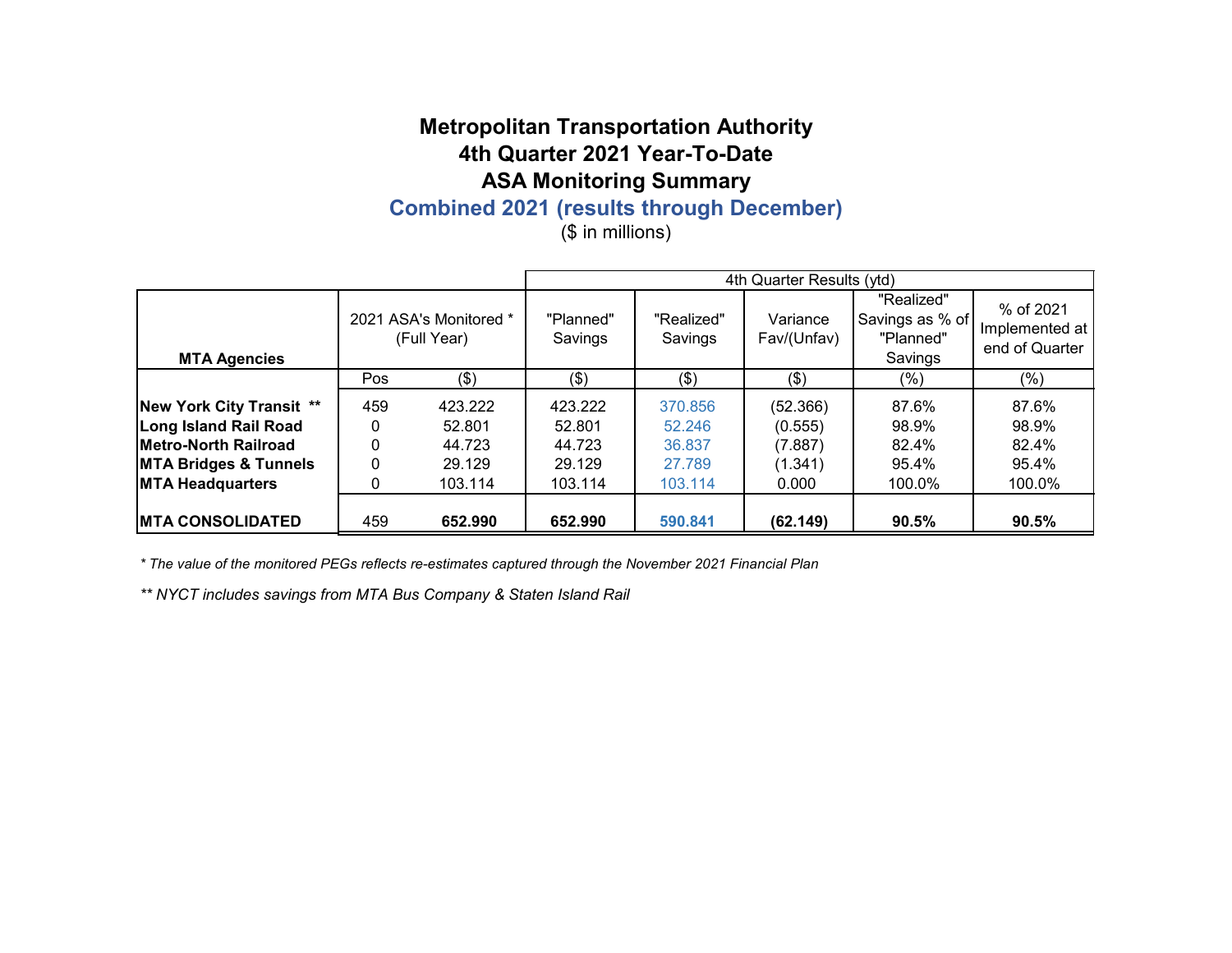# Metropolitan Transportation Authority
## 4th Quarter 2021 Year-To-Date
## ASA Monitoring Summary
### Combined 2021 (results through December)

($ in millions)

| MTA Agencies | 2021 ASA's Monitored * (Full Year) | | 4th Quarter Results (ytd) "Planned" Savings | "Realized" Savings | Variance Fav/(Unfav) | "Realized" Savings as % of "Planned" Savings | % of 2021 Implemented at end of Quarter |
|---|---|---|---|---|---|---|---|
| | Pos | ($) | ($) | ($) | ($) | (%) | (%) |
| **New York City Transit \*\*** | 459 | 423.222 | 423.222 | 370.856 | (52.366) | 87.6% | 87.6% |
| **Long Island Rail Road** | 0 | 52.801 | 52.801 | 52.246 | (0.555) | 98.9% | 98.9% |
| **Metro-North Railroad** | 0 | 44.723 | 44.723 | 36.837 | (7.887) | 82.4% | 82.4% |
| **MTA Bridges & Tunnels** | 0 | 29.129 | 29.129 | 27.789 | (1.341) | 95.4% | 95.4% |
| **MTA Headquarters** | 0 | 103.114 | 103.114 | 103.114 | 0.000 | 100.0% | 100.0% |
| **MTA CONSOLIDATED** | 459 | **652.990** | **652.990** | **590.841** | **(62.149)** | **90.5%** | **90.5%** |

*\* The value of the monitored PEGs reflects re-estimates captured through the November 2021 Financial Plan*

*\*\* NYCT includes savings from MTA Bus Company & Staten Island Rail*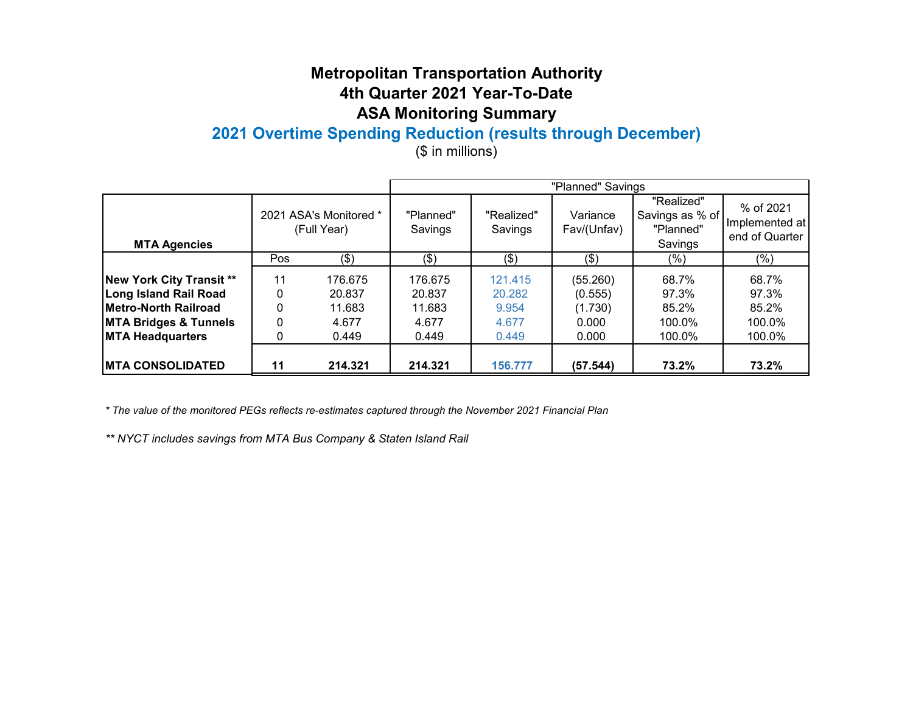# Metropolitan Transportation Authority

## 4th Quarter 2021 Year-To-Date

## ASA Monitoring Summary

## 2021 Overtime Spending Reduction (results through December)

($ in millions)

| MTA Agencies | 2021 ASA's Monitored * (Full Year) | | "Planned" Savings | | | | |
|---|---|---|---|---|---|---|---|
| | | | "Planned" Savings | "Realized" Savings | Variance Fav/(Unfav) | "Realized" Savings as % of "Planned" Savings | % of 2021 Implemented at end of Quarter |
| | Pos | ($) | ($) | ($) | ($) | (%) | (%) |
| **New York City Transit** ** | 11 | 176.675 | 176.675 | 121.415 | (55.260) | 68.7% | 68.7% |
| **Long Island Rail Road** | 0 | 20.837 | 20.837 | 20.282 | (0.555) | 97.3% | 97.3% |
| **Metro-North Railroad** | 0 | 11.683 | 11.683 | 9.954 | (1.730) | 85.2% | 85.2% |
| **MTA Bridges & Tunnels** | 0 | 4.677 | 4.677 | 4.677 | 0.000 | 100.0% | 100.0% |
| **MTA Headquarters** | 0 | 0.449 | 0.449 | 0.449 | 0.000 | 100.0% | 100.0% |
| **MTA CONSOLIDATED** | **11** | **214.321** | **214.321** | **156.777** | **(57.544)** | **73.2%** | **73.2%** |

*\* The value of the monitored PEGs reflects re-estimates captured through the November 2021 Financial Plan*

*\*\* NYCT includes savings from MTA Bus Company & Staten Island Rail*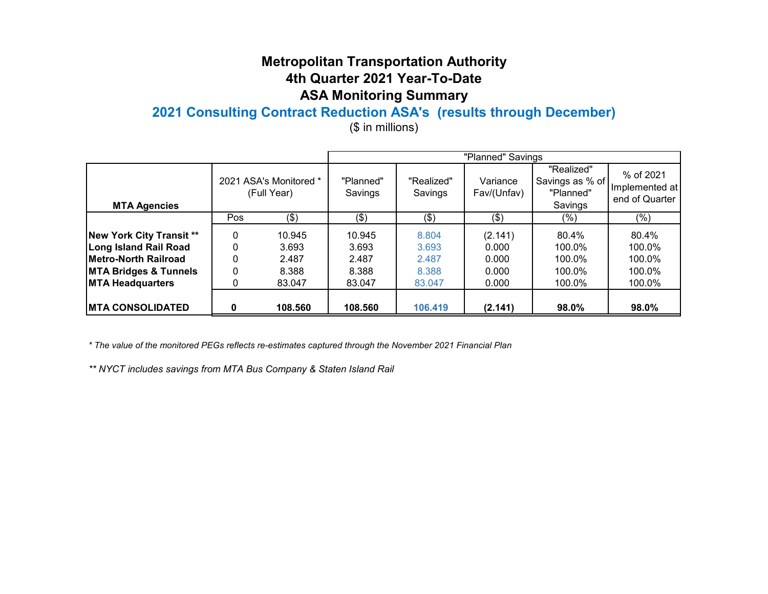# Metropolitan Transportation Authority
## 4th Quarter 2021 Year-To-Date
## ASA Monitoring Summary
## 2021 Consulting Contract Reduction ASA's (results through December)

($ in millions)

| MTA Agencies | 2021 ASA's Monitored * (Full Year) | | "Planned" Savings | | | | |
|---|---|---|---|---|---|---|---|
| | | | "Planned" Savings | "Realized" Savings | Variance Fav/(Unfav) | "Realized" Savings as % of "Planned" Savings | % of 2021 Implemented at end of Quarter |
| | Pos | ($) | ($) | ($) | ($) | (%) | (%) |
| **New York City Transit \*\*** | 0 | 10.945 | 10.945 | 8.804 | (2.141) | 80.4% | 80.4% |
| **Long Island Rail Road** | 0 | 3.693 | 3.693 | 3.693 | 0.000 | 100.0% | 100.0% |
| **Metro-North Railroad** | 0 | 2.487 | 2.487 | 2.487 | 0.000 | 100.0% | 100.0% |
| **MTA Bridges & Tunnels** | 0 | 8.388 | 8.388 | 8.388 | 0.000 | 100.0% | 100.0% |
| **MTA Headquarters** | 0 | 83.047 | 83.047 | 83.047 | 0.000 | 100.0% | 100.0% |
| **MTA CONSOLIDATED** | **0** | **108.560** | **108.560** | **106.419** | **(2.141)** | **98.0%** | **98.0%** |

*\* The value of the monitored PEGs reflects re-estimates captured through the November 2021 Financial Plan*

*\*\* NYCT includes savings from MTA Bus Company & Staten Island Rail*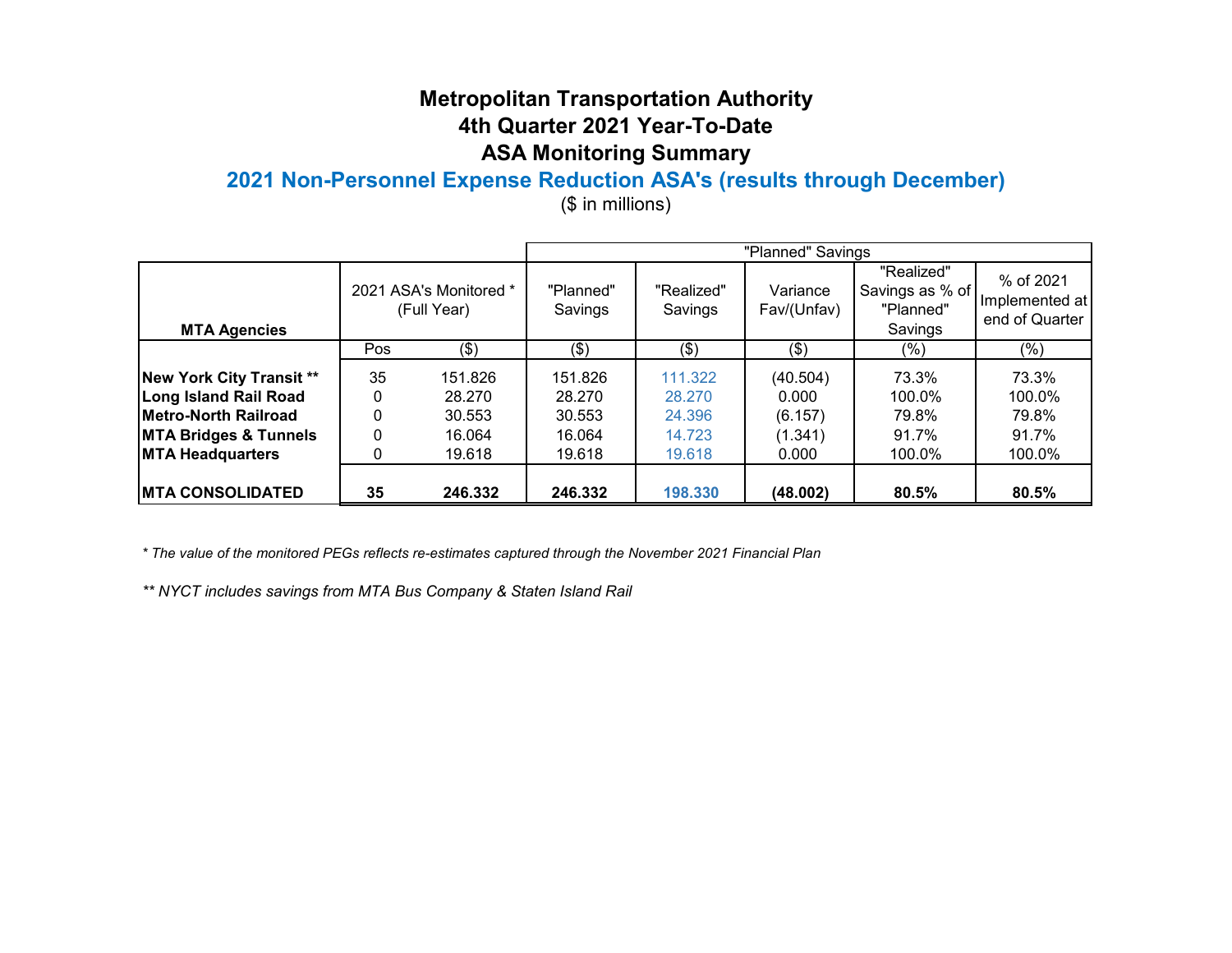# Metropolitan Transportation Authority
## 4th Quarter 2021 Year-To-Date
## ASA Monitoring Summary
### 2021 Non-Personnel Expense Reduction ASA's (results through December)

($ in millions)

| MTA Agencies | 2021 ASA's Monitored * (Full Year) | | "Planned" Savings | | | | |
|---|---|---|---|---|---|---|---|
| | | | "Planned" Savings | "Realized" Savings | Variance Fav/(Unfav) | "Realized" Savings as % of "Planned" Savings | % of 2021 Implemented at end of Quarter |
| | Pos | ($) | ($) | ($) | ($) | (%) | (%) |
| **New York City Transit \*\*** | 35 | 151.826 | 151.826 | 111.322 | (40.504) | 73.3% | 73.3% |
| **Long Island Rail Road** | 0 | 28.270 | 28.270 | 28.270 | 0.000 | 100.0% | 100.0% |
| **Metro-North Railroad** | 0 | 30.553 | 30.553 | 24.396 | (6.157) | 79.8% | 79.8% |
| **MTA Bridges & Tunnels** | 0 | 16.064 | 16.064 | 14.723 | (1.341) | 91.7% | 91.7% |
| **MTA Headquarters** | 0 | 19.618 | 19.618 | 19.618 | 0.000 | 100.0% | 100.0% |
| **MTA CONSOLIDATED** | **35** | **246.332** | **246.332** | **198.330** | **(48.002)** | **80.5%** | **80.5%** |

*\* The value of the monitored PEGs reflects re-estimates captured through the November 2021 Financial Plan*

*\*\* NYCT includes savings from MTA Bus Company & Staten Island Rail*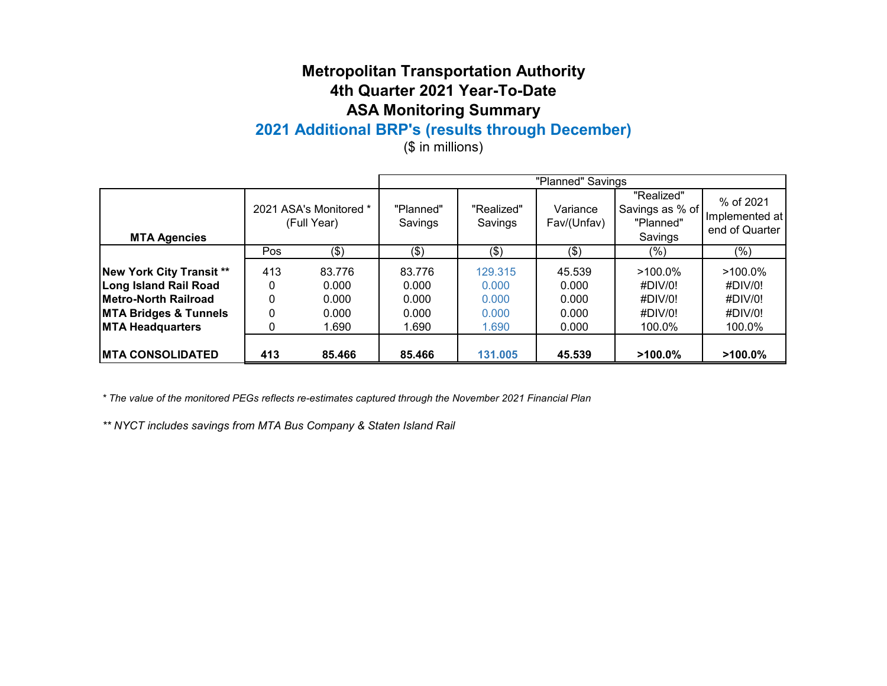# Metropolitan Transportation Authority
## 4th Quarter 2021 Year-To-Date
## ASA Monitoring Summary
## 2021 Additional BRP's (results through December)

($ in millions)

| MTA Agencies | 2021 ASA's Monitored * (Full Year) | | "Planned" Savings | | | | |
|---|---|---|---|---|---|---|---|
| | | | "Planned" Savings | "Realized" Savings | Variance Fav/(Unfav) | "Realized" Savings as % of "Planned" Savings | % of 2021 Implemented at end of Quarter |
| | Pos | ($) | ($) | ($) | ($) | (%) | (%) |
| **New York City Transit \*\*** | 413 | 83.776 | 83.776 | 129.315 | 45.539 | >100.0% | >100.0% |
| **Long Island Rail Road** | 0 | 0.000 | 0.000 | 0.000 | 0.000 | #DIV/0! | #DIV/0! |
| **Metro-North Railroad** | 0 | 0.000 | 0.000 | 0.000 | 0.000 | #DIV/0! | #DIV/0! |
| **MTA Bridges & Tunnels** | 0 | 0.000 | 0.000 | 0.000 | 0.000 | #DIV/0! | #DIV/0! |
| **MTA Headquarters** | 0 | 1.690 | 1.690 | 1.690 | 0.000 | 100.0% | 100.0% |
| **MTA CONSOLIDATED** | **413** | **85.466** | **85.466** | **131.005** | **45.539** | **>100.0%** | **>100.0%** |

*\* The value of the monitored PEGs reflects re-estimates captured through the November 2021 Financial Plan*

*\*\* NYCT includes savings from MTA Bus Company & Staten Island Rail*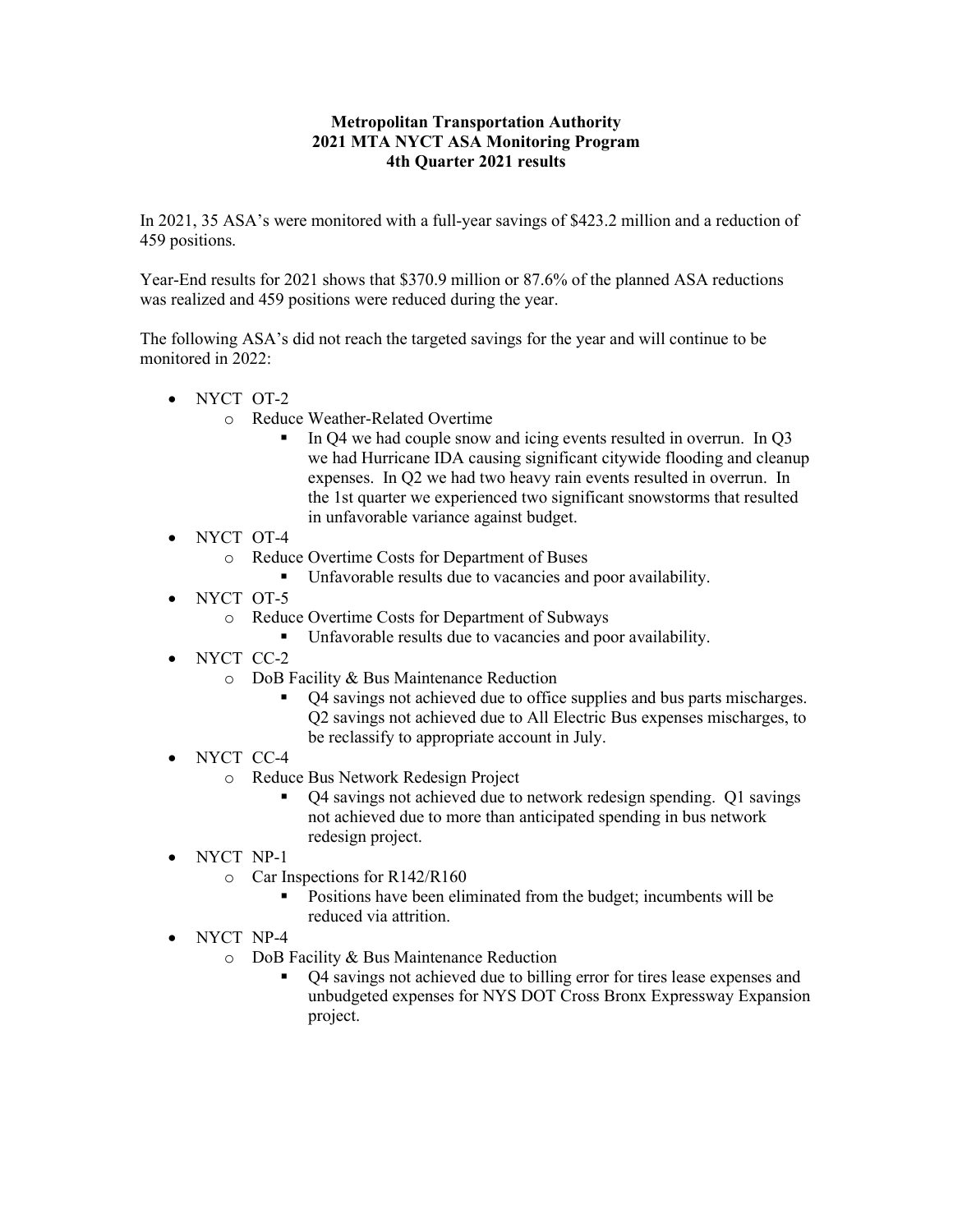**Metropolitan Transportation Authority**
**2021 MTA NYCT ASA Monitoring Program**
**4th Quarter 2021 results**

In 2021, 35 ASA's were monitored with a full-year savings of $423.2 million and a reduction of 459 positions.

Year-End results for 2021 shows that $370.9 million or 87.6% of the planned ASA reductions was realized and 459 positions were reduced during the year.

The following ASA's did not reach the targeted savings for the year and will continue to be monitored in 2022:

- NYCT OT-2
  - Reduce Weather-Related Overtime
    - In Q4 we had couple snow and icing events resulted in overrun. In Q3 we had Hurricane IDA causing significant citywide flooding and cleanup expenses. In Q2 we had two heavy rain events resulted in overrun. In the 1st quarter we experienced two significant snowstorms that resulted in unfavorable variance against budget.
- NYCT OT-4
  - Reduce Overtime Costs for Department of Buses
    - Unfavorable results due to vacancies and poor availability.
- NYCT OT-5
  - Reduce Overtime Costs for Department of Subways
    - Unfavorable results due to vacancies and poor availability.
- NYCT CC-2
  - DoB Facility & Bus Maintenance Reduction
    - Q4 savings not achieved due to office supplies and bus parts mischarges. Q2 savings not achieved due to All Electric Bus expenses mischarges, to be reclassify to appropriate account in July.
- NYCT CC-4
  - Reduce Bus Network Redesign Project
    - Q4 savings not achieved due to network redesign spending. Q1 savings not achieved due to more than anticipated spending in bus network redesign project.
- NYCT NP-1
  - Car Inspections for R142/R160
    - Positions have been eliminated from the budget; incumbents will be reduced via attrition.
- NYCT NP-4
  - DoB Facility & Bus Maintenance Reduction
    - Q4 savings not achieved due to billing error for tires lease expenses and unbudgeted expenses for NYS DOT Cross Bronx Expressway Expansion project.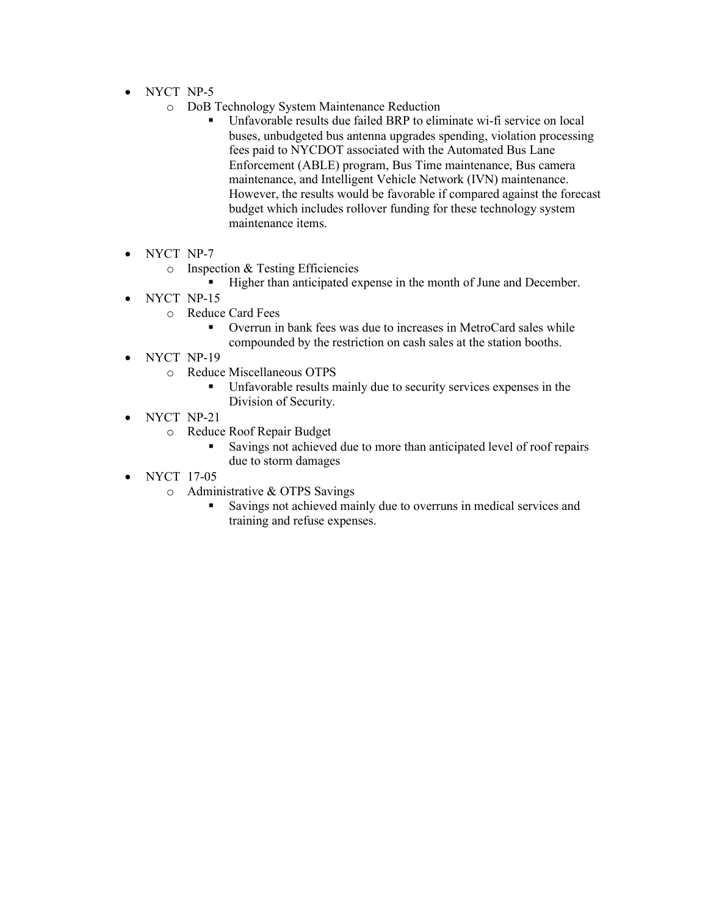- NYCT NP-5
    - DoB Technology System Maintenance Reduction
        - Unfavorable results due failed BRP to eliminate wi-fi service on local buses, unbudgeted bus antenna upgrades spending, violation processing fees paid to NYCDOT associated with the Automated Bus Lane Enforcement (ABLE) program, Bus Time maintenance, Bus camera maintenance, and Intelligent Vehicle Network (IVN) maintenance. However, the results would be favorable if compared against the forecast budget which includes rollover funding for these technology system maintenance items.

- NYCT NP-7
    - Inspection & Testing Efficiencies
        - Higher than anticipated expense in the month of June and December.
- NYCT NP-15
    - Reduce Card Fees
        - Overrun in bank fees was due to increases in MetroCard sales while compounded by the restriction on cash sales at the station booths.
- NYCT NP-19
    - Reduce Miscellaneous OTPS
        - Unfavorable results mainly due to security services expenses in the Division of Security.
- NYCT NP-21
    - Reduce Roof Repair Budget
        - Savings not achieved due to more than anticipated level of roof repairs due to storm damages
- NYCT 17-05
    - Administrative & OTPS Savings
        - Savings not achieved mainly due to overruns in medical services and training and refuse expenses.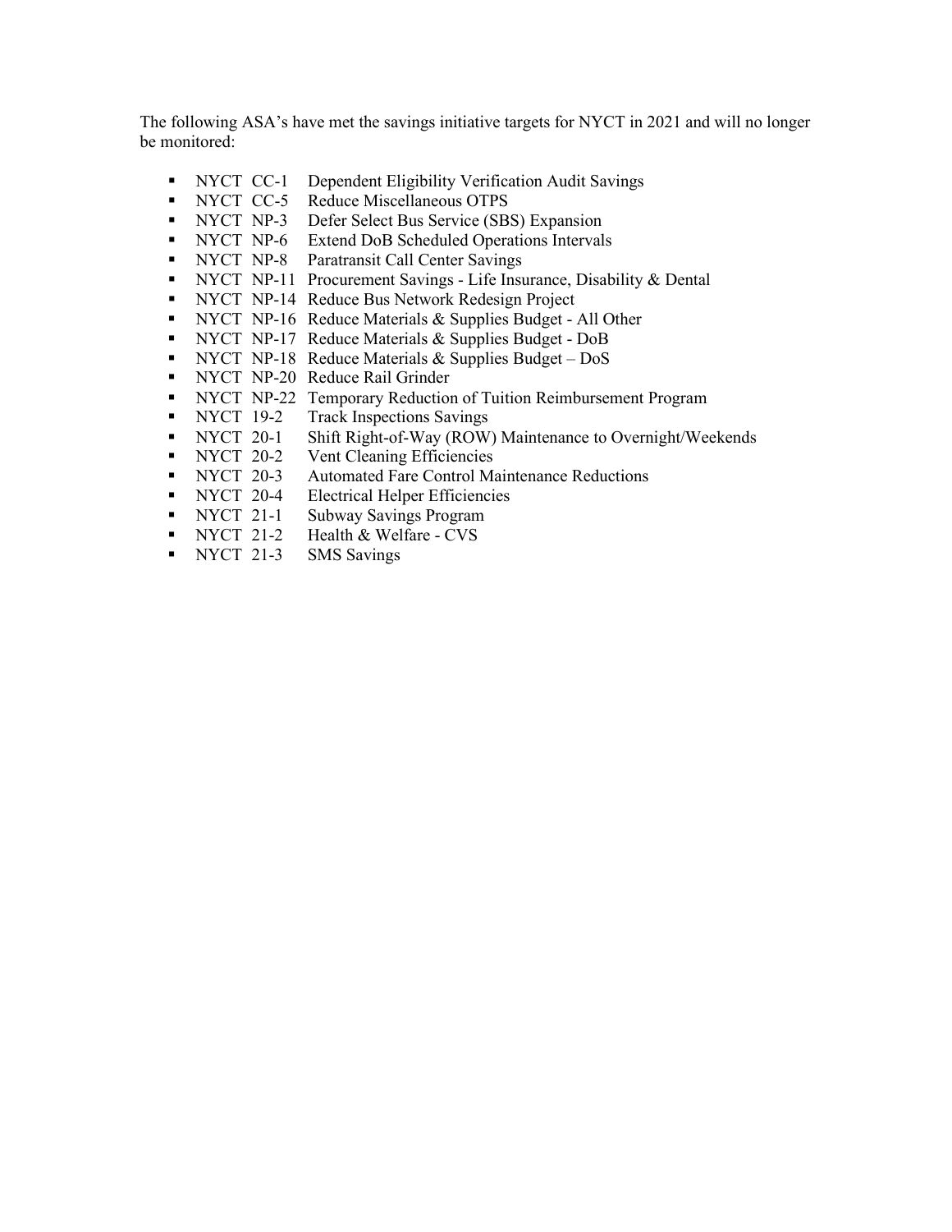The following ASA's have met the savings initiative targets for NYCT in 2021 and will no longer be monitored:

- NYCT CC-1 Dependent Eligibility Verification Audit Savings
- NYCT CC-5 Reduce Miscellaneous OTPS
- NYCT NP-3 Defer Select Bus Service (SBS) Expansion
- NYCT NP-6 Extend DoB Scheduled Operations Intervals
- NYCT NP-8 Paratransit Call Center Savings
- NYCT NP-11 Procurement Savings - Life Insurance, Disability & Dental
- NYCT NP-14 Reduce Bus Network Redesign Project
- NYCT NP-16 Reduce Materials & Supplies Budget - All Other
- NYCT NP-17 Reduce Materials & Supplies Budget - DoB
- NYCT NP-18 Reduce Materials & Supplies Budget – DoS
- NYCT NP-20 Reduce Rail Grinder
- NYCT NP-22 Temporary Reduction of Tuition Reimbursement Program
- NYCT 19-2 Track Inspections Savings
- NYCT 20-1 Shift Right-of-Way (ROW) Maintenance to Overnight/Weekends
- NYCT 20-2 Vent Cleaning Efficiencies
- NYCT 20-3 Automated Fare Control Maintenance Reductions
- NYCT 20-4 Electrical Helper Efficiencies
- NYCT 21-1 Subway Savings Program
- NYCT 21-2 Health & Welfare - CVS
- NYCT 21-3 SMS Savings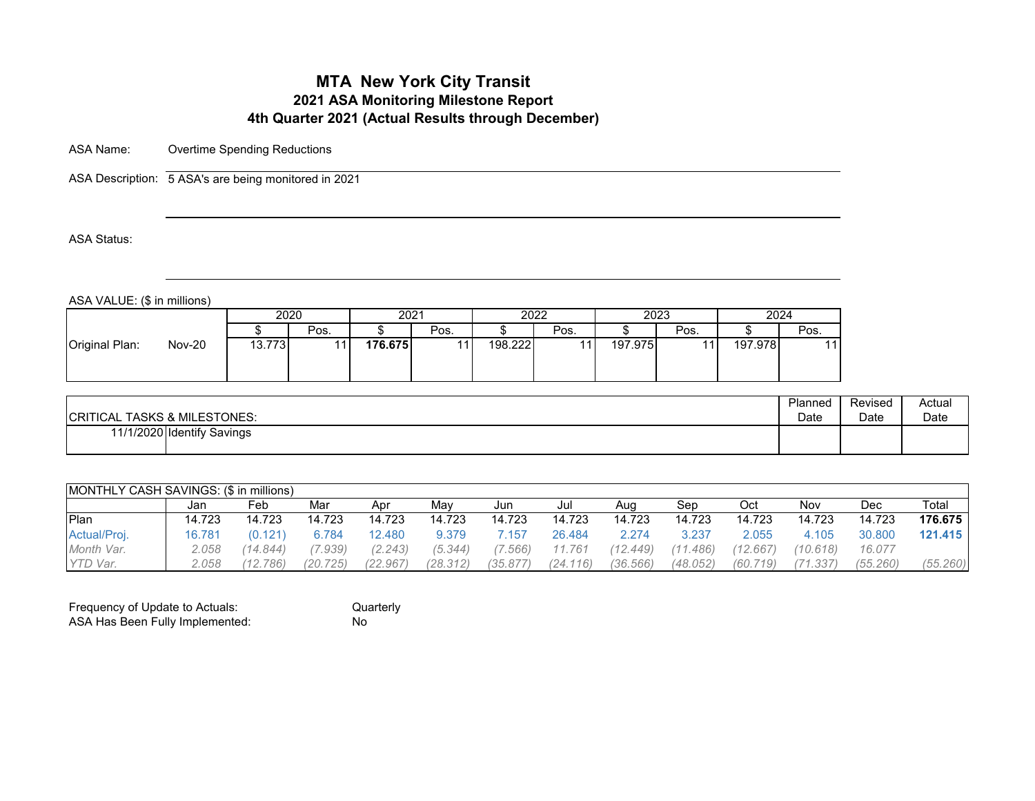# MTA New York City Transit

## 2021 ASA Monitoring Milestone Report

## 4th Quarter 2021 (Actual Results through December)

ASA Name: Overtime Spending Reductions

ASA Description: 5 ASA's are being monitored in 2021

ASA Status:

ASA VALUE: ($ in millions)

| | | 2020 | | 2021 | | 2022 | | 2023 | | 2024 | |
|---|---|---|---|---|---|---|---|---|---|---|---|
| | | $ | Pos. | $ | Pos. | $ | Pos. | $ | Pos. | $ | Pos. |
| Original Plan: | Nov-20 | 13.773 | 11 | **176.675** | 11 | 198.222 | 11 | 197.975 | 11 | 197.978 | 11 |

| CRITICAL TASKS & MILESTONES: | | Planned Date | Revised Date | Actual Date |
|---|---|---|---|---|
| 11/1/2020 | Identify Savings | | | |

| MONTHLY CASH SAVINGS: ($ in millions) | Jan | Feb | Mar | Apr | May | Jun | Jul | Aug | Sep | Oct | Nov | Dec | Total |
|---|---|---|---|---|---|---|---|---|---|---|---|---|---|
| Plan | 14.723 | 14.723 | 14.723 | 14.723 | 14.723 | 14.723 | 14.723 | 14.723 | 14.723 | 14.723 | 14.723 | 14.723 | **176.675** |
| Actual/Proj. | 16.781 | (0.121) | 6.784 | 12.480 | 9.379 | 7.157 | 26.484 | 2.274 | 3.237 | 2.055 | 4.105 | 30.800 | **121.415** |
| *Month Var.* | *2.058* | *(14.844)* | *(7.939)* | *(2.243)* | *(5.344)* | *(7.566)* | *11.761* | *(12.449)* | *(11.486)* | *(12.667)* | *(10.618)* | *16.077* | |
| *YTD Var.* | *2.058* | *(12.786)* | *(20.725)* | *(22.967)* | *(28.312)* | *(35.877)* | *(24.116)* | *(36.566)* | *(48.052)* | *(60.719)* | *(71.337)* | *(55.260)* | *(55.260)* |

Frequency of Update to Actuals: Quarterly

ASA Has Been Fully Implemented: No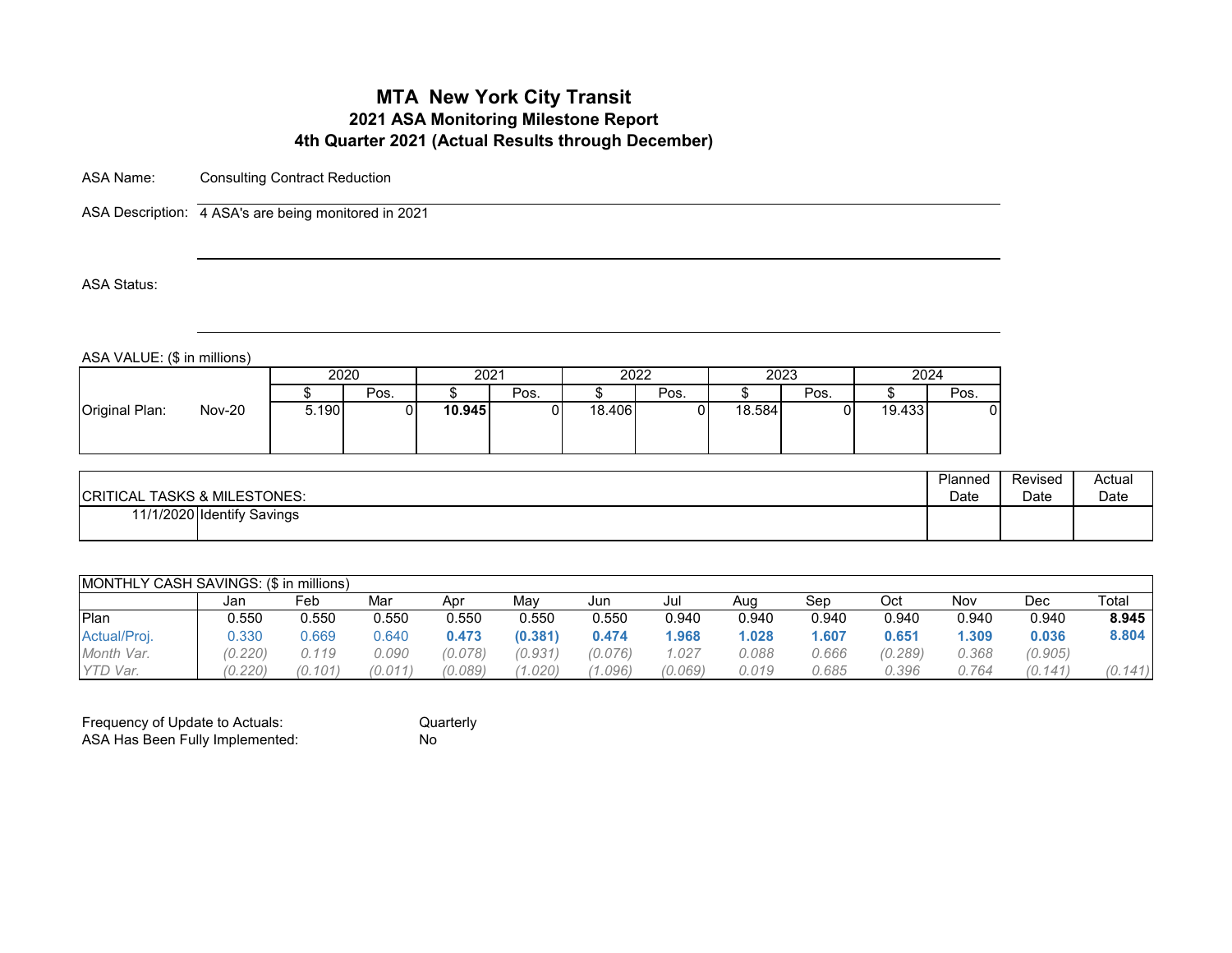# MTA New York City Transit

## 2021 ASA Monitoring Milestone Report

## 4th Quarter 2021 (Actual Results through December)

ASA Name: Consulting Contract Reduction

ASA Description: 4 ASA's are being monitored in 2021

ASA Status:

ASA VALUE: ($ in millions)

| | | 2020 | | 2021 | | 2022 | | 2023 | | 2024 | |
|---|---|---|---|---|---|---|---|---|---|---|---|
| | | $ | Pos. | $ | Pos. | $ | Pos. | $ | Pos. | $ | Pos. |
| Original Plan: | Nov-20 | 5.190 | 0 | **10.945** | 0 | 18.406 | 0 | 18.584 | 0 | 19.433 | 0 |

| CRITICAL TASKS & MILESTONES: | | Planned Date | Revised Date | Actual Date |
|---|---|---|---|---|
| 11/1/2020 | Identify Savings | | | |

| MONTHLY CASH SAVINGS: ($ in millions) | Jan | Feb | Mar | Apr | May | Jun | Jul | Aug | Sep | Oct | Nov | Dec | Total |
|---|---|---|---|---|---|---|---|---|---|---|---|---|---|
| Plan | 0.550 | 0.550 | 0.550 | 0.550 | 0.550 | 0.550 | 0.940 | 0.940 | 0.940 | 0.940 | 0.940 | 0.940 | **8.945** |
| Actual/Proj. | 0.330 | 0.669 | 0.640 | **0.473** | **(0.381)** | **0.474** | **1.968** | **1.028** | **1.607** | **0.651** | **1.309** | **0.036** | **8.804** |
| *Month Var.* | *(0.220)* | *0.119* | *0.090* | *(0.078)* | *(0.931)* | *(0.076)* | *1.027* | *0.088* | *0.666* | *(0.289)* | *0.368* | *(0.905)* | |
| *YTD Var.* | *(0.220)* | *(0.101)* | *(0.011)* | *(0.089)* | *(1.020)* | *(1.096)* | *(0.069)* | *0.019* | *0.685* | *0.396* | *0.764* | *(0.141)* | *(0.141)* |

Frequency of Update to Actuals: Quarterly

ASA Has Been Fully Implemented: No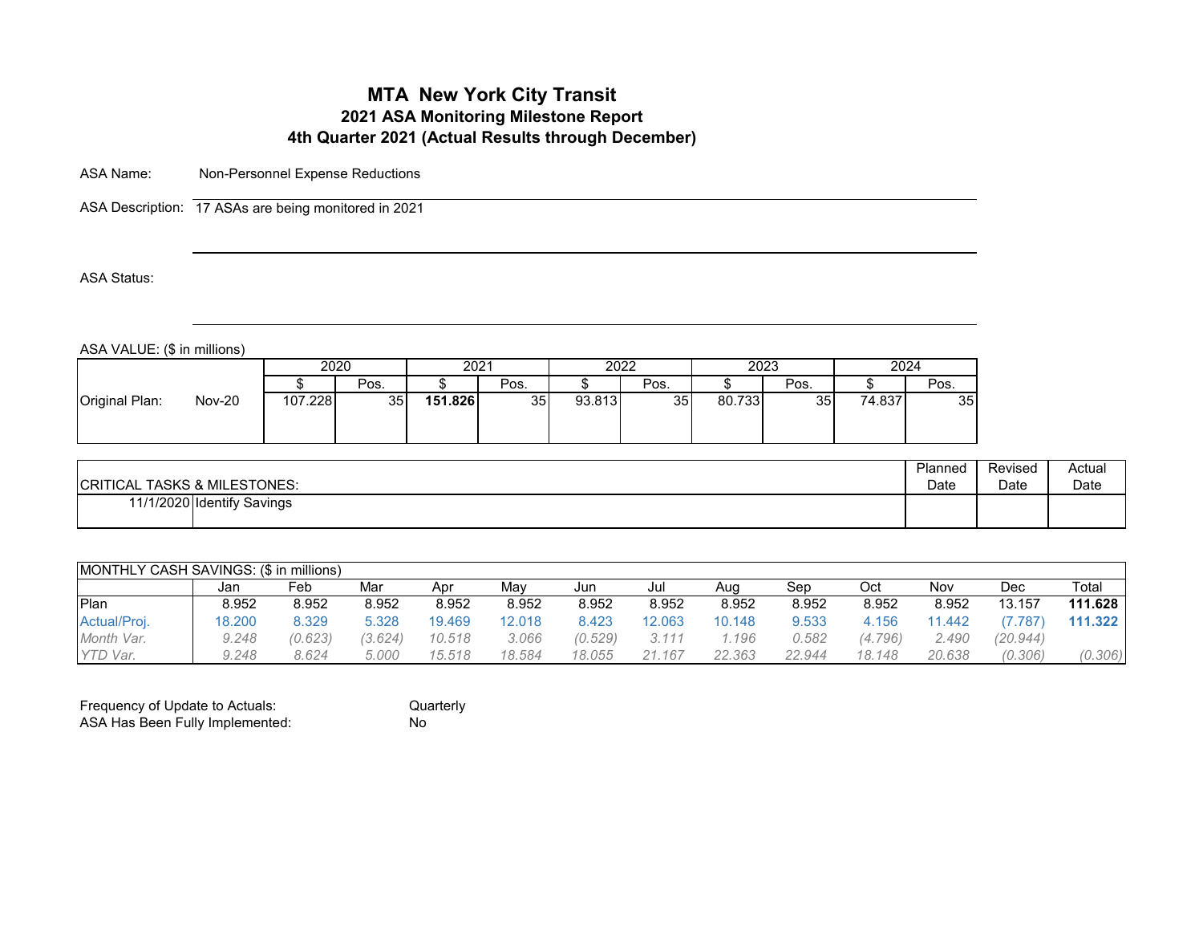# MTA New York City Transit

## 2021 ASA Monitoring Milestone Report

## 4th Quarter 2021 (Actual Results through December)

ASA Name: Non-Personnel Expense Reductions

ASA Description: 17 ASAs are being monitored in 2021

ASA Status:

ASA VALUE: ($ in millions)

| | | 2020 | | 2021 | | 2022 | | 2023 | | 2024 | |
|---|---|---|---|---|---|---|---|---|---|---|---|
| | | $ | Pos. | $ | Pos. | $ | Pos. | $ | Pos. | $ | Pos. |
| Original Plan: | Nov-20 | 107.228 | 35 | **151.826** | 35 | 93.813 | 35 | 80.733 | 35 | 74.837 | 35 |

| CRITICAL TASKS & MILESTONES: | | Planned Date | Revised Date | Actual Date |
|---|---|---|---|---|
| 11/1/2020 | Identify Savings | | | |

| MONTHLY CASH SAVINGS: ($ in millions) | Jan | Feb | Mar | Apr | May | Jun | Jul | Aug | Sep | Oct | Nov | Dec | Total |
|---|---|---|---|---|---|---|---|---|---|---|---|---|---|
| Plan | 8.952 | 8.952 | 8.952 | 8.952 | 8.952 | 8.952 | 8.952 | 8.952 | 8.952 | 8.952 | 8.952 | 13.157 | **111.628** |
| Actual/Proj. | 18.200 | 8.329 | 5.328 | 19.469 | 12.018 | 8.423 | 12.063 | 10.148 | 9.533 | 4.156 | 11.442 | (7.787) | **111.322** |
| *Month Var.* | *9.248* | *(0.623)* | *(3.624)* | *10.518* | *3.066* | *(0.529)* | *3.111* | *1.196* | *0.582* | *(4.796)* | *2.490* | *(20.944)* | |
| *YTD Var.* | *9.248* | *8.624* | *5.000* | *15.518* | *18.584* | *18.055* | *21.167* | *22.363* | *22.944* | *18.148* | *20.638* | *(0.306)* | *(0.306)* |

Frequency of Update to Actuals: Quarterly

ASA Has Been Fully Implemented: No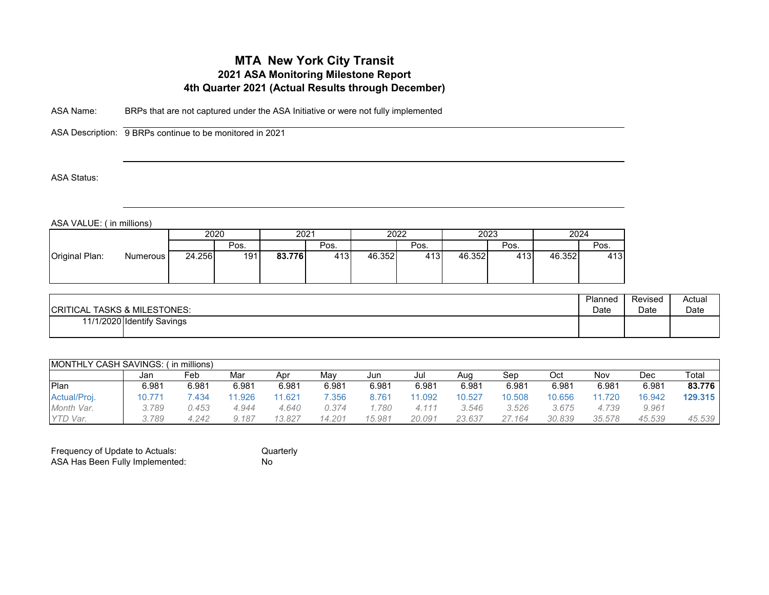# MTA New York City Transit

## 2021 ASA Monitoring Milestone Report

## 4th Quarter 2021 (Actual Results through December)

ASA Name: BRPs that are not captured under the ASA Initiative or were not fully implemented

ASA Description: 9 BRPs continue to be monitored in 2021

ASA Status:

ASA VALUE: ( in millions)

| | | 2020 | | 2021 | | 2022 | | 2023 | | 2024 | |
|---|---|---|---|---|---|---|---|---|---|---|---|
| | | | Pos. | | Pos. | | Pos. | | Pos. | | Pos. |
| Original Plan: | Numerous | 24.256 | 191 | **83.776** | 413 | 46.352 | 413 | 46.352 | 413 | 46.352 | 413 |

| CRITICAL TASKS & MILESTONES: | | Planned Date | Revised Date | Actual Date |
|---|---|---|---|---|
| 11/1/2020 | Identify Savings | | | |

| MONTHLY CASH SAVINGS: ( in millions) | Jan | Feb | Mar | Apr | May | Jun | Jul | Aug | Sep | Oct | Nov | Dec | Total |
|---|---|---|---|---|---|---|---|---|---|---|---|---|---|
| Plan | 6.981 | 6.981 | 6.981 | 6.981 | 6.981 | 6.981 | 6.981 | 6.981 | 6.981 | 6.981 | 6.981 | 6.981 | **83.776** |
| Actual/Proj. | 10.771 | 7.434 | 11.926 | 11.621 | 7.356 | 8.761 | 11.092 | 10.527 | 10.508 | 10.656 | 11.720 | 16.942 | **129.315** |
| *Month Var.* | *3.789* | *0.453* | *4.944* | *4.640* | *0.374* | *1.780* | *4.111* | *3.546* | *3.526* | *3.675* | *4.739* | *9.961* | |
| *YTD Var.* | *3.789* | *4.242* | *9.187* | *13.827* | *14.201* | *15.981* | *20.091* | *23.637* | *27.164* | *30.839* | *35.578* | *45.539* | *45.539* |

Frequency of Update to Actuals: Quarterly

ASA Has Been Fully Implemented: No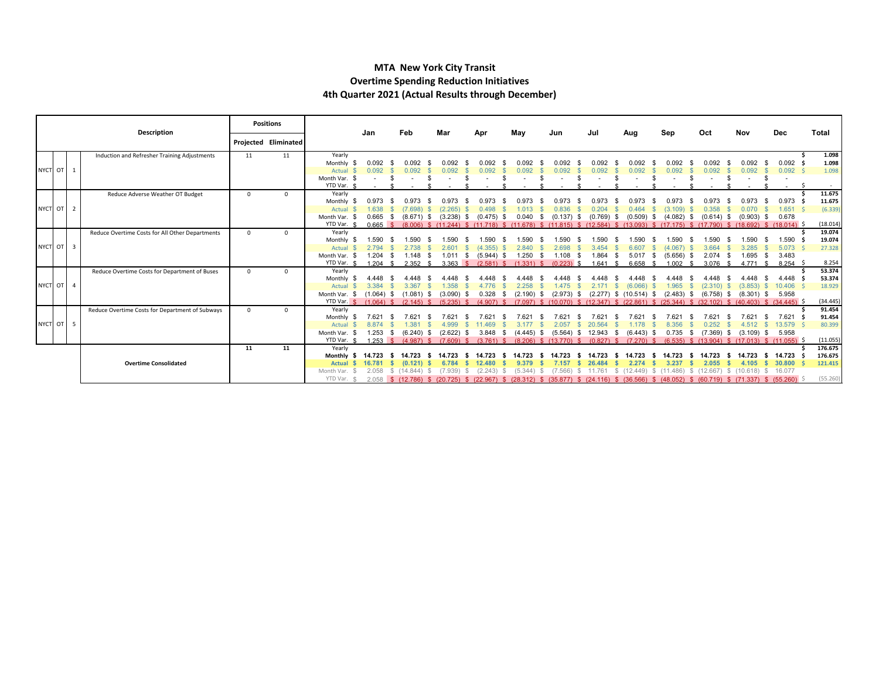# MTA New York City Transit
## Overtime Spending Reduction Initiatives
## 4th Quarter 2021 (Actual Results through December)

| | | | Description | Positions Projected | Positions Eliminated | | Jan | Feb | Mar | Apr | May | Jun | Jul | Aug | Sep | Oct | Nov | Dec | Total |
|---|---|---|---|---|---|---|---|---|---|---|---|---|---|---|---|---|---|---|---|
| NYCT | OT | 1 | Induction and Refresher Training Adjustments | 11 | 11 | Yearly | | | | | | | | | | | | | $ 1.098 |
| | | | | | | Monthly | $ 0.092 | $ 0.092 | $ 0.092 | $ 0.092 | $ 0.092 | $ 0.092 | $ 0.092 | $ 0.092 | $ 0.092 | $ 0.092 | $ 0.092 | $ 0.092 | $ 1.098 |
| | | | | | | Actual | $ 0.092 | $ 0.092 | $ 0.092 | $ 0.092 | $ 0.092 | $ 0.092 | $ 0.092 | $ 0.092 | $ 0.092 | $ 0.092 | $ 0.092 | $ 0.092 | $ 1.098 |
| | | | | | | Month Var. | $ - | $ - | $ - | $ - | $ - | $ - | $ - | $ - | $ - | $ - | $ - | $ - | |
| | | | | | | YTD Var. | $ - | $ - | $ - | $ - | $ - | $ - | $ - | $ - | $ - | $ - | $ - | $ - | $ - |
| NYCT | OT | 2 | Reduce Adverse Weather OT Budget | 0 | 0 | Yearly | | | | | | | | | | | | | $ 11.675 |
| | | | | | | Monthly | $ 0.973 | $ 0.973 | $ 0.973 | $ 0.973 | $ 0.973 | $ 0.973 | $ 0.973 | $ 0.973 | $ 0.973 | $ 0.973 | $ 0.973 | $ 0.973 | $ 11.675 |
| | | | | | | Actual | $ 1.638 | $ (7.698) | $ (2.265) | $ 0.498 | $ 1.013 | $ 0.836 | $ 0.204 | $ 0.464 | $ (3.109) | $ 0.358 | $ 0.070 | $ 1.651 | $ (6.339) |
| | | | | | | Month Var. | $ 0.665 | $ (8.671) | $ (3.238) | $ (0.475) | $ 0.040 | $ (0.137) | $ (0.769) | $ (0.509) | $ (4.082) | $ (0.614) | $ (0.903) | $ 0.678 | |
| | | | | | | YTD Var. | $ 0.665 | $ (8.006) | $ (11.244) | $ (11.718) | $ (11.678) | $ (11.815) | $ (12.584) | $ (13.093) | $ (17.175) | $ (17.790) | $ (18.692) | $ (18.014) | $ (18.014) |
| NYCT | OT | 3 | Reduce Overtime Costs for All Other Departments | 0 | 0 | Yearly | | | | | | | | | | | | | $ 19.074 |
| | | | | | | Monthly | $ 1.590 | $ 1.590 | $ 1.590 | $ 1.590 | $ 1.590 | $ 1.590 | $ 1.590 | $ 1.590 | $ 1.590 | $ 1.590 | $ 1.590 | $ 1.590 | $ 19.074 |
| | | | | | | Actual | $ 2.794 | $ 2.738 | $ 2.601 | $ (4.355) | $ 2.840 | $ 2.698 | $ 3.454 | $ 6.607 | $ (4.067) | $ 3.664 | $ 3.285 | $ 5.073 | $ 27.328 |
| | | | | | | Month Var. | $ 1.204 | $ 1.148 | $ 1.011 | $ (5.944) | $ 1.250 | $ 1.108 | $ 1.864 | $ 5.017 | $ (5.656) | $ 2.074 | $ 1.695 | $ 3.483 | |
| | | | | | | YTD Var. | $ 1.204 | $ 2.352 | $ 3.363 | $ (2.581) | $ (1.331) | $ (0.223) | $ 1.641 | $ 6.658 | $ 1.002 | $ 3.076 | $ 4.771 | $ 8.254 | $ 8.254 |
| NYCT | OT | 4 | Reduce Overtime Costs for Department of Buses | 0 | 0 | Yearly | | | | | | | | | | | | | $ 53.374 |
| | | | | | | Monthly | $ 4.448 | $ 4.448 | $ 4.448 | $ 4.448 | $ 4.448 | $ 4.448 | $ 4.448 | $ 4.448 | $ 4.448 | $ 4.448 | $ 4.448 | $ 4.448 | $ 53.374 |
| | | | | | | Actual | $ 3.384 | $ 3.367 | $ 1.358 | $ 4.776 | $ 2.258 | $ 1.475 | $ 2.171 | $ (6.066) | $ 1.965 | $ (2.310) | $ (3.853) | $ 10.406 | $ 18.929 |
| | | | | | | Month Var. | $ (1.064) | $ (1.081) | $ (3.090) | $ 0.328 | $ (2.190) | $ (2.973) | $ (2.277) | $ (10.514) | $ (2.483) | $ (6.758) | $ (8.301) | $ 5.958 | |
| | | | | | | YTD Var. | $ (1.064) | $ (2.145) | $ (5.235) | $ (4.907) | $ (7.097) | $ (10.070) | $ (12.347) | $ (22.861) | $ (25.344) | $ (32.102) | $ (40.403) | $ (34.445) | $ (34.445) |
| NYCT | OT | 5 | Reduce Overtime Costs for Department of Subways | 0 | 0 | Yearly | | | | | | | | | | | | | $ 91.454 |
| | | | | | | Monthly | $ 7.621 | $ 7.621 | $ 7.621 | $ 7.621 | $ 7.621 | $ 7.621 | $ 7.621 | $ 7.621 | $ 7.621 | $ 7.621 | $ 7.621 | $ 7.621 | $ 91.454 |
| | | | | | | Actual | $ 8.874 | $ 1.381 | $ 4.999 | $ 11.469 | $ 3.177 | $ 2.057 | $ 20.564 | $ 1.178 | $ 8.356 | $ 0.252 | $ 4.512 | $ 13.579 | $ 80.399 |
| | | | | | | Month Var. | $ 1.253 | $ (6.240) | $ (2.622) | $ 3.848 | $ (4.445) | $ (5.564) | $ 12.943 | $ (6.443) | $ 0.735 | $ (7.369) | $ (3.109) | $ 5.958 | |
| | | | | | | YTD Var. | $ 1.253 | $ (4.987) | $ (7.609) | $ (3.761) | $ (8.206) | $ (13.770) | $ (0.827) | $ (7.270) | $ (6.535) | $ (13.904) | $ (17.013) | $ (11.055) | $ (11.055) |
| | | | **Overtime Consolidated** | **11** | **11** | Yearly | | | | | | | | | | | | | **$ 176.675** |
| | | | | | | **Monthly** | **$ 14.723** | **$ 14.723** | **$ 14.723** | **$ 14.723** | **$ 14.723** | **$ 14.723** | **$ 14.723** | **$ 14.723** | **$ 14.723** | **$ 14.723** | **$ 14.723** | **$ 14.723** | **$ 176.675** |
| | | | | | | **Actual** | **$ 16.781** | **$ (0.121)** | **$ 6.784** | **$ 12.480** | **$ 9.379** | **$ 7.157** | **$ 26.484** | **$ 2.274** | **$ 3.237** | **$ 2.055** | **$ 4.105** | **$ 30.800** | **$ 121.415** |
| | | | | | | Month Var. | $ 2.058 | $ (14.844) | $ (7.939) | $ (2.243) | $ (5.344) | $ (7.566) | $ 11.761 | $ (12.449) | $ (11.486) | $ (12.667) | $ (10.618) | $ 16.077 | |
| | | | | | | YTD Var. | $ 2.058 | $ (12.786) | $ (20.725) | $ (22.967) | $ (28.312) | $ (35.877) | $ (24.116) | $ (36.566) | $ (48.052) | $ (60.719) | $ (71.337) | $ (55.260) | $ (55.260) |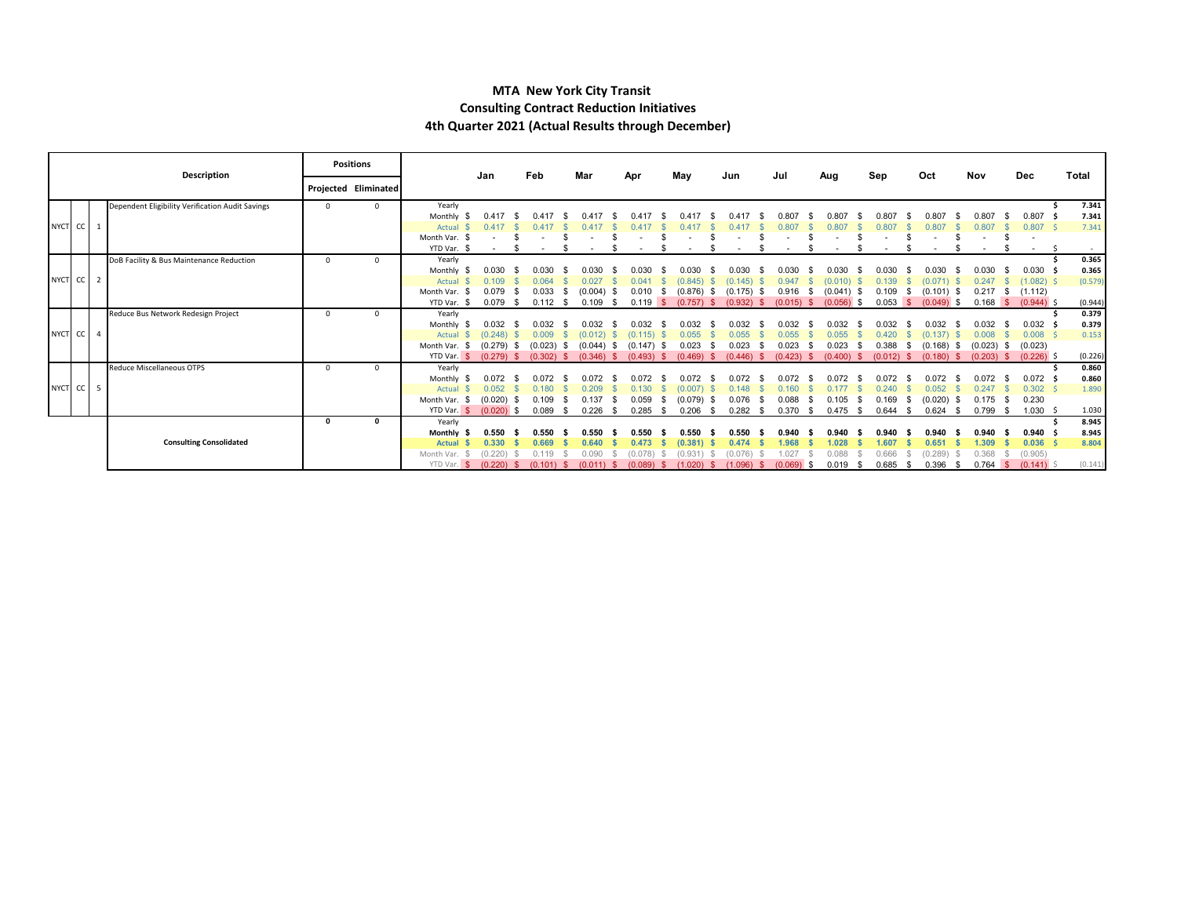# MTA New York City Transit
## Consulting Contract Reduction Initiatives
### 4th Quarter 2021 (Actual Results through December)

| | | | Description | Positions Projected | Positions Eliminated | | Jan | Feb | Mar | Apr | May | Jun | Jul | Aug | Sep | Oct | Nov | Dec | Total |
|---|---|---|---|---|---|---|---|---|---|---|---|---|---|---|---|---|---|---|---|
| NYCT | CC | 1 | Dependent Eligibility Verification Audit Savings | 0 | 0 | Yearly | | | | | | | | | | | | | $ 7.341 |
| | | | | | | Monthly | $ 0.417 | $ 0.417 | $ 0.417 | $ 0.417 | $ 0.417 | $ 0.417 | $ 0.807 | $ 0.807 | $ 0.807 | $ 0.807 | $ 0.807 | $ 0.807 | $ 7.341 |
| | | | | | | Actual | $ 0.417 | $ 0.417 | $ 0.417 | $ 0.417 | $ 0.417 | $ 0.417 | $ 0.807 | $ 0.807 | $ 0.807 | $ 0.807 | $ 0.807 | $ 0.807 | $ 7.341 |
| | | | | | | Month Var. | $ - | $ - | $ - | $ - | $ - | $ - | $ - | $ - | $ - | $ - | $ - | $ - | |
| | | | | | | YTD Var. | $ - | $ - | $ - | $ - | $ - | $ - | $ - | $ - | $ - | $ - | $ - | $ - | $ - |
| NYCT | CC | 2 | DoB Facility & Bus Maintenance Reduction | 0 | 0 | Yearly | | | | | | | | | | | | | $ 0.365 |
| | | | | | | Monthly | $ 0.030 | $ 0.030 | $ 0.030 | $ 0.030 | $ 0.030 | $ 0.030 | $ 0.030 | $ 0.030 | $ 0.030 | $ 0.030 | $ 0.030 | $ 0.030 | $ 0.365 |
| | | | | | | Actual | $ 0.109 | $ 0.064 | $ 0.027 | $ 0.041 | $ (0.845) | $ (0.145) | $ 0.947 | $ (0.010) | $ 0.139 | $ (0.071) | $ 0.247 | $ (1.082) | $ (0.579) |
| | | | | | | Month Var. | $ 0.079 | $ 0.033 | $ (0.004) | $ 0.010 | $ (0.876) | $ (0.175) | $ 0.916 | $ (0.041) | $ 0.109 | $ (0.101) | $ 0.217 | $ (1.112) | |
| | | | | | | YTD Var. | $ 0.079 | $ 0.112 | $ 0.109 | $ 0.119 | $ (0.757) | $ (0.932) | $ (0.015) | $ (0.056) | $ 0.053 | $ (0.049) | $ 0.168 | $ (0.944) | $ (0.944) |
| NYCT | CC | 4 | Reduce Bus Network Redesign Project | 0 | 0 | Yearly | | | | | | | | | | | | | $ 0.379 |
| | | | | | | Monthly | $ 0.032 | $ 0.032 | $ 0.032 | $ 0.032 | $ 0.032 | $ 0.032 | $ 0.032 | $ 0.032 | $ 0.032 | $ 0.032 | $ 0.032 | $ 0.032 | $ 0.379 |
| | | | | | | Actual | $ (0.248) | $ 0.009 | $ (0.012) | $ (0.115) | $ 0.055 | $ 0.055 | $ 0.055 | $ 0.055 | $ 0.420 | $ (0.137) | $ 0.008 | $ 0.008 | $ 0.153 |
| | | | | | | Month Var. | $ (0.279) | $ (0.023) | $ (0.044) | $ (0.147) | $ 0.023 | $ 0.023 | $ 0.023 | $ 0.023 | $ 0.388 | $ (0.168) | $ (0.023) | $ (0.023) | |
| | | | | | | YTD Var. | $ (0.279) | $ (0.302) | $ (0.346) | $ (0.493) | $ (0.469) | $ (0.446) | $ (0.423) | $ (0.400) | $ (0.012) | $ (0.180) | $ (0.203) | $ (0.226) | $ (0.226) |
| NYCT | CC | 5 | Reduce Miscellaneous OTPS | 0 | 0 | Yearly | | | | | | | | | | | | | $ 0.860 |
| | | | | | | Monthly | $ 0.072 | $ 0.072 | $ 0.072 | $ 0.072 | $ 0.072 | $ 0.072 | $ 0.072 | $ 0.072 | $ 0.072 | $ 0.072 | $ 0.072 | $ 0.072 | $ 0.860 |
| | | | | | | Actual | $ 0.052 | $ 0.180 | $ 0.209 | $ 0.130 | $ (0.007) | $ 0.148 | $ 0.160 | $ 0.177 | $ 0.240 | $ 0.052 | $ 0.247 | $ 0.302 | $ 1.890 |
| | | | | | | Month Var. | $ (0.020) | $ 0.109 | $ 0.137 | $ 0.059 | $ (0.079) | $ 0.076 | $ 0.088 | $ 0.105 | $ 0.169 | $ (0.020) | $ 0.175 | $ 0.230 | |
| | | | | | | YTD Var. | $ (0.020) | $ 0.089 | $ 0.226 | $ 0.285 | $ 0.206 | $ 0.282 | $ 0.370 | $ 0.475 | $ 0.644 | $ 0.624 | $ 0.799 | $ 1.030 | $ 1.030 |
| | | | **Consulting Consolidated** | **0** | **0** | Yearly | | | | | | | | | | | | | $ 8.945 |
| | | | | | | **Monthly** | **$ 0.550** | **$ 0.550** | **$ 0.550** | **$ 0.550** | **$ 0.550** | **$ 0.550** | **$ 0.940** | **$ 0.940** | **$ 0.940** | **$ 0.940** | **$ 0.940** | **$ 0.940** | **$ 8.945** |
| | | | | | | **Actual** | **$ 0.330** | **$ 0.669** | **$ 0.640** | **$ 0.473** | **$ (0.381)** | **$ 0.474** | **$ 1.968** | **$ 1.028** | **$ 1.607** | **$ 0.651** | **$ 1.309** | **$ 0.036** | **$ 8.804** |
| | | | | | | Month Var. | $ (0.220) | $ 0.119 | $ 0.090 | $ (0.078) | $ (0.931) | $ (0.076) | $ 1.027 | $ 0.088 | $ 0.666 | $ (0.289) | $ 0.368 | $ (0.905) | |
| | | | | | | YTD Var. | $ (0.220) | $ (0.101) | $ (0.011) | $ (0.089) | $ (1.020) | $ (1.096) | $ (0.069) | $ 0.019 | $ 0.685 | $ 0.396 | $ 0.764 | $ (0.141) | $ (0.141) |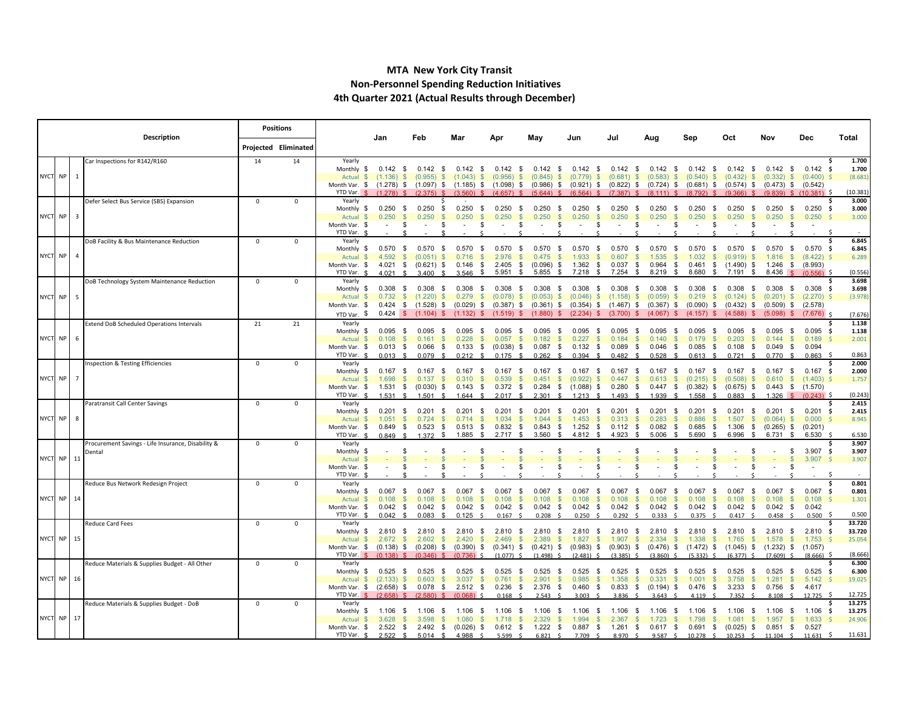# MTA New York City Transit
## Non-Personnel Spending Reduction Initiatives
## 4th Quarter 2021 (Actual Results through December)

| | | | Description | Positions Projected | Positions Eliminated | | Jan | Feb | Mar | Apr | May | Jun | Jul | Aug | Sep | Oct | Nov | Dec | Total |
|---|---|---|---|---|---|---|---|---|---|---|---|---|---|---|---|---|---|---|---|
| NYCT | NP | 1 | Car Inspections for R142/R160 | 14 | 14 | Yearly | | | | | | | | | | | | | $ 1.700 |
| | | | | | | Monthly | $ 0.142 | $ 0.142 | $ 0.142 | $ 0.142 | $ 0.142 | $ 0.142 | $ 0.142 | $ 0.142 | $ 0.142 | $ 0.142 | $ 0.142 | $ 0.142 | $ 1.700 |
| | | | | | | Actual | $ (1.136) | $ (0.955) | $ (1.043) | $ (0.956) | $ (0.845) | $ (0.779) | $ (0.681) | $ (0.583) | $ (0.540) | $ (0.432) | $ (0.332) | $ (0.400) | $ (8.681) |
| | | | | | | Month Var. | $ (1.278) | $ (1.097) | $ (1.185) | $ (1.098) | $ (0.986) | $ (0.921) | $ (0.822) | $ (0.724) | $ (0.681) | $ (0.574) | $ (0.473) | $ (0.542) | |
| | | | | | | YTD Var. | $ (1.278) | $ (2.375) | $ (3.560) | $ (4.657) | $ (5.644) | $ (6.564) | $ (7.387) | $ (8.111) | $ (8.792) | $ (9.366) | $ (9.839) | $ (10.381) | $ (10.381) |
| NYCT | NP | 3 | Defer Select Bus Service (SBS) Expansion | 0 | 0 | Yearly | | | $ - | | | | | | | | | | $ 3.000 |
| | | | | | | Monthly | $ 0.250 | $ 0.250 | $ 0.250 | $ 0.250 | $ 0.250 | $ 0.250 | $ 0.250 | $ 0.250 | $ 0.250 | $ 0.250 | $ 0.250 | $ 0.250 | $ 3.000 |
| | | | | | | Actual | $ 0.250 | $ 0.250 | $ 0.250 | $ 0.250 | $ 0.250 | $ 0.250 | $ 0.250 | $ 0.250 | $ 0.250 | $ 0.250 | $ 0.250 | $ 0.250 | $ 3.000 |
| | | | | | | Month Var. | $ - | $ - | $ - | $ - | $ - | $ - | $ - | $ - | $ - | $ - | $ - | $ - | |
| | | | | | | YTD Var. | $ - | $ - | $ - | $ - | $ - | $ - | $ - | $ - | $ - | $ - | $ - | $ - | $ - |
| NYCT | NP | 4 | DoB Facility & Bus Maintenance Reduction | 0 | 0 | Yearly | | | | | | | | | | | | | $ 6.845 |
| | | | | | | Monthly | $ 0.570 | $ 0.570 | $ 0.570 | $ 0.570 | $ 0.570 | $ 0.570 | $ 0.570 | $ 0.570 | $ 0.570 | $ 0.570 | $ 0.570 | $ 0.570 | $ 6.845 |
| | | | | | | Actual | $ 4.592 | $ (0.051) | $ 0.716 | $ 2.976 | $ 0.475 | $ 1.933 | $ 0.607 | $ 1.535 | $ 1.032 | $ (0.919) | $ 1.816 | $ (8.422) | $ 6.289 |
| | | | | | | Month Var. | $ 4.021 | $ (0.621) | $ 0.146 | $ 2.405 | $ (0.096) | $ 1.362 | $ 0.037 | $ 0.964 | $ 0.461 | $ (1.490) | $ 1.246 | $ (8.993) | |
| | | | | | | YTD Var. | $ 4.021 | $ 3.400 | $ 3.546 | $ 5.951 | $ 5.855 | $ 7.218 | $ 7.254 | $ 8.219 | $ 8.680 | $ 7.191 | $ 8.436 | $ (0.556) | $ (0.556) |
| NYCT | NP | 5 | DoB Technology System Maintenance Reduction | 0 | 0 | Yearly | | | | | | | | | | | | | $ 3.698 |
| | | | | | | Monthly | $ 0.308 | $ 0.308 | $ 0.308 | $ 0.308 | $ 0.308 | $ 0.308 | $ 0.308 | $ 0.308 | $ 0.308 | $ 0.308 | $ 0.308 | $ 0.308 | $ 3.698 |
| | | | | | | Actual | $ 0.732 | $ (1.220) | $ 0.279 | $ (0.078) | $ (0.053) | $ (0.046) | $ (1.158) | $ (0.059) | $ 0.219 | $ (0.124) | $ (0.201) | $ (2.270) | $ (3.978) |
| | | | | | | Month Var. | $ 0.424 | $ (1.528) | $ (0.029) | $ (0.387) | $ (0.361) | $ (0.354) | $ (1.467) | $ (0.367) | $ (0.090) | $ (0.432) | $ (0.509) | $ (2.578) | |
| | | | | | | YTD Var. | $ 0.424 | $ (1.104) | $ (1.132) | $ (1.519) | $ (1.880) | $ (2.234) | $ (3.700) | $ (4.067) | $ (4.157) | $ (4.588) | $ (5.098) | $ (7.676) | $ (7.676) |
| NYCT | NP | 6 | Extend DoB Scheduled Operations Intervals | 21 | 21 | Yearly | | | | | | | | | | | | | $ 1.138 |
| | | | | | | Monthly | $ 0.095 | $ 0.095 | $ 0.095 | $ 0.095 | $ 0.095 | $ 0.095 | $ 0.095 | $ 0.095 | $ 0.095 | $ 0.095 | $ 0.095 | $ 0.095 | $ 1.138 |
| | | | | | | Actual | $ 0.108 | $ 0.161 | $ 0.228 | $ 0.057 | $ 0.182 | $ 0.227 | $ 0.184 | $ 0.140 | $ 0.179 | $ 0.203 | $ 0.144 | $ 0.189 | $ 2.001 |
| | | | | | | Month Var. | $ 0.013 | $ 0.066 | $ 0.133 | $ (0.038) | $ 0.087 | $ 0.132 | $ 0.089 | $ 0.046 | $ 0.085 | $ 0.108 | $ 0.049 | $ 0.094 | |
| | | | | | | YTD Var. | $ 0.013 | $ 0.079 | $ 0.212 | $ 0.175 | $ 0.262 | $ 0.394 | $ 0.482 | $ 0.528 | $ 0.613 | $ 0.721 | $ 0.770 | $ 0.863 | $ 0.863 |
| NYCT | NP | 7 | Inspection & Testing Efficiencies | 0 | 0 | Yearly | | | | | | | | | | | | | $ 2.000 |
| | | | | | | Monthly | $ 0.167 | $ 0.167 | $ 0.167 | $ 0.167 | $ 0.167 | $ 0.167 | $ 0.167 | $ 0.167 | $ 0.167 | $ 0.167 | $ 0.167 | $ 0.167 | $ 2.000 |
| | | | | | | Actual | $ 1.698 | $ 0.137 | $ 0.310 | $ 0.539 | $ 0.451 | $ (0.922) | $ 0.447 | $ 0.613 | $ (0.215) | $ (0.508) | $ 0.610 | $ (1.403) | $ 1.757 |
| | | | | | | Month Var. | $ 1.531 | $ (0.030) | $ 0.143 | $ 0.372 | $ 0.284 | $ (1.088) | $ 0.280 | $ 0.447 | $ (0.382) | $ (0.675) | $ 0.443 | $ (1.570) | |
| | | | | | | YTD Var. | $ 1.531 | $ 1.501 | $ 1.644 | $ 2.017 | $ 2.301 | $ 1.213 | $ 1.493 | $ 1.939 | $ 1.558 | $ 0.883 | $ 1.326 | $ (0.243) | $ (0.243) |
| NYCT | NP | 8 | Paratransit Call Center Savings | 0 | 0 | Yearly | | | | | | | | | | | | | $ 2.415 |
| | | | | | | Monthly | $ 0.201 | $ 0.201 | $ 0.201 | $ 0.201 | $ 0.201 | $ 0.201 | $ 0.201 | $ 0.201 | $ 0.201 | $ 0.201 | $ 0.201 | $ 0.201 | $ 2.415 |
| | | | | | | Actual | $ 1.051 | $ 0.724 | $ 0.714 | $ 1.034 | $ 1.044 | $ 1.453 | $ 0.313 | $ 0.283 | $ 0.886 | $ 1.507 | $ (0.064) | $ 0.000 | $ 8.945 |
| | | | | | | Month Var. | $ 0.849 | $ 0.523 | $ 0.513 | $ 0.832 | $ 0.843 | $ 1.252 | $ 0.112 | $ 0.082 | $ 0.685 | $ 1.306 | $ (0.265) | $ (0.201) | |
| | | | | | | YTD Var. | $ 0.849 | $ 1.372 | $ 1.885 | $ 2.717 | $ 3.560 | $ 4.812 | $ 4.923 | $ 5.006 | $ 5.690 | $ 6.996 | $ 6.731 | $ 6.530 | $ 6.530 |
| NYCT | NP | 11 | Procurement Savings - Life Insurance, Disability & Dental | 0 | 0 | Yearly | | | | | | | | | | | | | $ 3.907 |
| | | | | | | Monthly | $ - | $ - | $ - | $ - | $ - | $ - | $ - | $ - | $ - | $ - | $ - | $ 3.907 | $ 3.907 |
| | | | | | | Actual | $ - | $ - | $ - | $ - | $ - | $ - | $ - | $ - | $ - | $ - | $ - | $ 3.907 | $ 3.907 |
| | | | | | | Month Var. | $ - | $ - | $ - | $ - | $ - | $ - | $ - | $ - | $ - | $ - | $ - | $ - | |
| | | | | | | YTD Var. | $ - | $ - | $ - | $ - | $ - | $ - | $ - | $ - | $ - | $ - | $ - | $ - | $ - |
| NYCT | NP | 14 | Reduce Bus Network Redesign Project | 0 | 0 | Yearly | | | | | | | | | | | | | $ 0.801 |
| | | | | | | Monthly | $ 0.067 | $ 0.067 | $ 0.067 | $ 0.067 | $ 0.067 | $ 0.067 | $ 0.067 | $ 0.067 | $ 0.067 | $ 0.067 | $ 0.067 | $ 0.067 | $ 0.801 |
| | | | | | | Actual | $ 0.108 | $ 0.108 | $ 0.108 | $ 0.108 | $ 0.108 | $ 0.108 | $ 0.108 | $ 0.108 | $ 0.108 | $ 0.108 | $ 0.108 | $ 0.108 | $ 1.301 |
| | | | | | | Month Var. | $ 0.042 | $ 0.042 | $ 0.042 | $ 0.042 | $ 0.042 | $ 0.042 | $ 0.042 | $ 0.042 | $ 0.042 | $ 0.042 | $ 0.042 | $ 0.042 | |
| | | | | | | YTD Var. | $ 0.042 | $ 0.083 | $ 0.125 | $ 0.167 | $ 0.208 | $ 0.250 | $ 0.292 | $ 0.333 | $ 0.375 | $ 0.417 | $ 0.458 | $ 0.500 | $ 0.500 |
| NYCT | NP | 15 | Reduce Card Fees | 0 | 0 | Yearly | | | | | | | | | | | | | $ 33.720 |
| | | | | | | Monthly | $ 2.810 | $ 2.810 | $ 2.810 | $ 2.810 | $ 2.810 | $ 2.810 | $ 2.810 | $ 2.810 | $ 2.810 | $ 2.810 | $ 2.810 | $ 2.810 | $ 33.720 |
| | | | | | | Actual | $ 2.672 | $ 2.602 | $ 2.420 | $ 2.469 | $ 2.389 | $ 1.827 | $ 1.907 | $ 2.334 | $ 1.338 | $ 1.765 | $ 1.578 | $ 1.753 | $ 25.054 |
| | | | | | | Month Var. | $ (0.138) | $ (0.208) | $ (0.390) | $ (0.341) | $ (0.421) | $ (0.983) | $ (0.903) | $ (0.476) | $ (1.472) | $ (1.045) | $ (1.232) | $ (1.057) | |
| | | | | | | YTD Var. | $ (0.138) | $ (0.346) | $ (0.736) | $ (1.077) | $ (1.498) | $ (2.481) | $ (3.385) | $ (3.860) | $ (5.332) | $ (6.377) | $ (7.609) | $ (8.666) | $ (8.666) |
| NYCT | NP | 16 | Reduce Materials & Supplies Budget - All Other | 0 | 0 | Yearly | | | | | | | | | | | | | $ 6.300 |
| | | | | | | Monthly | $ 0.525 | $ 0.525 | $ 0.525 | $ 0.525 | $ 0.525 | $ 0.525 | $ 0.525 | $ 0.525 | $ 0.525 | $ 0.525 | $ 0.525 | $ 0.525 | $ 6.300 |
| | | | | | | Actual | $ (2.133) | $ 0.603 | $ 3.037 | $ 0.761 | $ 2.901 | $ 0.985 | $ 1.358 | $ 0.331 | $ 1.001 | $ 3.758 | $ 1.281 | $ 5.142 | $ 19.025 |
| | | | | | | Month Var. | $ (2.658) | $ 0.078 | $ 2.512 | $ 0.236 | $ 2.376 | $ 0.460 | $ 0.833 | $ (0.194) | $ 0.476 | $ 3.233 | $ 0.756 | $ 4.617 | |
| | | | | | | YTD Var. | $ (2.658) | $ (2.580) | $ (0.068) | $ 0.168 | $ 2.543 | $ 3.003 | $ 3.836 | $ 3.643 | $ 4.119 | $ 7.352 | $ 8.108 | $ 12.725 | $ 12.725 |
| NYCT | NP | 17 | Reduce Materials & Supplies Budget - DoB | 0 | 0 | Yearly | | | | | | | | | | | | | $ 13.275 |
| | | | | | | Monthly | $ 1.106 | $ 1.106 | $ 1.106 | $ 1.106 | $ 1.106 | $ 1.106 | $ 1.106 | $ 1.106 | $ 1.106 | $ 1.106 | $ 1.106 | $ 1.106 | $ 13.275 |
| | | | | | | Actual | $ 3.628 | $ 3.598 | $ 1.080 | $ 1.718 | $ 2.329 | $ 1.994 | $ 2.367 | $ 1.723 | $ 1.798 | $ 1.081 | $ 1.957 | $ 1.633 | $ 24.906 |
| | | | | | | Month Var. | $ 2.522 | $ 2.492 | $ (0.026) | $ 0.612 | $ 1.222 | $ 0.887 | $ 1.261 | $ 0.617 | $ 0.691 | $ (0.025) | $ 0.851 | $ 0.527 | |
| | | | | | | YTD Var. | $ 2.522 | $ 5.014 | $ 4.988 | $ 5.599 | $ 6.821 | $ 7.709 | $ 8.970 | $ 9.587 | $ 10.278 | $ 10.253 | $ 11.104 | $ 11.631 | $ 11.631 |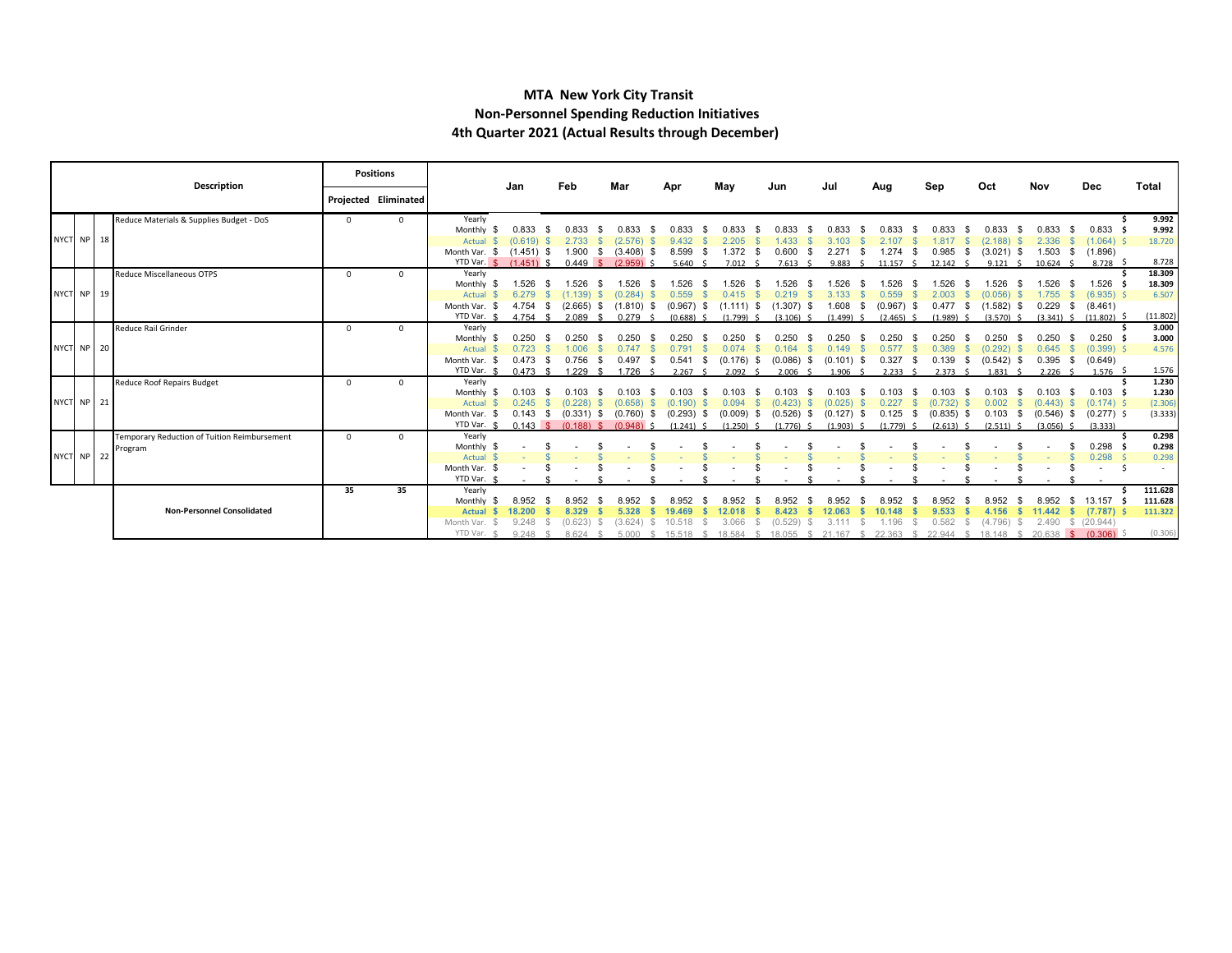# MTA New York City Transit

## Non-Personnel Spending Reduction Initiatives

## 4th Quarter 2021 (Actual Results through December)

| | | | Description | Positions Projected | Positions Eliminated | | Jan | Feb | Mar | Apr | May | Jun | Jul | Aug | Sep | Oct | Nov | Dec | Total |
|---|---|---|---|---|---|---|---|---|---|---|---|---|---|---|---|---|---|---|---|
| NYCT | NP | 18 | Reduce Materials & Supplies Budget - DoS | 0 | 0 | Yearly | | | | | | | | | | | | | $ 9.992 |
| | | | | | | Monthly | $ 0.833 | $ 0.833 | $ 0.833 | $ 0.833 | $ 0.833 | $ 0.833 | $ 0.833 | $ 0.833 | $ 0.833 | $ 0.833 | $ 0.833 | $ 0.833 | $ 9.992 |
| | | | | | | Actual | $ (0.619) | $ 2.733 | $ (2.576) | $ 9.432 | $ 2.205 | $ 1.433 | $ 3.103 | $ 2.107 | $ 1.817 | $ (2.188) | $ 2.336 | $ (1.064) | $ 18.720 |
| | | | | | | Month Var. | $ (1.451) | $ 1.900 | $ (3.408) | $ 8.599 | $ 1.372 | $ 0.600 | $ 2.271 | $ 1.274 | $ 0.985 | $ (3.021) | $ 1.503 | $ (1.896) | |
| | | | | | | YTD Var. | $ (1.451) | $ 0.449 | $ (2.959) | $ 5.640 | $ 7.012 | $ 7.613 | $ 9.883 | $ 11.157 | $ 12.142 | $ 9.121 | $ 10.624 | $ 8.728 | $ 8.728 |
| NYCT | NP | 19 | Reduce Miscellaneous OTPS | 0 | 0 | Yearly | | | | | | | | | | | | | $ 18.309 |
| | | | | | | Monthly | $ 1.526 | $ 1.526 | $ 1.526 | $ 1.526 | $ 1.526 | $ 1.526 | $ 1.526 | $ 1.526 | $ 1.526 | $ 1.526 | $ 1.526 | $ 1.526 | $ 18.309 |
| | | | | | | Actual | $ 6.279 | $ (1.139) | $ (0.284) | $ 0.559 | $ 0.415 | $ 0.219 | $ 3.133 | $ 0.559 | $ 2.003 | $ (0.056) | $ 1.755 | $ (6.935) | $ 6.507 |
| | | | | | | Month Var. | $ 4.754 | $ (2.665) | $ (1.810) | $ (0.967) | $ (1.111) | $ (1.307) | $ 1.608 | $ (0.967) | $ 0.477 | $ (1.582) | $ 0.229 | $ (8.461) | |
| | | | | | | YTD Var. | $ 4.754 | $ 2.089 | $ 0.279 | $ (0.688) | $ (1.799) | $ (3.106) | $ (1.499) | $ (2.465) | $ (1.989) | $ (3.570) | $ (3.341) | $ (11.802) | $ (11.802) |
| NYCT | NP | 20 | Reduce Rail Grinder | 0 | 0 | Yearly | | | | | | | | | | | | | $ 3.000 |
| | | | | | | Monthly | $ 0.250 | $ 0.250 | $ 0.250 | $ 0.250 | $ 0.250 | $ 0.250 | $ 0.250 | $ 0.250 | $ 0.250 | $ 0.250 | $ 0.250 | $ 0.250 | $ 3.000 |
| | | | | | | Actual | $ 0.723 | $ 1.006 | $ 0.747 | $ 0.791 | $ 0.074 | $ 0.164 | $ 0.149 | $ 0.577 | $ 0.389 | $ (0.292) | $ 0.645 | $ (0.399) | $ 4.576 |
| | | | | | | Month Var. | $ 0.473 | $ 0.756 | $ 0.497 | $ 0.541 | $ (0.176) | $ (0.086) | $ (0.101) | $ 0.327 | $ 0.139 | $ (0.542) | $ 0.395 | $ (0.649) | |
| | | | | | | YTD Var. | $ 0.473 | $ 1.229 | $ 1.726 | $ 2.267 | $ 2.092 | $ 2.006 | $ 1.906 | $ 2.233 | $ 2.373 | $ 1.831 | $ 2.226 | $ 1.576 | $ 1.576 |
| NYCT | NP | 21 | Reduce Roof Repairs Budget | 0 | 0 | Yearly | | | | | | | | | | | | | $ 1.230 |
| | | | | | | Monthly | $ 0.103 | $ 0.103 | $ 0.103 | $ 0.103 | $ 0.103 | $ 0.103 | $ 0.103 | $ 0.103 | $ 0.103 | $ 0.103 | $ 0.103 | $ 0.103 | $ 1.230 |
| | | | | | | Actual | $ 0.245 | $ (0.228) | $ (0.658) | $ (0.190) | $ 0.094 | $ (0.423) | $ (0.025) | $ 0.227 | $ (0.732) | $ 0.002 | $ (0.443) | $ (0.174) | $ (2.306) |
| | | | | | | Month Var. | $ 0.143 | $ (0.331) | $ (0.760) | $ (0.293) | $ (0.009) | $ (0.526) | $ (0.127) | $ 0.125 | $ (0.835) | $ 0.103 | $ (0.546) | $ (0.277) | $ (3.333) |
| | | | | | | YTD Var. | $ 0.143 | $ (0.188) | $ (0.948) | $ (1.241) | $ (1.250) | $ (1.776) | $ (1.903) | $ (1.779) | $ (2.613) | $ (2.511) | $ (3.056) | $ (3.333) | |
| NYCT | NP | 22 | Temporary Reduction of Tuition Reimbursement Program | 0 | 0 | Yearly | | | | | | | | | | | | | $ 0.298 |
| | | | | | | Monthly | $ - | $ - | $ - | $ - | $ - | $ - | $ - | $ - | $ - | $ - | $ - | $ 0.298 | $ 0.298 |
| | | | | | | Actual | $ - | $ - | $ - | $ - | $ - | $ - | $ - | $ - | $ - | $ - | $ - | $ 0.298 | 0.298 |
| | | | | | | Month Var. | $ - | $ - | $ - | $ - | $ - | $ - | $ - | $ - | $ - | $ - | $ - | $ - | $ - |
| | | | | | | YTD Var. | $ - | $ - | $ - | $ - | $ - | $ - | $ - | $ - | $ - | $ - | $ - | $ - | |
| | | | **Non-Personnel Consolidated** | **35** | **35** | Yearly | | | | | | | | | | | | | $ 111.628 |
| | | | | | | Monthly | $ 8.952 | $ 8.952 | $ 8.952 | $ 8.952 | $ 8.952 | $ 8.952 | $ 8.952 | $ 8.952 | $ 8.952 | $ 8.952 | $ 8.952 | $ 13.157 | $ 111.628 |
| | | | | | | **Actual** | **$ 18.200** | **$ 8.329** | **$ 5.328** | **$ 19.469** | **$ 12.018** | **$ 8.423** | **$ 12.063** | **$ 10.148** | **$ 9.533** | **$ 4.156** | **$ 11.442** | **$ (7.787)** | **$ 111.322** |
| | | | | | | Month Var. | $ 9.248 | $ (0.623) | $ (3.624) | $ 10.518 | $ 3.066 | $ (0.529) | $ 3.111 | $ 1.196 | $ 0.582 | $ (4.796) | $ 2.490 | $ (20.944) | |
| | | | | | | YTD Var. | $ 9.248 | $ 8.624 | $ 5.000 | $ 15.518 | $ 18.584 | $ 18.055 | $ 21.167 | $ 22.363 | $ 22.944 | $ 18.148 | $ 20.638 | $ (0.306) | $ (0.306) |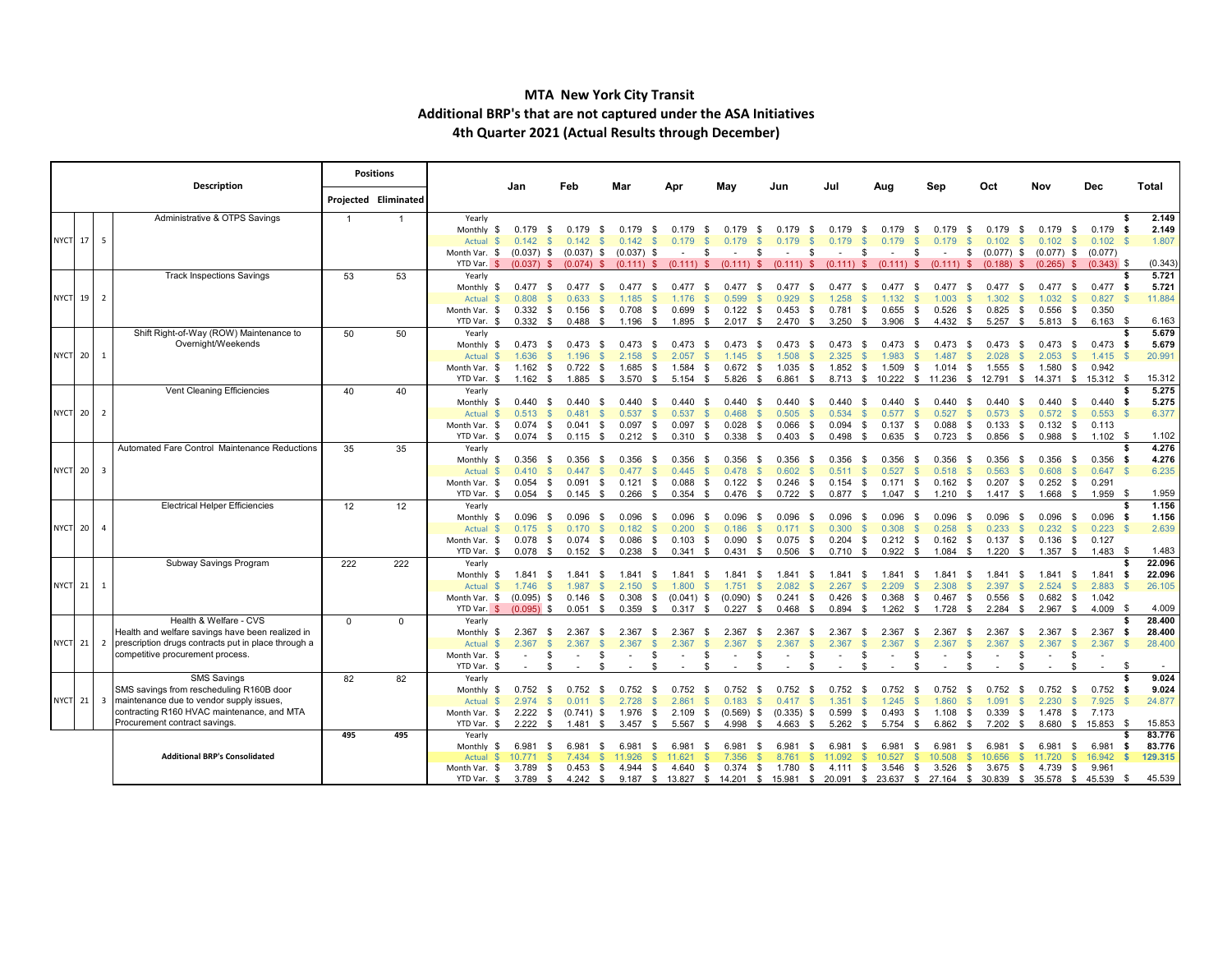# MTA New York City Transit
## Additional BRP's that are not captured under the ASA Initiatives
### 4th Quarter 2021 (Actual Results through December)

| | | | Description | Positions Projected | Positions Eliminated | | Jan | Feb | Mar | Apr | May | Jun | Jul | Aug | Sep | Oct | Nov | Dec | Total |
|---|---|---|---|---|---|---|---|---|---|---|---|---|---|---|---|---|---|---|---|
| NYCT | 17 | 5 | Administrative & OTPS Savings | 1 | 1 | Yearly | | | | | | | | | | | | | $ 2.149 |
| | | | | | | Monthly | $ 0.179 | $ 0.179 | $ 0.179 | $ 0.179 | $ 0.179 | $ 0.179 | $ 0.179 | $ 0.179 | $ 0.179 | $ 0.179 | $ 0.179 | $ 0.179 | $ 2.149 |
| | | | | | | Actual | $ 0.142 | $ 0.142 | $ 0.142 | $ 0.179 | $ 0.179 | $ 0.179 | $ 0.179 | $ 0.179 | $ 0.179 | $ 0.102 | $ 0.102 | $ 0.102 | $ 1.807 |
| | | | | | | Month Var. | $ (0.037) | $ (0.037) | $ (0.037) | $ - | $ - | $ - | $ - | $ - | $ - | $ (0.077) | $ (0.077) | $ (0.077) | |
| | | | | | | YTD Var. | $ (0.037) | $ (0.074) | $ (0.111) | $ (0.111) | $ (0.111) | $ (0.111) | $ (0.111) | $ (0.111) | $ (0.111) | $ (0.188) | $ (0.265) | $ (0.343) | $ (0.343) |
| NYCT | 19 | 2 | Track Inspections Savings | 53 | 53 | Yearly | | | | | | | | | | | | | $ 5.721 |
| | | | | | | Monthly | $ 0.477 | $ 0.477 | $ 0.477 | $ 0.477 | $ 0.477 | $ 0.477 | $ 0.477 | $ 0.477 | $ 0.477 | $ 0.477 | $ 0.477 | $ 0.477 | $ 5.721 |
| | | | | | | Actual | $ 0.808 | $ 0.633 | $ 1.185 | $ 1.176 | $ 0.599 | $ 0.929 | $ 1.258 | $ 1.132 | $ 1.003 | $ 1.302 | $ 1.032 | $ 0.827 | $ 11.884 |
| | | | | | | Month Var. | $ 0.332 | $ 0.156 | $ 0.708 | $ 0.699 | $ 0.122 | $ 0.453 | $ 0.781 | $ 0.655 | $ 0.526 | $ 0.825 | $ 0.556 | $ 0.350 | |
| | | | | | | YTD Var. | $ 0.332 | $ 0.488 | $ 1.196 | $ 1.895 | $ 2.017 | $ 2.470 | $ 3.250 | $ 3.906 | $ 4.432 | $ 5.257 | $ 5.813 | $ 6.163 | $ 6.163 |
| NYCT | 20 | 1 | Shift Right-of-Way (ROW) Maintenance to Overnight/Weekends | 50 | 50 | Yearly | | | | | | | | | | | | | $ 5.679 |
| | | | | | | Monthly | $ 0.473 | $ 0.473 | $ 0.473 | $ 0.473 | $ 0.473 | $ 0.473 | $ 0.473 | $ 0.473 | $ 0.473 | $ 0.473 | $ 0.473 | $ 0.473 | $ 5.679 |
| | | | | | | Actual | $ 1.636 | $ 1.196 | $ 2.158 | $ 2.057 | $ 1.145 | $ 1.508 | $ 2.325 | $ 1.983 | $ 1.487 | $ 2.028 | $ 2.053 | $ 1.415 | $ 20.991 |
| | | | | | | Month Var. | $ 1.162 | $ 0.722 | $ 1.685 | $ 1.584 | $ 0.672 | $ 1.035 | $ 1.852 | $ 1.509 | $ 1.014 | $ 1.555 | $ 1.580 | $ 0.942 | |
| | | | | | | YTD Var. | $ 1.162 | $ 1.885 | $ 3.570 | $ 5.154 | $ 5.826 | $ 6.861 | $ 8.713 | $ 10.222 | $ 11.236 | $ 12.791 | $ 14.371 | $ 15.312 | $ 15.312 |
| NYCT | 20 | 2 | Vent Cleaning Efficiencies | 40 | 40 | Yearly | | | | | | | | | | | | | $ 5.275 |
| | | | | | | Monthly | $ 0.440 | $ 0.440 | $ 0.440 | $ 0.440 | $ 0.440 | $ 0.440 | $ 0.440 | $ 0.440 | $ 0.440 | $ 0.440 | $ 0.440 | $ 0.440 | $ 5.275 |
| | | | | | | Actual | $ 0.513 | $ 0.481 | $ 0.537 | $ 0.537 | $ 0.468 | $ 0.505 | $ 0.534 | $ 0.577 | $ 0.527 | $ 0.573 | $ 0.572 | $ 0.553 | $ 6.377 |
| | | | | | | Month Var. | $ 0.074 | $ 0.041 | $ 0.097 | $ 0.097 | $ 0.028 | $ 0.066 | $ 0.094 | $ 0.137 | $ 0.088 | $ 0.133 | $ 0.132 | $ 0.113 | |
| | | | | | | YTD Var. | $ 0.074 | $ 0.115 | $ 0.212 | $ 0.310 | $ 0.338 | $ 0.403 | $ 0.498 | $ 0.635 | $ 0.723 | $ 0.856 | $ 0.988 | $ 1.102 | $ 1.102 |
| NYCT | 20 | 3 | Automated Fare Control Maintenance Reductions | 35 | 35 | Yearly | | | | | | | | | | | | | $ 4.276 |
| | | | | | | Monthly | $ 0.356 | $ 0.356 | $ 0.356 | $ 0.356 | $ 0.356 | $ 0.356 | $ 0.356 | $ 0.356 | $ 0.356 | $ 0.356 | $ 0.356 | $ 0.356 | $ 4.276 |
| | | | | | | Actual | $ 0.410 | $ 0.447 | $ 0.477 | $ 0.445 | $ 0.478 | $ 0.602 | $ 0.511 | $ 0.527 | $ 0.518 | $ 0.563 | $ 0.608 | $ 0.647 | $ 6.235 |
| | | | | | | Month Var. | $ 0.054 | $ 0.091 | $ 0.121 | $ 0.088 | $ 0.122 | $ 0.246 | $ 0.154 | $ 0.171 | $ 0.162 | $ 0.207 | $ 0.252 | $ 0.291 | |
| | | | | | | YTD Var. | $ 0.054 | $ 0.145 | $ 0.266 | $ 0.354 | $ 0.476 | $ 0.722 | $ 0.877 | $ 1.047 | $ 1.210 | $ 1.417 | $ 1.668 | $ 1.959 | $ 1.959 |
| NYCT | 20 | 4 | Electrical Helper Efficiencies | 12 | 12 | Yearly | | | | | | | | | | | | | $ 1.156 |
| | | | | | | Monthly | $ 0.096 | $ 0.096 | $ 0.096 | $ 0.096 | $ 0.096 | $ 0.096 | $ 0.096 | $ 0.096 | $ 0.096 | $ 0.096 | $ 0.096 | $ 0.096 | $ 1.156 |
| | | | | | | Actual | $ 0.175 | $ 0.170 | $ 0.182 | $ 0.200 | $ 0.186 | $ 0.171 | $ 0.300 | $ 0.308 | $ 0.258 | $ 0.233 | $ 0.232 | $ 0.223 | $ 2.639 |
| | | | | | | Month Var. | $ 0.078 | $ 0.074 | $ 0.086 | $ 0.103 | $ 0.090 | $ 0.075 | $ 0.204 | $ 0.212 | $ 0.162 | $ 0.137 | $ 0.136 | $ 0.127 | |
| | | | | | | YTD Var. | $ 0.078 | $ 0.152 | $ 0.238 | $ 0.341 | $ 0.431 | $ 0.506 | $ 0.710 | $ 0.922 | $ 1.084 | $ 1.220 | $ 1.357 | $ 1.483 | $ 1.483 |
| NYCT | 21 | 1 | Subway Savings Program | 222 | 222 | Yearly | | | | | | | | | | | | | $ 22.096 |
| | | | | | | Monthly | $ 1.841 | $ 1.841 | $ 1.841 | $ 1.841 | $ 1.841 | $ 1.841 | $ 1.841 | $ 1.841 | $ 1.841 | $ 1.841 | $ 1.841 | $ 1.841 | $ 22.096 |
| | | | | | | Actual | $ 1.746 | $ 1.987 | $ 2.150 | $ 1.800 | $ 1.751 | $ 2.082 | $ 2.267 | $ 2.209 | $ 2.308 | $ 2.397 | $ 2.524 | $ 2.883 | $ 26.105 |
| | | | | | | Month Var. | $ (0.095) | $ 0.146 | $ 0.308 | $ (0.041) | $ (0.090) | $ 0.241 | $ 0.426 | $ 0.368 | $ 0.467 | $ 0.556 | $ 0.682 | $ 1.042 | |
| | | | | | | YTD Var. | $ (0.095) | $ 0.051 | $ 0.359 | $ 0.317 | $ 0.227 | $ 0.468 | $ 0.894 | $ 1.262 | $ 1.728 | $ 2.284 | $ 2.967 | $ 4.009 | $ 4.009 |
| NYCT | 21 | 2 | Health & Welfare - CVS<br>Health and welfare savings have been realized in prescription drugs contracts put in place through a competitive procurement process. | 0 | 0 | Yearly | | | | | | | | | | | | | $ 28.400 |
| | | | | | | Monthly | $ 2.367 | $ 2.367 | $ 2.367 | $ 2.367 | $ 2.367 | $ 2.367 | $ 2.367 | $ 2.367 | $ 2.367 | $ 2.367 | $ 2.367 | $ 2.367 | $ 28.400 |
| | | | | | | Actual | $ 2.367 | $ 2.367 | $ 2.367 | $ 2.367 | $ 2.367 | $ 2.367 | $ 2.367 | $ 2.367 | $ 2.367 | $ 2.367 | $ 2.367 | $ 2.367 | $ 28.400 |
| | | | | | | Month Var. | $ - | $ - | $ - | $ - | $ - | $ - | $ - | $ - | $ - | $ - | $ - | $ - | |
| | | | | | | YTD Var. | $ - | $ - | $ - | $ - | $ - | $ - | $ - | $ - | $ - | $ - | $ - | $ - | $ - |
| NYCT | 21 | 3 | SMS Savings<br>SMS savings from rescheduling R160B door maintenance due to vendor supply issues, contracting R160 HVAC maintenance, and MTA Procurement contract savings. | 82 | 82 | Yearly | | | | | | | | | | | | | $ 9.024 |
| | | | | | | Monthly | $ 0.752 | $ 0.752 | $ 0.752 | $ 0.752 | $ 0.752 | $ 0.752 | $ 0.752 | $ 0.752 | $ 0.752 | $ 0.752 | $ 0.752 | $ 0.752 | $ 9.024 |
| | | | | | | Actual | $ 2.974 | $ 0.011 | $ 2.728 | $ 2.861 | $ 0.183 | $ 0.417 | $ 1.351 | $ 1.245 | $ 1.860 | $ 1.091 | $ 2.230 | $ 7.925 | $ 24.877 |
| | | | | | | Month Var. | $ 2.222 | $ (0.741) | $ 1.976 | $ 2.109 | $ (0.569) | $ (0.335) | $ 0.599 | $ 0.493 | $ 1.108 | $ 0.339 | $ 1.478 | $ 7.173 | |
| | | | | | | YTD Var. | $ 2.222 | $ 1.481 | $ 3.457 | $ 5.567 | $ 4.998 | $ 4.663 | $ 5.262 | $ 5.754 | $ 6.862 | $ 7.202 | $ 8.680 | $ 15.853 | $ 15.853 |
| | | | **Additional BRP's Consolidated** | 495 | 495 | Yearly | | | | | | | | | | | | | $ 83.776 |
| | | | | | | Monthly | $ 6.981 | $ 6.981 | $ 6.981 | $ 6.981 | $ 6.981 | $ 6.981 | $ 6.981 | $ 6.981 | $ 6.981 | $ 6.981 | $ 6.981 | $ 6.981 | $ 83.776 |
| | | | | | | Actual | $ 10.771 | $ 7.434 | $ 11.926 | $ 11.621 | $ 7.356 | $ 8.761 | $ 11.092 | $ 10.527 | $ 10.508 | $ 10.656 | $ 11.720 | $ 16.942 | $ 129.315 |
| | | | | | | Month Var. | $ 3.789 | $ 0.453 | $ 4.944 | $ 4.640 | $ 0.374 | $ 1.780 | $ 4.111 | $ 3.546 | $ 3.526 | $ 3.675 | $ 4.739 | $ 9.961 | |
| | | | | | | YTD Var. | $ 3.789 | $ 4.242 | $ 9.187 | $ 13.827 | $ 14.201 | $ 15.981 | $ 20.091 | $ 23.637 | $ 27.164 | $ 30.839 | $ 35.578 | $ 45.539 | $ 45.539 |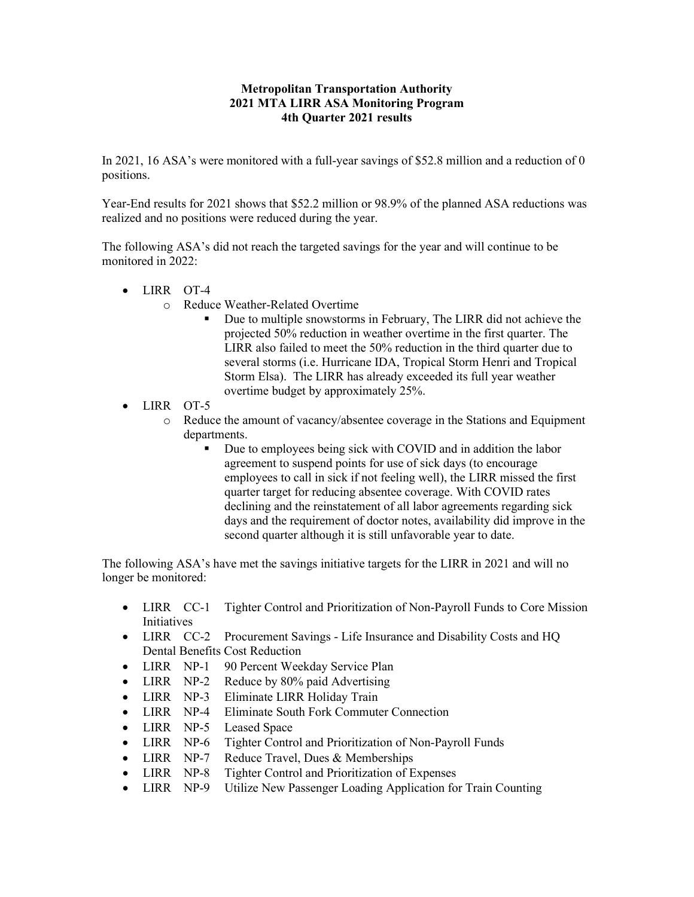**Metropolitan Transportation Authority**
**2021 MTA LIRR ASA Monitoring Program**
**4th Quarter 2021 results**

In 2021, 16 ASA's were monitored with a full-year savings of $52.8 million and a reduction of 0 positions.

Year-End results for 2021 shows that $52.2 million or 98.9% of the planned ASA reductions was realized and no positions were reduced during the year.

The following ASA's did not reach the targeted savings for the year and will continue to be monitored in 2022:

- LIRR OT-4
  - Reduce Weather-Related Overtime
    - Due to multiple snowstorms in February, The LIRR did not achieve the projected 50% reduction in weather overtime in the first quarter. The LIRR also failed to meet the 50% reduction in the third quarter due to several storms (i.e. Hurricane IDA, Tropical Storm Henri and Tropical Storm Elsa). The LIRR has already exceeded its full year weather overtime budget by approximately 25%.
- LIRR OT-5
  - Reduce the amount of vacancy/absentee coverage in the Stations and Equipment departments.
    - Due to employees being sick with COVID and in addition the labor agreement to suspend points for use of sick days (to encourage employees to call in sick if not feeling well), the LIRR missed the first quarter target for reducing absentee coverage. With COVID rates declining and the reinstatement of all labor agreements regarding sick days and the requirement of doctor notes, availability did improve in the second quarter although it is still unfavorable year to date.

The following ASA's have met the savings initiative targets for the LIRR in 2021 and will no longer be monitored:

- LIRR CC-1 Tighter Control and Prioritization of Non-Payroll Funds to Core Mission Initiatives
- LIRR CC-2 Procurement Savings - Life Insurance and Disability Costs and HQ Dental Benefits Cost Reduction
- LIRR NP-1 90 Percent Weekday Service Plan
- LIRR NP-2 Reduce by 80% paid Advertising
- LIRR NP-3 Eliminate LIRR Holiday Train
- LIRR NP-4 Eliminate South Fork Commuter Connection
- LIRR NP-5 Leased Space
- LIRR NP-6 Tighter Control and Prioritization of Non-Payroll Funds
- LIRR NP-7 Reduce Travel, Dues & Memberships
- LIRR NP-8 Tighter Control and Prioritization of Expenses
- LIRR NP-9 Utilize New Passenger Loading Application for Train Counting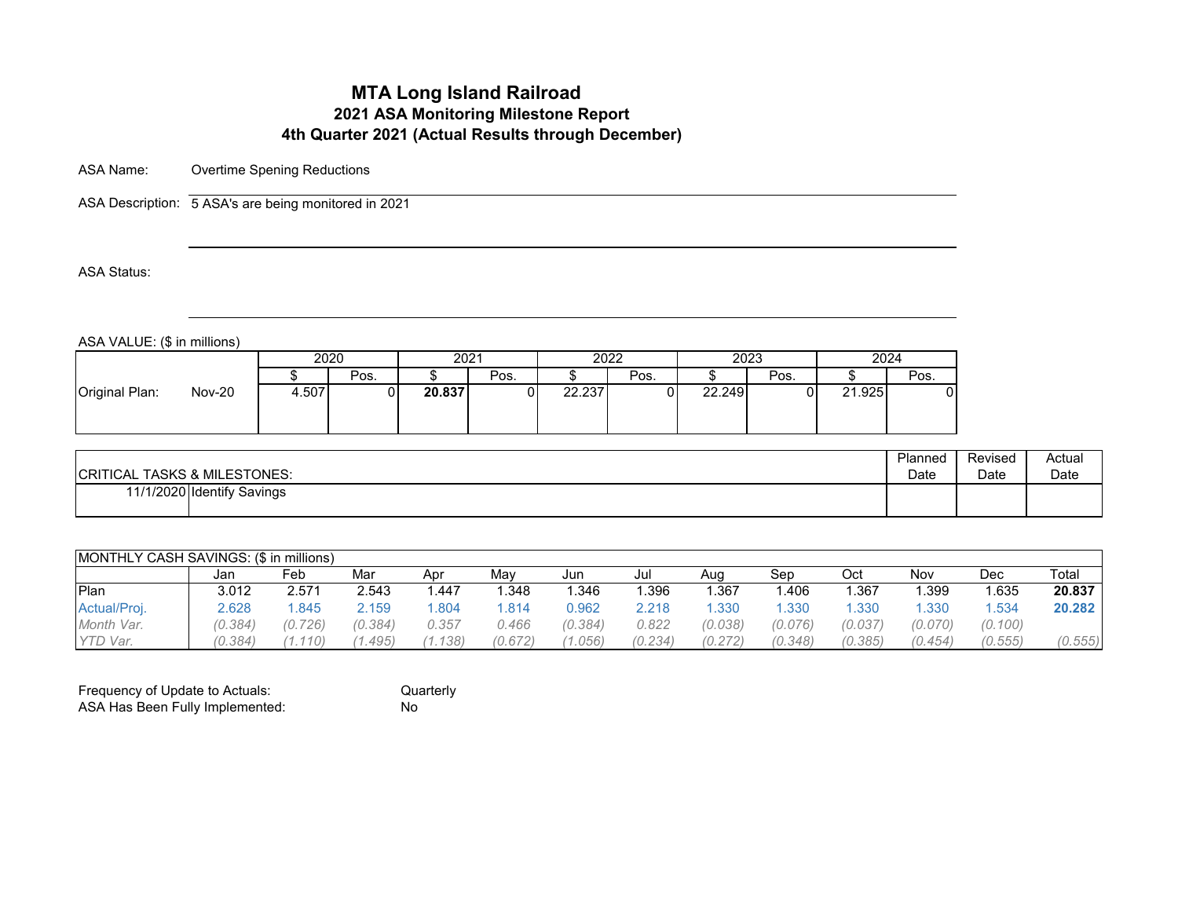# MTA Long Island Railroad

## 2021 ASA Monitoring Milestone Report

## 4th Quarter 2021 (Actual Results through December)

ASA Name: Overtime Spening Reductions

ASA Description: 5 ASA's are being monitored in 2021

ASA Status:

ASA VALUE: ($ in millions)

| | | 2020 | | 2021 | | 2022 | | 2023 | | 2024 | |
|---|---|---|---|---|---|---|---|---|---|---|---|
| | | $ | Pos. | $ | Pos. | $ | Pos. | $ | Pos. | $ | Pos. |
| Original Plan: | Nov-20 | 4.507 | 0 | **20.837** | 0 | 22.237 | 0 | 22.249 | 0 | 21.925 | 0 |

| CRITICAL TASKS & MILESTONES: | | Planned Date | Revised Date | Actual Date |
|---|---|---|---|---|
| 11/1/2020 | Identify Savings | | | |

| MONTHLY CASH SAVINGS: ($ in millions) | Jan | Feb | Mar | Apr | May | Jun | Jul | Aug | Sep | Oct | Nov | Dec | Total |
|---|---|---|---|---|---|---|---|---|---|---|---|---|---|
| Plan | 3.012 | 2.571 | 2.543 | 1.447 | 1.348 | 1.346 | 1.396 | 1.367 | 1.406 | 1.367 | 1.399 | 1.635 | **20.837** |
| Actual/Proj. | 2.628 | 1.845 | 2.159 | 1.804 | 1.814 | 0.962 | 2.218 | 1.330 | 1.330 | 1.330 | 1.330 | 1.534 | **20.282** |
| *Month Var.* | *(0.384)* | *(0.726)* | *(0.384)* | *0.357* | *0.466* | *(0.384)* | *0.822* | *(0.038)* | *(0.076)* | *(0.037)* | *(0.070)* | *(0.100)* | |
| *YTD Var.* | *(0.384)* | *(1.110)* | *(1.495)* | *(1.138)* | *(0.672)* | *(1.056)* | *(0.234)* | *(0.272)* | *(0.348)* | *(0.385)* | *(0.454)* | *(0.555)* | *(0.555)* |

Frequency of Update to Actuals: Quarterly

ASA Has Been Fully Implemented: No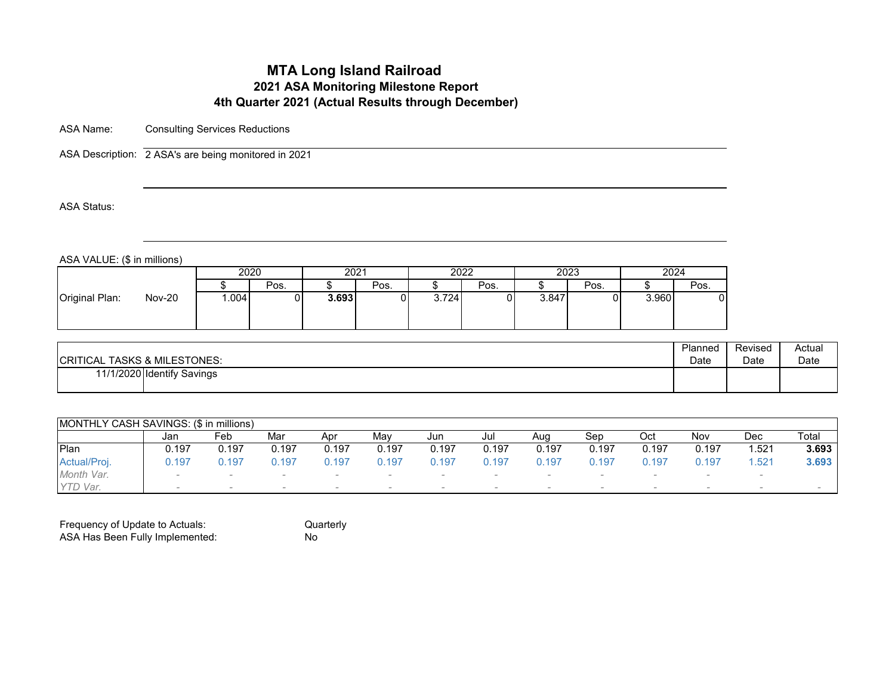# MTA Long Island Railroad

## 2021 ASA Monitoring Milestone Report

## 4th Quarter 2021 (Actual Results through December)

ASA Name: Consulting Services Reductions

ASA Description: 2 ASA's are being monitored in 2021

ASA Status:

ASA VALUE: ($ in millions)

| | | 2020 | | 2021 | | 2022 | | 2023 | | 2024 | |
|---|---|---|---|---|---|---|---|---|---|---|---|
| | | $ | Pos. | $ | Pos. | $ | Pos. | $ | Pos. | $ | Pos. |
| Original Plan: | Nov-20 | 1.004 | 0 | **3.693** | 0 | 3.724 | 0 | 3.847 | 0 | 3.960 | 0 |

| CRITICAL TASKS & MILESTONES: | | Planned Date | Revised Date | Actual Date |
|---|---|---|---|---|
| 11/1/2020 | Identify Savings | | | |

| MONTHLY CASH SAVINGS: ($ in millions) | Jan | Feb | Mar | Apr | May | Jun | Jul | Aug | Sep | Oct | Nov | Dec | Total |
|---|---|---|---|---|---|---|---|---|---|---|---|---|---|
| Plan | 0.197 | 0.197 | 0.197 | 0.197 | 0.197 | 0.197 | 0.197 | 0.197 | 0.197 | 0.197 | 0.197 | 1.521 | **3.693** |
| Actual/Proj. | 0.197 | 0.197 | 0.197 | 0.197 | 0.197 | 0.197 | 0.197 | 0.197 | 0.197 | 0.197 | 0.197 | 1.521 | **3.693** |
| *Month Var.* | - | - | - | - | - | - | - | - | - | - | - | - | |
| *YTD Var.* | - | - | - | - | - | - | - | - | - | - | - | - | - |

Frequency of Update to Actuals: Quarterly

ASA Has Been Fully Implemented: No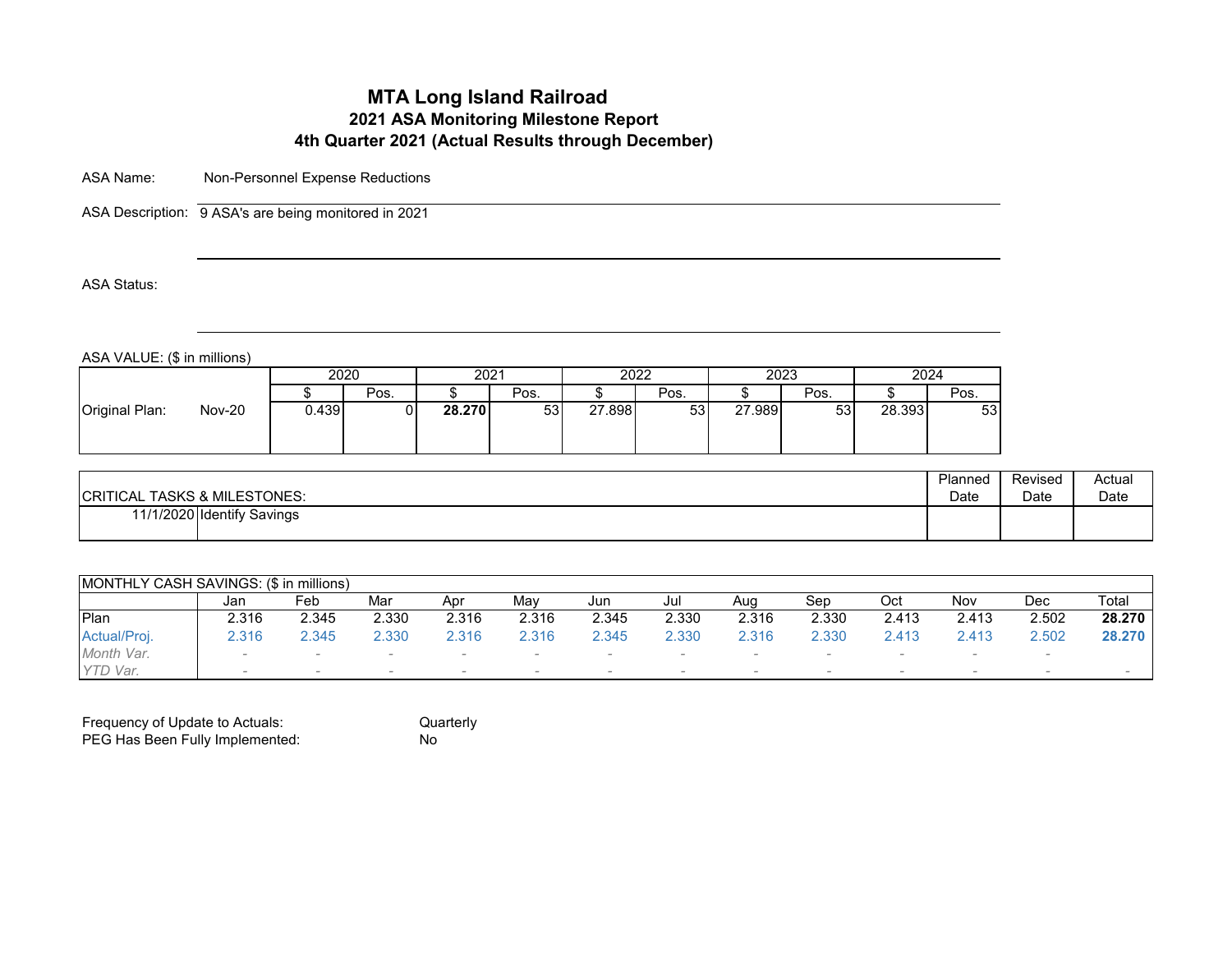# MTA Long Island Railroad

## 2021 ASA Monitoring Milestone Report

## 4th Quarter 2021 (Actual Results through December)

ASA Name: Non-Personnel Expense Reductions

ASA Description: 9 ASA's are being monitored in 2021

ASA Status:

ASA VALUE: ($ in millions)

| | | 2020 | | 2021 | | 2022 | | 2023 | | 2024 | |
|---|---|---|---|---|---|---|---|---|---|---|---|
| | | $ | Pos. | $ | Pos. | $ | Pos. | $ | Pos. | $ | Pos. |
| Original Plan: | Nov-20 | 0.439 | 0 | **28.270** | 53 | 27.898 | 53 | 27.989 | 53 | 28.393 | 53 |

| CRITICAL TASKS & MILESTONES: | | Planned Date | Revised Date | Actual Date |
|---|---|---|---|---|
| 11/1/2020 | Identify Savings | | | |

| MONTHLY CASH SAVINGS: ($ in millions) | Jan | Feb | Mar | Apr | May | Jun | Jul | Aug | Sep | Oct | Nov | Dec | Total |
|---|---|---|---|---|---|---|---|---|---|---|---|---|---|
| Plan | 2.316 | 2.345 | 2.330 | 2.316 | 2.316 | 2.345 | 2.330 | 2.316 | 2.330 | 2.413 | 2.413 | 2.502 | **28.270** |
| Actual/Proj. | 2.316 | 2.345 | 2.330 | 2.316 | 2.316 | 2.345 | 2.330 | 2.316 | 2.330 | 2.413 | 2.413 | 2.502 | **28.270** |
| *Month Var.* | - | - | - | - | - | - | - | - | - | - | - | - | |
| *YTD Var.* | - | - | - | - | - | - | - | - | - | - | - | - | - |

Frequency of Update to Actuals: Quarterly

PEG Has Been Fully Implemented: No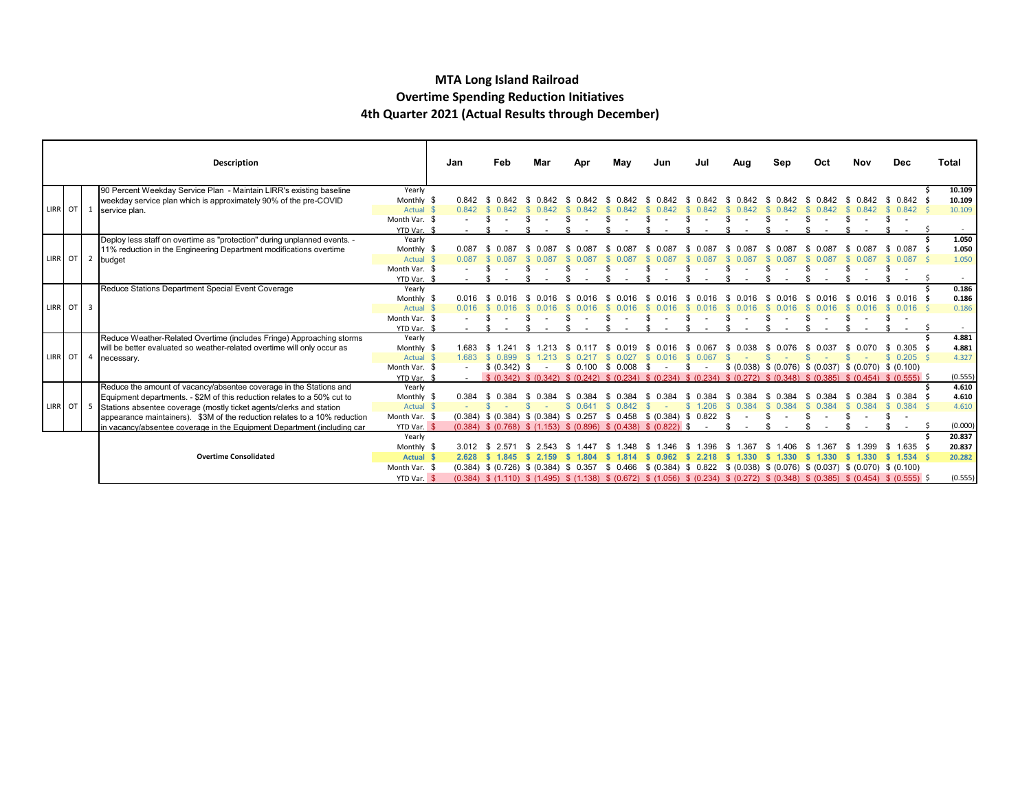# MTA Long Island Railroad
## Overtime Spending Reduction Initiatives
### 4th Quarter 2021 (Actual Results through December)

| | | | Description | | Jan | Feb | Mar | Apr | May | Jun | Jul | Aug | Sep | Oct | Nov | Dec | Total |
|---|---|---|---|---|---|---|---|---|---|---|---|---|---|---|---|---|---|
| LIRR | OT | 1 | 90 Percent Weekday Service Plan - Maintain LIRR's existing baseline weekday service plan which is approximately 90% of the pre-COVID service plan. | Yearly | | | | | | | | | | | | | $ 10.109 |
| | | | | Monthly $ | 0.842 | $ 0.842 | $ 0.842 | $ 0.842 | $ 0.842 | $ 0.842 | $ 0.842 | $ 0.842 | $ 0.842 | $ 0.842 | $ 0.842 | $ 0.842 | $ 10.109 |
| | | | | Actual $ | 0.842 | $ 0.842 | $ 0.842 | $ 0.842 | $ 0.842 | $ 0.842 | $ 0.842 | $ 0.842 | $ 0.842 | $ 0.842 | $ 0.842 | $ 0.842 | $ 10.109 |
| | | | | Month Var. $ | - | $ - | $ - | $ - | $ - | $ - | $ - | $ - | $ - | $ - | $ - | $ - | |
| | | | | YTD Var. $ | - | $ - | $ - | $ - | $ - | $ - | $ - | $ - | $ - | $ - | $ - | $ - | $ - |
| LIRR | OT | 2 | Deploy less staff on overtime as "protection" during unplanned events. - 11% reduction in the Engineering Department modifications overtime budget | Yearly | | | | | | | | | | | | | $ 1.050 |
| | | | | Monthly $ | 0.087 | $ 0.087 | $ 0.087 | $ 0.087 | $ 0.087 | $ 0.087 | $ 0.087 | $ 0.087 | $ 0.087 | $ 0.087 | $ 0.087 | $ 0.087 | $ 1.050 |
| | | | | Actual $ | 0.087 | $ 0.087 | $ 0.087 | $ 0.087 | $ 0.087 | $ 0.087 | $ 0.087 | $ 0.087 | $ 0.087 | $ 0.087 | $ 0.087 | $ 0.087 | $ 1.050 |
| | | | | Month Var. $ | - | $ - | $ - | $ - | $ - | $ - | $ - | $ - | $ - | $ - | $ - | $ - | |
| | | | | YTD Var. $ | - | $ - | $ - | $ - | $ - | $ - | $ - | $ - | $ - | $ - | $ - | $ - | $ - |
| LIRR | OT | 3 | Reduce Stations Department Special Event Coverage | Yearly | | | | | | | | | | | | | $ 0.186 |
| | | | | Monthly $ | 0.016 | $ 0.016 | $ 0.016 | $ 0.016 | $ 0.016 | $ 0.016 | $ 0.016 | $ 0.016 | $ 0.016 | $ 0.016 | $ 0.016 | $ 0.016 | $ 0.186 |
| | | | | Actual $ | 0.016 | $ 0.016 | $ 0.016 | $ 0.016 | $ 0.016 | $ 0.016 | $ 0.016 | $ 0.016 | $ 0.016 | $ 0.016 | $ 0.016 | $ 0.016 | $ 0.186 |
| | | | | Month Var. $ | - | $ - | $ - | $ - | $ - | $ - | $ - | $ - | $ - | $ - | $ - | $ - | |
| | | | | YTD Var. $ | - | $ - | $ - | $ - | $ - | $ - | $ - | $ - | $ - | $ - | $ - | $ - | $ - |
| LIRR | OT | 4 | Reduce Weather-Related Overtime (includes Fringe) Approaching storms will be better evaluated so weather-related overtime will only occur as necessary. | Yearly | | | | | | | | | | | | | $ 4.881 |
| | | | | Monthly $ | 1.683 | $ 1.241 | $ 1.213 | $ 0.117 | $ 0.019 | $ 0.016 | $ 0.067 | $ 0.038 | $ 0.076 | $ 0.037 | $ 0.070 | $ 0.305 | $ 4.881 |
| | | | | Actual $ | 1.683 | $ 0.899 | $ 1.213 | $ 0.217 | $ 0.027 | $ 0.016 | $ 0.067 | $ - | $ - | $ - | $ - | $ 0.205 | $ 4.327 |
| | | | | Month Var. $ | - | $ (0.342) | $ - | $ 0.100 | $ 0.008 | $ - | $ - | $ (0.038) | $ (0.076) | $ (0.037) | $ (0.070) | $ (0.100) | |
| | | | | YTD Var. $ | - | $ (0.342) | $ (0.342) | $ (0.242) | $ (0.234) | $ (0.234) | $ (0.234) | $ (0.272) | $ (0.348) | $ (0.385) | $ (0.454) | $ (0.555) | $ (0.555) |
| LIRR | OT | 5 | Reduce the amount of vacancy/absentee coverage in the Stations and Equipment departments. - $2M of this reduction relates to a 50% cut to Stations absentee coverage (mostly ticket agents/clerks and station appearance maintainers). $3M of the reduction relates to a 10% reduction in vacancy/absentee coverage in the Equipment Department (including car | Yearly | | | | | | | | | | | | | $ 4.610 |
| | | | | Monthly $ | 0.384 | $ 0.384 | $ 0.384 | $ 0.384 | $ 0.384 | $ 0.384 | $ 0.384 | $ 0.384 | $ 0.384 | $ 0.384 | $ 0.384 | $ 0.384 | $ 4.610 |
| | | | | Actual $ | - | $ - | $ - | $ 0.641 | $ 0.842 | $ - | $ 1.206 | $ 0.384 | $ 0.384 | $ 0.384 | $ 0.384 | $ 0.384 | $ 4.610 |
| | | | | Month Var. $ | (0.384) | $ (0.384) | $ (0.384) | $ 0.257 | $ 0.458 | $ (0.384) | $ 0.822 | $ - | $ - | $ - | $ - | $ - | |
| | | | | YTD Var. $ | (0.384) | $ (0.768) | $ (1.153) | $ (0.896) | $ (0.438) | $ (0.822) | $ - | $ - | $ - | $ - | $ - | $ - | $ (0.000) |
| | | | **Overtime Consolidated** | Yearly | | | | | | | | | | | | | $ 20.837 |
| | | | | Monthly $ | 3.012 | $ 2.571 | $ 2.543 | $ 1.447 | $ 1.348 | $ 1.346 | $ 1.396 | $ 1.367 | $ 1.406 | $ 1.367 | $ 1.399 | $ 1.635 | $ 20.837 |
| | | | | **Actual $** | **2.628** | **$ 1.845** | **$ 2.159** | **$ 1.804** | **$ 1.814** | **$ 0.962** | **$ 2.218** | **$ 1.330** | **$ 1.330** | **$ 1.330** | **$ 1.330** | **$ 1.534** | **$ 20.282** |
| | | | | Month Var. $ | (0.384) | $ (0.726) | $ (0.384) | $ 0.357 | $ 0.466 | $ (0.384) | $ 0.822 | $ (0.038) | $ (0.076) | $ (0.037) | $ (0.070) | $ (0.100) | |
| | | | | YTD Var. $ | (0.384) | $ (1.110) | $ (1.495) | $ (1.138) | $ (0.672) | $ (1.056) | $ (0.234) | $ (0.272) | $ (0.348) | $ (0.385) | $ (0.454) | $ (0.555) | $ (0.555) |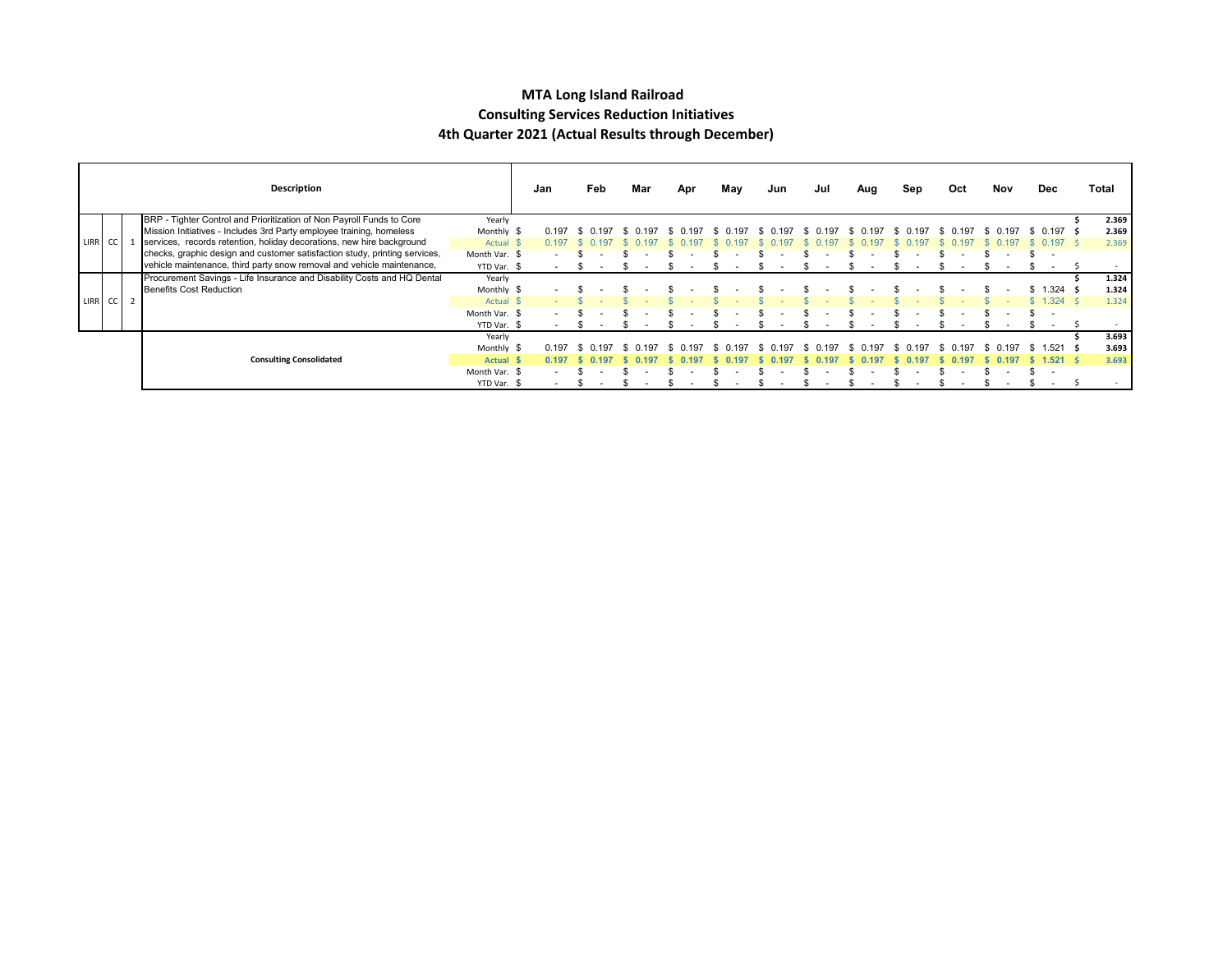# MTA Long Island Railroad

## Consulting Services Reduction Initiatives

## 4th Quarter 2021 (Actual Results through December)

| | | | Description | | Jan | Feb | Mar | Apr | May | Jun | Jul | Aug | Sep | Oct | Nov | Dec | Total |
|---|---|---|---|---|---|---|---|---|---|---|---|---|---|---|---|---|---|
| LIRR | CC | 1 | BRP - Tighter Control and Prioritization of Non Payroll Funds to Core Mission Initiatives - Includes 3rd Party employee training, homeless services, records retention, holiday decorations, new hire background checks, graphic design and customer satisfaction study, printing services, vehicle maintenance, third party snow removal and vehicle maintenance, | Yearly | | | | | | | | | | | | | $ 2.369 |
| | | | | Monthly $ | 0.197 | $ 0.197 | $ 0.197 | $ 0.197 | $ 0.197 | $ 0.197 | $ 0.197 | $ 0.197 | $ 0.197 | $ 0.197 | $ 0.197 | $ 0.197 | $ 2.369 |
| | | | | Actual $ | 0.197 | $ 0.197 | $ 0.197 | $ 0.197 | $ 0.197 | $ 0.197 | $ 0.197 | $ 0.197 | $ 0.197 | $ 0.197 | $ 0.197 | $ 0.197 | $ 2.369 |
| | | | | Month Var. $ | - | $ - | $ - | $ - | $ - | $ - | $ - | $ - | $ - | $ - | $ - | $ - | |
| | | | | YTD Var. $ | - | $ - | $ - | $ - | $ - | $ - | $ - | $ - | $ - | $ - | $ - | $ - | $ - |
| LIRR | CC | 2 | Procurement Savings - Life Insurance and Disability Costs and HQ Dental Benefits Cost Reduction | Yearly | | | | | | | | | | | | | $ 1.324 |
| | | | | Monthly $ | - | $ - | $ - | $ - | $ - | $ - | $ - | $ - | $ - | $ - | $ - | $ 1.324 | $ 1.324 |
| | | | | Actual $ | - | $ - | $ - | $ - | $ - | $ - | $ - | $ - | $ - | $ - | $ - | $ 1.324 | $ 1.324 |
| | | | | Month Var. $ | - | $ - | $ - | $ - | $ - | $ - | $ - | $ - | $ - | $ - | $ - | $ - | |
| | | | | YTD Var. $ | - | $ - | $ - | $ - | $ - | $ - | $ - | $ - | $ - | $ - | $ - | $ - | $ - |
| | | | **Consulting Consolidated** | Yearly | | | | | | | | | | | | | $ 3.693 |
| | | | | Monthly $ | 0.197 | $ 0.197 | $ 0.197 | $ 0.197 | $ 0.197 | $ 0.197 | $ 0.197 | $ 0.197 | $ 0.197 | $ 0.197 | $ 0.197 | $ 1.521 | $ 3.693 |
| | | | | **Actual $** | **0.197** | **$ 0.197** | **$ 0.197** | **$ 0.197** | **$ 0.197** | **$ 0.197** | **$ 0.197** | **$ 0.197** | **$ 0.197** | **$ 0.197** | **$ 0.197** | **$ 1.521** | **$ 3.693** |
| | | | | Month Var. $ | - | $ - | $ - | $ - | $ - | $ - | $ - | $ - | $ - | $ - | $ - | $ - | |
| | | | | YTD Var. $ | - | $ - | $ - | $ - | $ - | $ - | $ - | $ - | $ - | $ - | $ - | $ - | $ - |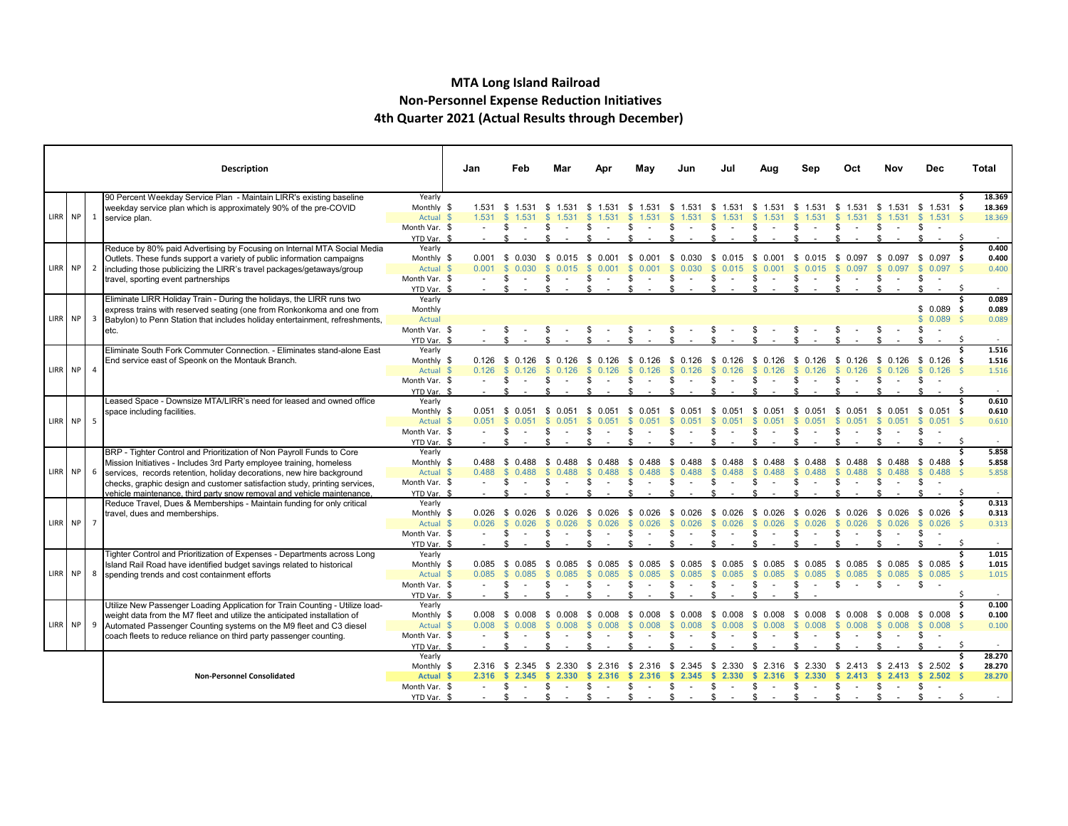# MTA Long Island Railroad

## Non-Personnel Expense Reduction Initiatives

## 4th Quarter 2021 (Actual Results through December)

| | | | Description | | Jan | Feb | Mar | Apr | May | Jun | Jul | Aug | Sep | Oct | Nov | Dec | Total |
|---|---|---|---|---|---|---|---|---|---|---|---|---|---|---|---|---|---|
| LIRR | NP | 1 | 90 Percent Weekday Service Plan - Maintain LIRR's existing baseline weekday service plan which is approximately 90% of the pre-COVID service plan. | Yearly | | | | | | | | | | | | | $ 18.369 |
| | | | | Monthly $ | 1.531 | $ 1.531 | $ 1.531 | $ 1.531 | $ 1.531 | $ 1.531 | $ 1.531 | $ 1.531 | $ 1.531 | $ 1.531 | $ 1.531 | $ 1.531 | $ 18.369 |
| | | | | Actual $ | 1.531 | $ 1.531 | $ 1.531 | $ 1.531 | $ 1.531 | $ 1.531 | $ 1.531 | $ 1.531 | $ 1.531 | $ 1.531 | $ 1.531 | $ 1.531 | $ 18.369 |
| | | | | Month Var. $ | - | $ - | $ - | $ - | $ - | $ - | $ - | $ - | $ - | $ - | $ - | $ - | |
| | | | | YTD Var. $ | - | $ - | $ - | $ - | $ - | $ - | $ - | $ - | $ - | $ - | $ - | $ - | $ - |
| LIRR | NP | 2 | Reduce by 80% paid Advertising by Focusing on Internal MTA Social Media Outlets. These funds support a variety of public information campaigns including those publicizing the LIRR's travel packages/getaways/group travel, sporting event partnerships | Yearly | | | | | | | | | | | | | $ 0.400 |
| | | | | Monthly $ | 0.001 | $ 0.030 | $ 0.015 | $ 0.001 | $ 0.001 | $ 0.030 | $ 0.015 | $ 0.001 | $ 0.015 | $ 0.097 | $ 0.097 | $ 0.097 | $ 0.400 |
| | | | | Actual $ | 0.001 | $ 0.030 | $ 0.015 | $ 0.001 | $ 0.001 | $ 0.030 | $ 0.015 | $ 0.001 | $ 0.015 | $ 0.097 | $ 0.097 | $ 0.097 | $ 0.400 |
| | | | | Month Var. $ | - | $ - | $ - | $ - | $ - | $ - | $ - | $ - | $ - | $ - | $ - | $ - | |
| | | | | YTD Var. $ | - | $ - | $ - | $ - | $ - | $ - | $ - | $ - | $ - | $ - | $ - | $ - | $ - |
| LIRR | NP | 3 | Eliminate LIRR Holiday Train - During the holidays, the LIRR runs two express trains with reserved seating (one from Ronkonkoma and one from Babylon) to Penn Station that includes holiday entertainment, refreshments, etc. | Yearly | | | | | | | | | | | | | $ 0.089 |
| | | | | Monthly | | | | | | | | | | | | $ 0.089 | $ 0.089 |
| | | | | Actual | | | | | | | | | | | | $ 0.089 | $ 0.089 |
| | | | | Month Var. $ | - | $ - | $ - | $ - | $ - | $ - | $ - | $ - | $ - | $ - | $ - | $ - | |
| | | | | YTD Var. $ | - | $ - | $ - | $ - | $ - | $ - | $ - | $ - | $ - | $ - | $ - | $ - | $ - |
| LIRR | NP | 4 | Eliminate South Fork Commuter Connection. - Eliminates stand-alone East End service east of Speonk on the Montauk Branch. | Yearly | | | | | | | | | | | | | $ 1.516 |
| | | | | Monthly $ | 0.126 | $ 0.126 | $ 0.126 | $ 0.126 | $ 0.126 | $ 0.126 | $ 0.126 | $ 0.126 | $ 0.126 | $ 0.126 | $ 0.126 | $ 0.126 | $ 1.516 |
| | | | | Actual $ | 0.126 | $ 0.126 | $ 0.126 | $ 0.126 | $ 0.126 | $ 0.126 | $ 0.126 | $ 0.126 | $ 0.126 | $ 0.126 | $ 0.126 | $ 0.126 | $ 1.516 |
| | | | | Month Var. $ | - | $ - | $ - | $ - | $ - | $ - | $ - | $ - | $ - | $ - | $ - | $ - | |
| | | | | YTD Var. $ | - | $ - | $ - | $ - | $ - | $ - | $ - | $ - | $ - | $ - | $ - | $ - | $ - |
| LIRR | NP | 5 | Leased Space - Downsize MTA/LIRR's need for leased and owned office space including facilities. | Yearly | | | | | | | | | | | | | $ 0.610 |
| | | | | Monthly $ | 0.051 | $ 0.051 | $ 0.051 | $ 0.051 | $ 0.051 | $ 0.051 | $ 0.051 | $ 0.051 | $ 0.051 | $ 0.051 | $ 0.051 | $ 0.051 | $ 0.610 |
| | | | | Actual $ | 0.051 | $ 0.051 | $ 0.051 | $ 0.051 | $ 0.051 | $ 0.051 | $ 0.051 | $ 0.051 | $ 0.051 | $ 0.051 | $ 0.051 | $ 0.051 | $ 0.610 |
| | | | | Month Var. $ | - | $ - | $ - | $ - | $ - | $ - | $ - | $ - | $ - | $ - | $ - | $ - | |
| | | | | YTD Var. $ | - | $ - | $ - | $ - | $ - | $ - | $ - | $ - | $ - | $ - | $ - | $ - | $ - |
| LIRR | NP | 6 | BRP - Tighter Control and Prioritization of Non Payroll Funds to Core Mission Initiatives - Includes 3rd Party employee training, homeless services, records retention, holiday decorations, new hire background checks, graphic design and customer satisfaction study, printing services, vehicle maintenance, third party snow removal and vehicle maintenance. | Yearly | | | | | | | | | | | | | $ 5.858 |
| | | | | Monthly $ | 0.488 | $ 0.488 | $ 0.488 | $ 0.488 | $ 0.488 | $ 0.488 | $ 0.488 | $ 0.488 | $ 0.488 | $ 0.488 | $ 0.488 | $ 0.488 | $ 5.858 |
| | | | | Actual $ | 0.488 | $ 0.488 | $ 0.488 | $ 0.488 | $ 0.488 | $ 0.488 | $ 0.488 | $ 0.488 | $ 0.488 | $ 0.488 | $ 0.488 | $ 0.488 | $ 5.858 |
| | | | | Month Var. $ | - | $ - | $ - | $ - | $ - | $ - | $ - | $ - | $ - | $ - | $ - | $ - | |
| | | | | YTD Var. $ | - | $ - | $ - | $ - | $ - | $ - | $ - | $ - | $ - | $ - | $ - | $ - | $ - |
| LIRR | NP | 7 | Reduce Travel, Dues & Memberships - Maintain funding for only critical travel, dues and memberships. | Yearly | | | | | | | | | | | | | $ 0.313 |
| | | | | Monthly $ | 0.026 | $ 0.026 | $ 0.026 | $ 0.026 | $ 0.026 | $ 0.026 | $ 0.026 | $ 0.026 | $ 0.026 | $ 0.026 | $ 0.026 | $ 0.026 | $ 0.313 |
| | | | | Actual $ | 0.026 | $ 0.026 | $ 0.026 | $ 0.026 | $ 0.026 | $ 0.026 | $ 0.026 | $ 0.026 | $ 0.026 | $ 0.026 | $ 0.026 | $ 0.026 | $ 0.313 |
| | | | | Month Var. $ | - | $ - | $ - | $ - | $ - | $ - | $ - | $ - | $ - | $ - | $ - | $ - | |
| | | | | YTD Var. $ | - | $ - | $ - | $ - | $ - | $ - | $ - | $ - | $ - | $ - | $ - | $ - | $ - |
| LIRR | NP | 8 | Tighter Control and Prioritization of Expenses - Departments across Long Island Rail Road have identified budget savings related to historical spending trends and cost containment efforts | Yearly | | | | | | | | | | | | | $ 1.015 |
| | | | | Monthly $ | 0.085 | $ 0.085 | $ 0.085 | $ 0.085 | $ 0.085 | $ 0.085 | $ 0.085 | $ 0.085 | $ 0.085 | $ 0.085 | $ 0.085 | $ 0.085 | $ 1.015 |
| | | | | Actual $ | 0.085 | $ 0.085 | $ 0.085 | $ 0.085 | $ 0.085 | $ 0.085 | $ 0.085 | $ 0.085 | $ 0.085 | $ 0.085 | $ 0.085 | $ 0.085 | $ 1.015 |
| | | | | Month Var. $ | - | $ - | $ - | $ - | $ - | $ - | $ - | $ - | $ - | $ - | $ - | $ - | |
| | | | | YTD Var. $ | - | $ - | $ - | $ - | $ - | $ - | $ - | $ - | $ - | | | | $ - |
| LIRR | NP | 9 | Utilize New Passenger Loading Application for Train Counting - Utilize load-weight data from the M7 fleet and utilize the anticipated installation of Automated Passenger Counting systems on the M9 fleet and C3 diesel coach fleets to reduce reliance on third party passenger counting. | Yearly | | | | | | | | | | | | | $ 0.100 |
| | | | | Monthly $ | 0.008 | $ 0.008 | $ 0.008 | $ 0.008 | $ 0.008 | $ 0.008 | $ 0.008 | $ 0.008 | $ 0.008 | $ 0.008 | $ 0.008 | $ 0.008 | $ 0.100 |
| | | | | Actual $ | 0.008 | $ 0.008 | $ 0.008 | $ 0.008 | $ 0.008 | $ 0.008 | $ 0.008 | $ 0.008 | $ 0.008 | $ 0.008 | $ 0.008 | $ 0.008 | $ 0.100 |
| | | | | Month Var. $ | - | $ - | $ - | $ - | $ - | $ - | $ - | $ - | $ - | $ - | $ - | $ - | |
| | | | | YTD Var. $ | - | $ - | $ - | $ - | $ - | $ - | $ - | $ - | $ - | $ - | $ - | $ - | $ - |
| | | | **Non-Personnel Consolidated** | Yearly | | | | | | | | | | | | | $ 28.270 |
| | | | | Monthly $ | 2.316 | $ 2.345 | $ 2.330 | $ 2.316 | $ 2.316 | $ 2.345 | $ 2.330 | $ 2.316 | $ 2.330 | $ 2.413 | $ 2.413 | $ 2.502 | $ 28.270 |
| | | | | **Actual $** | **2.316** | **$ 2.345** | **$ 2.330** | **$ 2.316** | **$ 2.316** | **$ 2.345** | **$ 2.330** | **$ 2.316** | **$ 2.330** | **$ 2.413** | **$ 2.413** | **$ 2.502** | **$ 28.270** |
| | | | | Month Var. $ | - | $ - | $ - | $ - | $ - | $ - | $ - | $ - | $ - | $ - | $ - | $ - | |
| | | | | YTD Var. $ | - | $ - | $ - | $ - | $ - | $ - | $ - | $ - | $ - | $ - | $ - | $ - | $ - |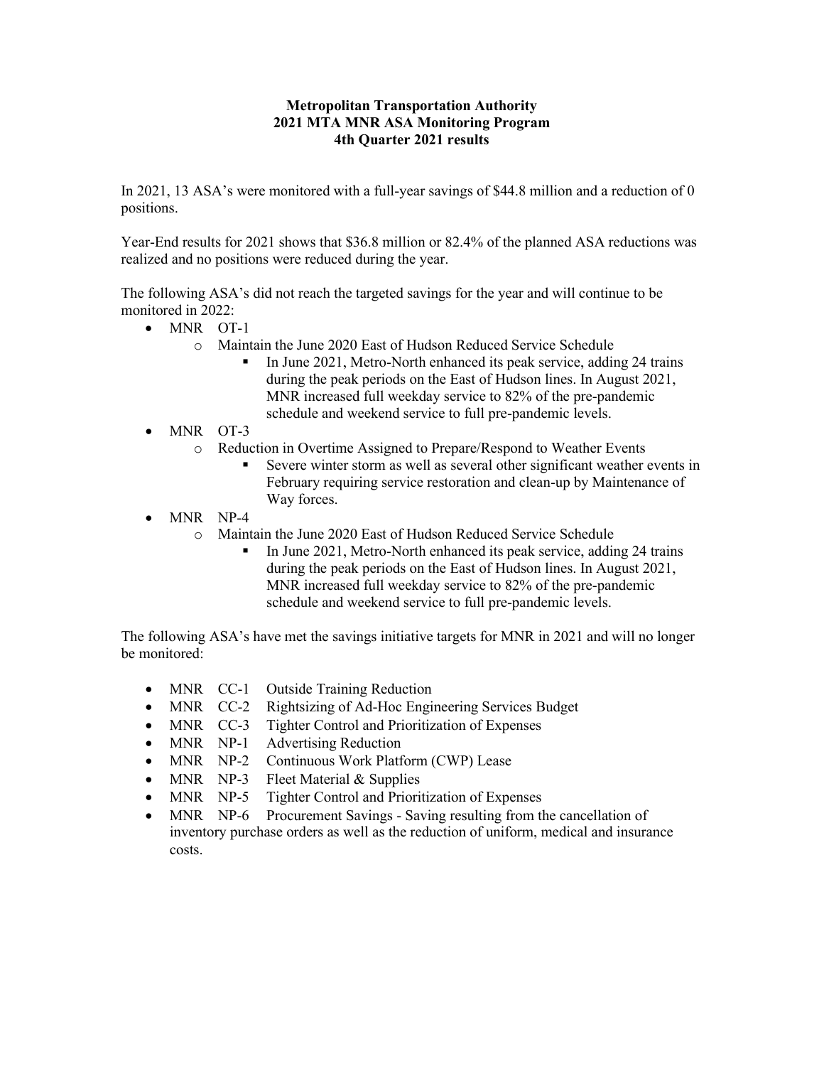**Metropolitan Transportation Authority**
**2021 MTA MNR ASA Monitoring Program**
**4th Quarter 2021 results**

In 2021, 13 ASA's were monitored with a full-year savings of $44.8 million and a reduction of 0 positions.

Year-End results for 2021 shows that $36.8 million or 82.4% of the planned ASA reductions was realized and no positions were reduced during the year.

The following ASA's did not reach the targeted savings for the year and will continue to be monitored in 2022:

- MNR OT-1
  - Maintain the June 2020 East of Hudson Reduced Service Schedule
    - In June 2021, Metro-North enhanced its peak service, adding 24 trains during the peak periods on the East of Hudson lines. In August 2021, MNR increased full weekday service to 82% of the pre-pandemic schedule and weekend service to full pre-pandemic levels.
- MNR OT-3
  - Reduction in Overtime Assigned to Prepare/Respond to Weather Events
    - Severe winter storm as well as several other significant weather events in February requiring service restoration and clean-up by Maintenance of Way forces.
- MNR NP-4
  - Maintain the June 2020 East of Hudson Reduced Service Schedule
    - In June 2021, Metro-North enhanced its peak service, adding 24 trains during the peak periods on the East of Hudson lines. In August 2021, MNR increased full weekday service to 82% of the pre-pandemic schedule and weekend service to full pre-pandemic levels.

The following ASA's have met the savings initiative targets for MNR in 2021 and will no longer be monitored:

- MNR CC-1 Outside Training Reduction
- MNR CC-2 Rightsizing of Ad-Hoc Engineering Services Budget
- MNR CC-3 Tighter Control and Prioritization of Expenses
- MNR NP-1 Advertising Reduction
- MNR NP-2 Continuous Work Platform (CWP) Lease
- MNR NP-3 Fleet Material & Supplies
- MNR NP-5 Tighter Control and Prioritization of Expenses
- MNR NP-6 Procurement Savings - Saving resulting from the cancellation of inventory purchase orders as well as the reduction of uniform, medical and insurance costs.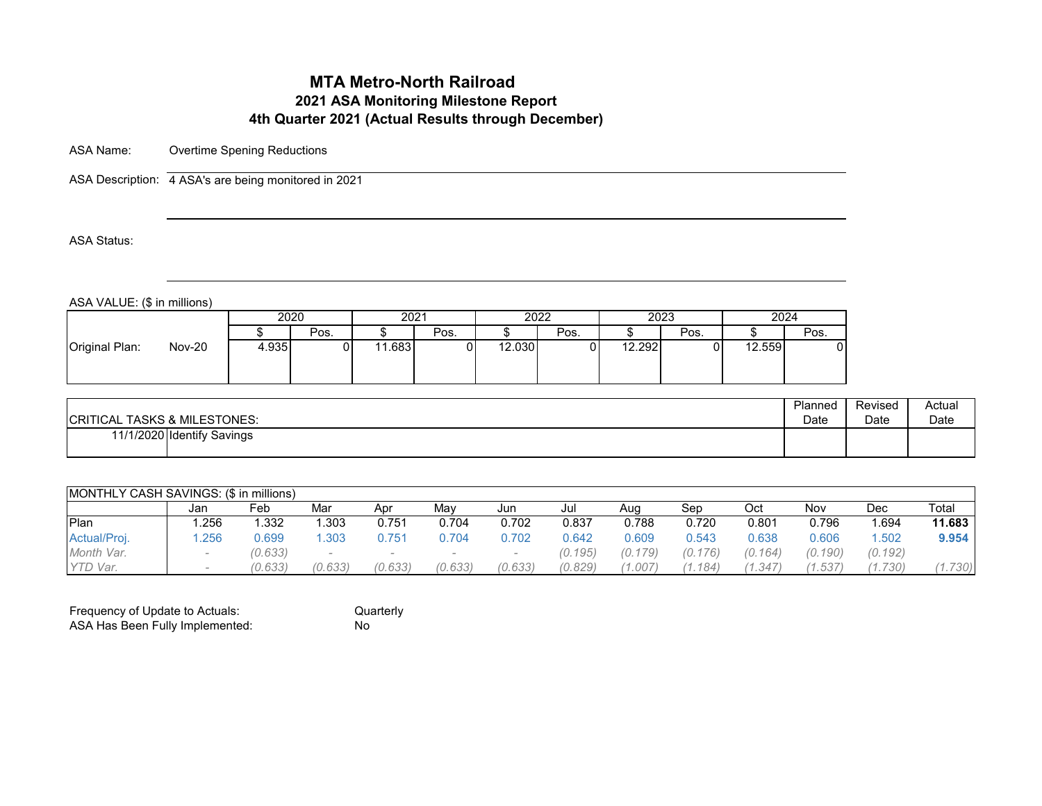# MTA Metro-North Railroad

## 2021 ASA Monitoring Milestone Report

## 4th Quarter 2021 (Actual Results through December)

ASA Name: Overtime Spening Reductions

ASA Description: 4 ASA's are being monitored in 2021

ASA Status:

ASA VALUE: ($ in millions)

| | | 2020 | | 2021 | | 2022 | | 2023 | | 2024 | |
|---|---|---|---|---|---|---|---|---|---|---|---|
| | | $ | Pos. | $ | Pos. | $ | Pos. | $ | Pos. | $ | Pos. |
| Original Plan: | Nov-20 | 4.935 | 0 | 11.683 | 0 | 12.030 | 0 | 12.292 | 0 | 12.559 | 0 |

| CRITICAL TASKS & MILESTONES: | | Planned Date | Revised Date | Actual Date |
|---|---|---|---|---|
| 11/1/2020 | Identify Savings | | | |

| MONTHLY CASH SAVINGS: ($ in millions) | Jan | Feb | Mar | Apr | May | Jun | Jul | Aug | Sep | Oct | Nov | Dec | Total |
|---|---|---|---|---|---|---|---|---|---|---|---|---|---|
| Plan | 1.256 | 1.332 | 1.303 | 0.751 | 0.704 | 0.702 | 0.837 | 0.788 | 0.720 | 0.801 | 0.796 | 1.694 | **11.683** |
| Actual/Proj. | 1.256 | 0.699 | 1.303 | 0.751 | 0.704 | 0.702 | 0.642 | 0.609 | 0.543 | 0.638 | 0.606 | 1.502 | **9.954** |
| *Month Var.* | - | (0.633) | - | - | - | - | (0.195) | (0.179) | (0.176) | (0.164) | (0.190) | (0.192) | |
| *YTD Var.* | - | (0.633) | (0.633) | (0.633) | (0.633) | (0.633) | (0.829) | (1.007) | (1.184) | (1.347) | (1.537) | (1.730) | (1.730) |

Frequency of Update to Actuals: Quarterly

ASA Has Been Fully Implemented: No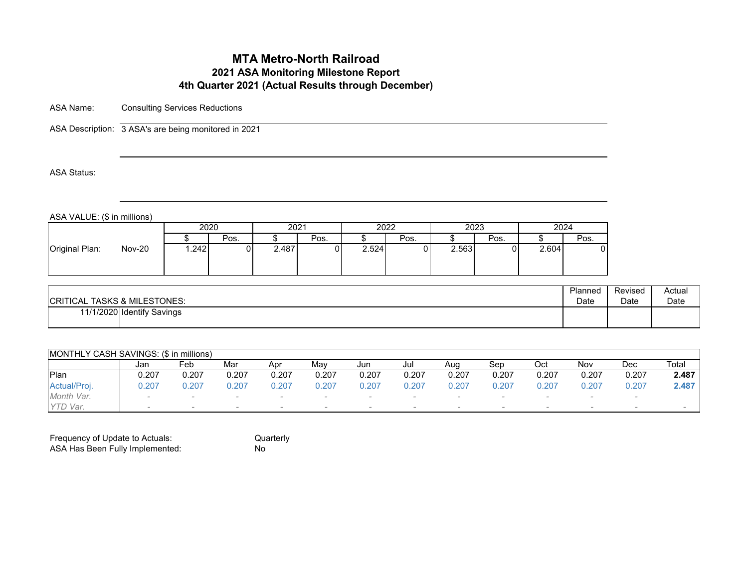# MTA Metro-North Railroad

## 2021 ASA Monitoring Milestone Report

## 4th Quarter 2021 (Actual Results through December)

ASA Name: Consulting Services Reductions

ASA Description: 3 ASA's are being monitored in 2021

ASA Status:

ASA VALUE: ($ in millions)

| | | 2020 | | 2021 | | 2022 | | 2023 | | 2024 | |
|---|---|---|---|---|---|---|---|---|---|---|---|
| | | $ | Pos. | $ | Pos. | $ | Pos. | $ | Pos. | $ | Pos. |
| Original Plan: | Nov-20 | 1.242 | 0 | 2.487 | 0 | 2.524 | 0 | 2.563 | 0 | 2.604 | 0 |

| CRITICAL TASKS & MILESTONES: | | Planned Date | Revised Date | Actual Date |
|---|---|---|---|---|
| 11/1/2020 | Identify Savings | | | |

| MONTHLY CASH SAVINGS: ($ in millions) | Jan | Feb | Mar | Apr | May | Jun | Jul | Aug | Sep | Oct | Nov | Dec | Total |
|---|---|---|---|---|---|---|---|---|---|---|---|---|---|
| Plan | 0.207 | 0.207 | 0.207 | 0.207 | 0.207 | 0.207 | 0.207 | 0.207 | 0.207 | 0.207 | 0.207 | 0.207 | **2.487** |
| Actual/Proj. | 0.207 | 0.207 | 0.207 | 0.207 | 0.207 | 0.207 | 0.207 | 0.207 | 0.207 | 0.207 | 0.207 | 0.207 | **2.487** |
| *Month Var.* | - | - | - | - | - | - | - | - | - | - | - | - | |
| *YTD Var.* | - | - | - | - | - | - | - | - | - | - | - | - | - |

Frequency of Update to Actuals: Quarterly

ASA Has Been Fully Implemented: No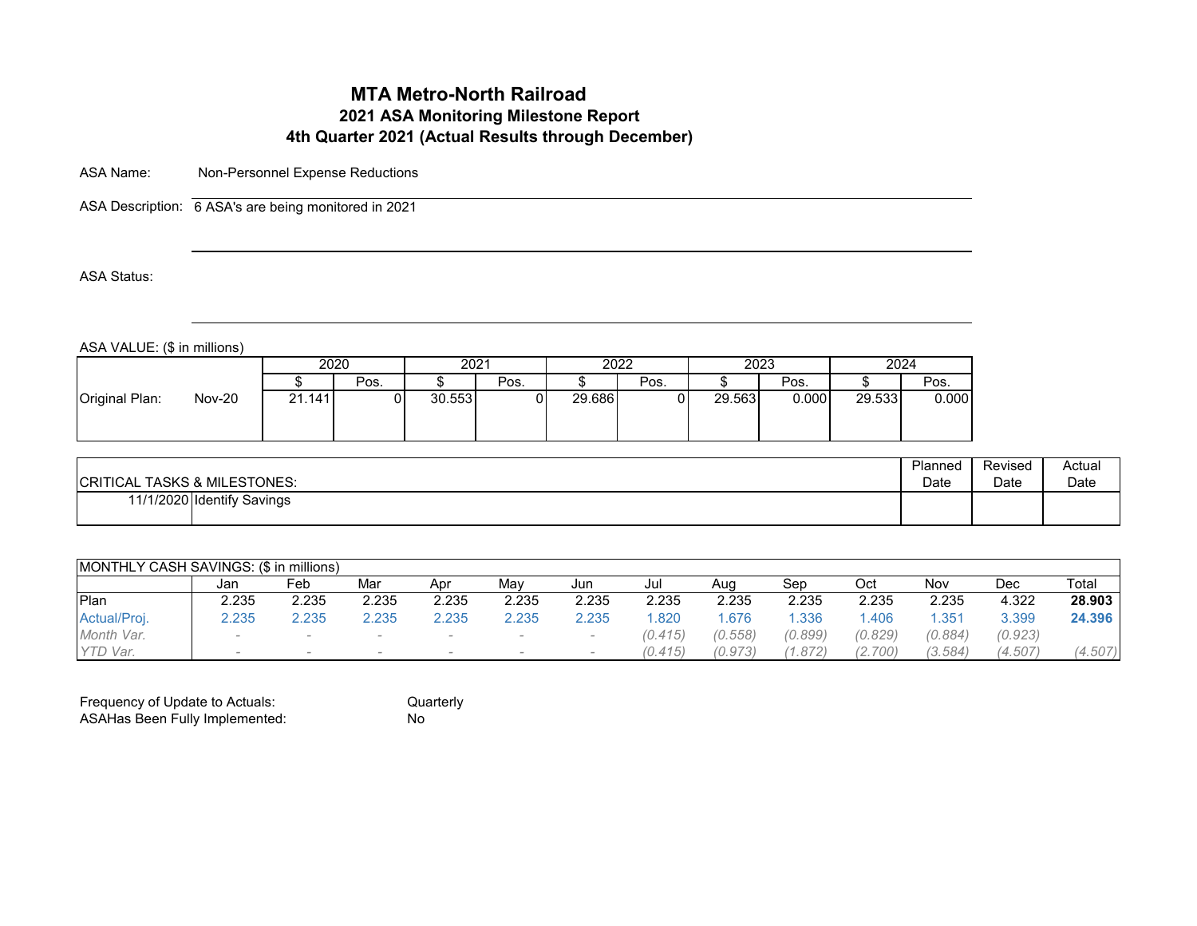# MTA Metro-North Railroad

## 2021 ASA Monitoring Milestone Report

## 4th Quarter 2021 (Actual Results through December)

ASA Name: Non-Personnel Expense Reductions

ASA Description: 6 ASA's are being monitored in 2021

ASA Status:

ASA VALUE: ($ in millions)

| | | 2020 | | 2021 | | 2022 | | 2023 | | 2024 | |
|---|---|---|---|---|---|---|---|---|---|---|---|
| | | $ | Pos. | $ | Pos. | $ | Pos. | $ | Pos. | $ | Pos. |
| Original Plan: | Nov-20 | 21.141 | 0 | 30.553 | 0 | 29.686 | 0 | 29.563 | 0.000 | 29.533 | 0.000 |

| CRITICAL TASKS & MILESTONES: | | Planned Date | Revised Date | Actual Date |
|---|---|---|---|---|
| 11/1/2020 | Identify Savings | | | |

| MONTHLY CASH SAVINGS: ($ in millions) | Jan | Feb | Mar | Apr | May | Jun | Jul | Aug | Sep | Oct | Nov | Dec | Total |
|---|---|---|---|---|---|---|---|---|---|---|---|---|---|
| Plan | 2.235 | 2.235 | 2.235 | 2.235 | 2.235 | 2.235 | 2.235 | 2.235 | 2.235 | 2.235 | 2.235 | 4.322 | **28.903** |
| Actual/Proj. | 2.235 | 2.235 | 2.235 | 2.235 | 2.235 | 2.235 | 1.820 | 1.676 | 1.336 | 1.406 | 1.351 | 3.399 | **24.396** |
| *Month Var.* | - | - | - | - | - | - | *(0.415)* | *(0.558)* | *(0.899)* | *(0.829)* | *(0.884)* | *(0.923)* | |
| *YTD Var.* | - | - | - | - | - | - | *(0.415)* | *(0.973)* | *(1.872)* | *(2.700)* | *(3.584)* | *(4.507)* | *(4.507)* |

Frequency of Update to Actuals: Quarterly

ASAHas Been Fully Implemented: No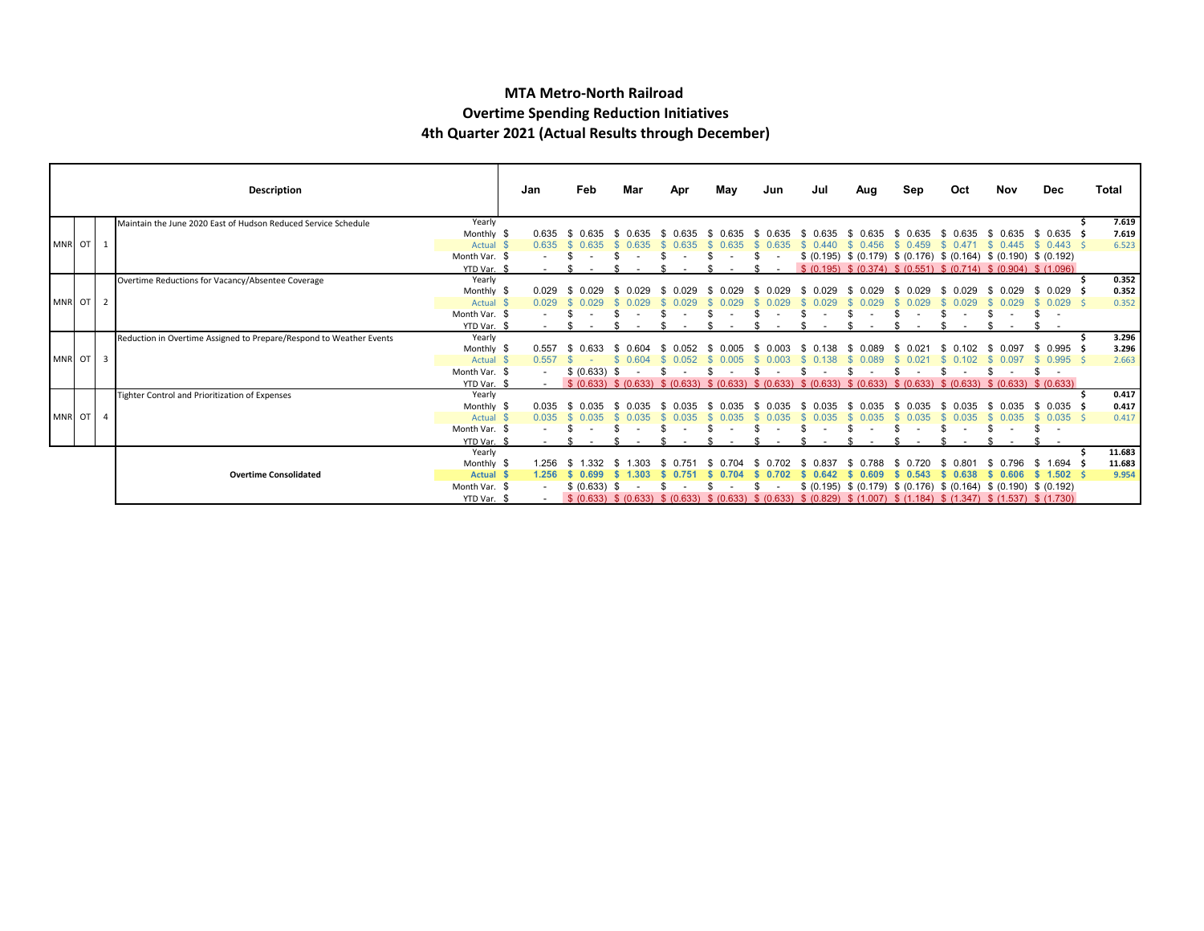# MTA Metro-North Railroad
## Overtime Spending Reduction Initiatives
### 4th Quarter 2021 (Actual Results through December)

| | | | Description | | Jan | Feb | Mar | Apr | May | Jun | Jul | Aug | Sep | Oct | Nov | Dec | Total |
|---|---|---|---|---|---|---|---|---|---|---|---|---|---|---|---|---|---|
| MNR | OT | 1 | Maintain the June 2020 East of Hudson Reduced Service Schedule | Yearly | | | | | | | | | | | | | $ 7.619 |
| | | | | Monthly $ | 0.635 | $ 0.635 | $ 0.635 | $ 0.635 | $ 0.635 | $ 0.635 | $ 0.635 | $ 0.635 | $ 0.635 | $ 0.635 | $ 0.635 | $ 0.635 | $ 7.619 |
| | | | | Actual $ | 0.635 | $ 0.635 | $ 0.635 | $ 0.635 | $ 0.635 | $ 0.635 | $ 0.440 | $ 0.456 | $ 0.459 | $ 0.471 | $ 0.445 | $ 0.443 | $ 6.523 |
| | | | | Month Var. $ | - | $ - | $ - | $ - | $ - | $ - | $ (0.195) | $ (0.179) | $ (0.176) | $ (0.164) | $ (0.190) | $ (0.192) | |
| | | | | YTD Var. $ | - | $ - | $ - | $ - | $ - | $ - | $ (0.195) | $ (0.374) | $ (0.551) | $ (0.714) | $ (0.904) | $ (1.096) | |
| MNR | OT | 2 | Overtime Reductions for Vacancy/Absentee Coverage | Yearly | | | | | | | | | | | | | $ 0.352 |
| | | | | Monthly $ | 0.029 | $ 0.029 | $ 0.029 | $ 0.029 | $ 0.029 | $ 0.029 | $ 0.029 | $ 0.029 | $ 0.029 | $ 0.029 | $ 0.029 | $ 0.029 | $ 0.352 |
| | | | | Actual $ | 0.029 | $ 0.029 | $ 0.029 | $ 0.029 | $ 0.029 | $ 0.029 | $ 0.029 | $ 0.029 | $ 0.029 | $ 0.029 | $ 0.029 | $ 0.029 | $ 0.352 |
| | | | | Month Var. $ | - | $ - | $ - | $ - | $ - | $ - | $ - | $ - | $ - | $ - | $ - | $ - | |
| | | | | YTD Var. $ | - | $ - | $ - | $ - | $ - | $ - | $ - | $ - | $ - | $ - | $ - | $ - | |
| MNR | OT | 3 | Reduction in Overtime Assigned to Prepare/Respond to Weather Events | Yearly | | | | | | | | | | | | | $ 3.296 |
| | | | | Monthly $ | 0.557 | $ 0.633 | $ 0.604 | $ 0.052 | $ 0.005 | $ 0.003 | $ 0.138 | $ 0.089 | $ 0.021 | $ 0.102 | $ 0.097 | $ 0.995 | $ 3.296 |
| | | | | Actual $ | 0.557 | $ - | $ 0.604 | $ 0.052 | $ 0.005 | $ 0.003 | $ 0.138 | $ 0.089 | $ 0.021 | $ 0.102 | $ 0.097 | $ 0.995 | $ 2.663 |
| | | | | Month Var. $ | - | $ (0.633) | $ - | $ - | $ - | $ - | $ - | $ - | $ - | $ - | $ - | $ - | |
| | | | | YTD Var. $ | - | $ (0.633) | $ (0.633) | $ (0.633) | $ (0.633) | $ (0.633) | $ (0.633) | $ (0.633) | $ (0.633) | $ (0.633) | $ (0.633) | $ (0.633) | |
| MNR | OT | 4 | Tighter Control and Prioritization of Expenses | Yearly | | | | | | | | | | | | | $ 0.417 |
| | | | | Monthly $ | 0.035 | $ 0.035 | $ 0.035 | $ 0.035 | $ 0.035 | $ 0.035 | $ 0.035 | $ 0.035 | $ 0.035 | $ 0.035 | $ 0.035 | $ 0.035 | $ 0.417 |
| | | | | Actual $ | 0.035 | $ 0.035 | $ 0.035 | $ 0.035 | $ 0.035 | $ 0.035 | $ 0.035 | $ 0.035 | $ 0.035 | $ 0.035 | $ 0.035 | $ 0.035 | $ 0.417 |
| | | | | Month Var. $ | - | $ - | $ - | $ - | $ - | $ - | $ - | $ - | $ - | $ - | $ - | $ - | |
| | | | | YTD Var. $ | - | $ - | $ - | $ - | $ - | $ - | $ - | $ - | $ - | $ - | $ - | $ - | |
| | | | **Overtime Consolidated** | Yearly | | | | | | | | | | | | | $ 11.683 |
| | | | | Monthly $ | 1.256 | $ 1.332 | $ 1.303 | $ 0.751 | $ 0.704 | $ 0.702 | $ 0.837 | $ 0.788 | $ 0.720 | $ 0.801 | $ 0.796 | $ 1.694 | $ 11.683 |
| | | | | **Actual $** | **1.256** | **$ 0.699** | **$ 1.303** | **$ 0.751** | **$ 0.704** | **$ 0.702** | **$ 0.642** | **$ 0.609** | **$ 0.543** | **$ 0.638** | **$ 0.606** | **$ 1.502** | $ 9.954 |
| | | | | Month Var. $ | - | $ (0.633) | $ - | $ - | $ - | $ - | $ (0.195) | $ (0.179) | $ (0.176) | $ (0.164) | $ (0.190) | $ (0.192) | |
| | | | | YTD Var. $ | - | $ (0.633) | $ (0.633) | $ (0.633) | $ (0.633) | $ (0.633) | $ (0.829) | $ (1.007) | $ (1.184) | $ (1.347) | $ (1.537) | $ (1.730) | |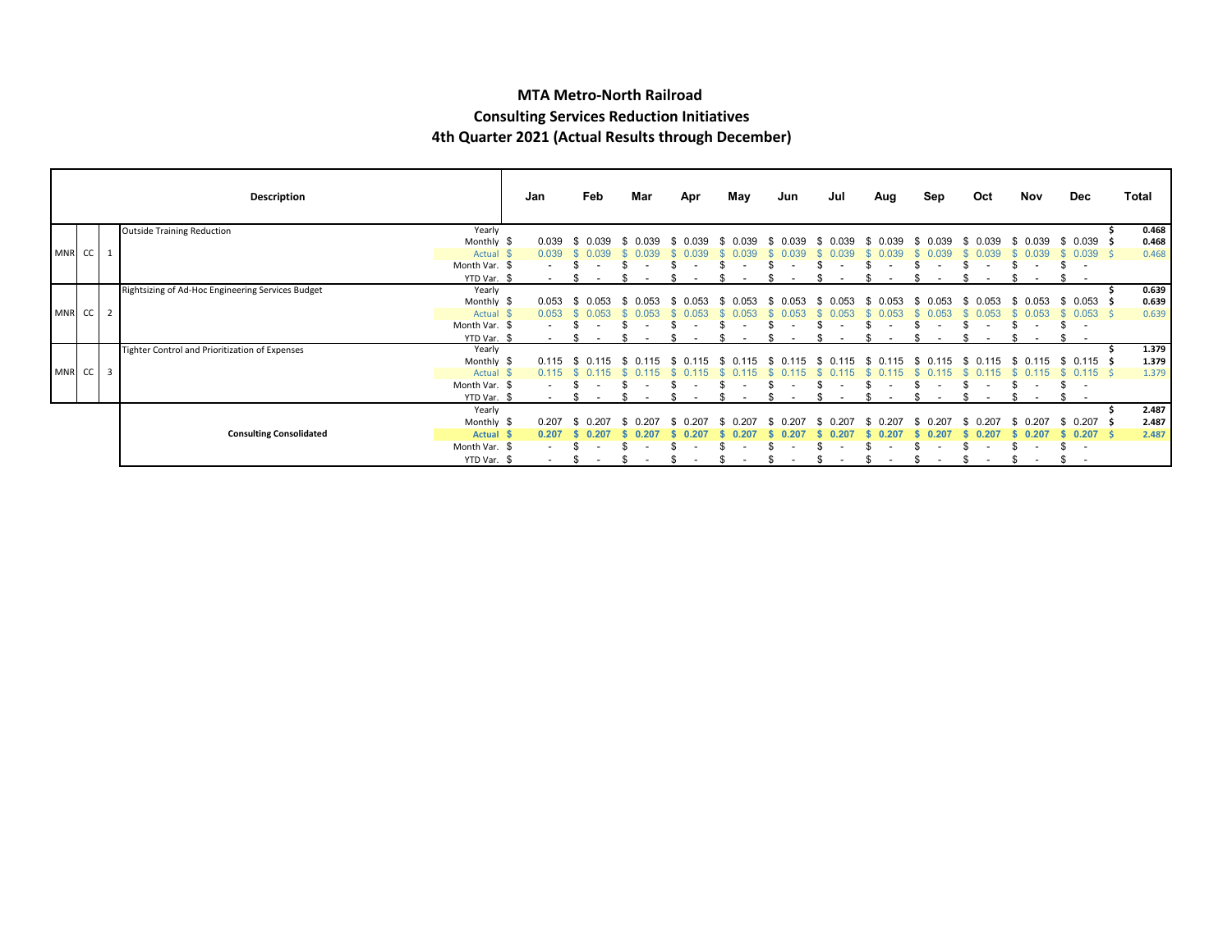# MTA Metro-North Railroad

## Consulting Services Reduction Initiatives

### 4th Quarter 2021 (Actual Results through December)

| | | | Description | | Jan | Feb | Mar | Apr | May | Jun | Jul | Aug | Sep | Oct | Nov | Dec | Total |
|---|---|---|---|---|---|---|---|---|---|---|---|---|---|---|---|---|---|
| MNR | CC | 1 | Outside Training Reduction | Yearly | | | | | | | | | | | | | $ 0.468 |
| | | | | Monthly $ | 0.039 | $ 0.039 | $ 0.039 | $ 0.039 | $ 0.039 | $ 0.039 | $ 0.039 | $ 0.039 | $ 0.039 | $ 0.039 | $ 0.039 | $ 0.039 | $ 0.468 |
| | | | | Actual $ | 0.039 | $ 0.039 | $ 0.039 | $ 0.039 | $ 0.039 | $ 0.039 | $ 0.039 | $ 0.039 | $ 0.039 | $ 0.039 | $ 0.039 | $ 0.039 | $ 0.468 |
| | | | | Month Var. $ | - | $ - | $ - | $ - | $ - | $ - | $ - | $ - | $ - | $ - | $ - | $ - | |
| | | | | YTD Var. $ | - | $ - | $ - | $ - | $ - | $ - | $ - | $ - | $ - | $ - | $ - | $ - | |
| MNR | CC | 2 | Rightsizing of Ad-Hoc Engineering Services Budget | Yearly | | | | | | | | | | | | | $ 0.639 |
| | | | | Monthly $ | 0.053 | $ 0.053 | $ 0.053 | $ 0.053 | $ 0.053 | $ 0.053 | $ 0.053 | $ 0.053 | $ 0.053 | $ 0.053 | $ 0.053 | $ 0.053 | $ 0.639 |
| | | | | Actual $ | 0.053 | $ 0.053 | $ 0.053 | $ 0.053 | $ 0.053 | $ 0.053 | $ 0.053 | $ 0.053 | $ 0.053 | $ 0.053 | $ 0.053 | $ 0.053 | $ 0.639 |
| | | | | Month Var. $ | - | $ - | $ - | $ - | $ - | $ - | $ - | $ - | $ - | $ - | $ - | $ - | |
| | | | | YTD Var. $ | - | $ - | $ - | $ - | $ - | $ - | $ - | $ - | $ - | $ - | $ - | $ - | |
| MNR | CC | 3 | Tighter Control and Prioritization of Expenses | Yearly | | | | | | | | | | | | | $ 1.379 |
| | | | | Monthly $ | 0.115 | $ 0.115 | $ 0.115 | $ 0.115 | $ 0.115 | $ 0.115 | $ 0.115 | $ 0.115 | $ 0.115 | $ 0.115 | $ 0.115 | $ 0.115 | $ 1.379 |
| | | | | Actual $ | 0.115 | $ 0.115 | $ 0.115 | $ 0.115 | $ 0.115 | $ 0.115 | $ 0.115 | $ 0.115 | $ 0.115 | $ 0.115 | $ 0.115 | $ 0.115 | $ 1.379 |
| | | | | Month Var. $ | - | $ - | $ - | $ - | $ - | $ - | $ - | $ - | $ - | $ - | $ - | $ - | |
| | | | | YTD Var. $ | - | $ - | $ - | $ - | $ - | $ - | $ - | $ - | $ - | $ - | $ - | $ - | |
| | | | **Consulting Consolidated** | Yearly | | | | | | | | | | | | | $ 2.487 |
| | | | | Monthly $ | 0.207 | $ 0.207 | $ 0.207 | $ 0.207 | $ 0.207 | $ 0.207 | $ 0.207 | $ 0.207 | $ 0.207 | $ 0.207 | $ 0.207 | $ 0.207 | $ 2.487 |
| | | | | **Actual $** | **0.207** | **$ 0.207** | **$ 0.207** | **$ 0.207** | **$ 0.207** | **$ 0.207** | **$ 0.207** | **$ 0.207** | **$ 0.207** | **$ 0.207** | **$ 0.207** | **$ 0.207** | **$ 2.487** |
| | | | | Month Var. $ | - | $ - | $ - | $ - | $ - | $ - | $ - | $ - | $ - | $ - | $ - | $ - | |
| | | | | YTD Var. $ | - | $ - | $ - | $ - | $ - | $ - | $ - | $ - | $ - | $ - | $ - | $ - | |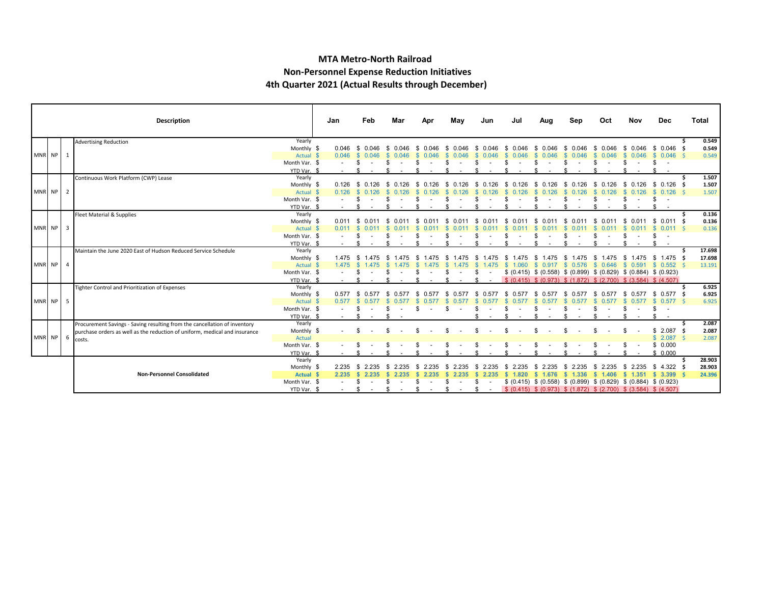# MTA Metro-North Railroad
## Non-Personnel Expense Reduction Initiatives
### 4th Quarter 2021 (Actual Results through December)

| | | | Description | | Jan | Feb | Mar | Apr | May | Jun | Jul | Aug | Sep | Oct | Nov | Dec | Total |
|---|---|---|---|---|---|---|---|---|---|---|---|---|---|---|---|---|---|
| MNR | NP | 1 | Advertising Reduction | Yearly | | | | | | | | | | | | | $ 0.549 |
| | | | | Monthly | $ 0.046 | $ 0.046 | $ 0.046 | $ 0.046 | $ 0.046 | $ 0.046 | $ 0.046 | $ 0.046 | $ 0.046 | $ 0.046 | $ 0.046 | $ 0.046 | $ 0.549 |
| | | | | Actual | $ 0.046 | $ 0.046 | $ 0.046 | $ 0.046 | $ 0.046 | $ 0.046 | $ 0.046 | $ 0.046 | $ 0.046 | $ 0.046 | $ 0.046 | $ 0.046 | $ 0.549 |
| | | | | Month Var. | $ - | $ - | $ - | $ - | $ - | $ - | $ - | $ - | $ - | $ - | $ - | $ - | |
| | | | | YTD Var. | $ - | $ - | $ - | $ - | $ - | $ - | $ - | $ - | $ - | $ - | $ - | $ - | |
| MNR | NP | 2 | Continuous Work Platform (CWP) Lease | Yearly | | | | | | | | | | | | | $ 1.507 |
| | | | | Monthly | $ 0.126 | $ 0.126 | $ 0.126 | $ 0.126 | $ 0.126 | $ 0.126 | $ 0.126 | $ 0.126 | $ 0.126 | $ 0.126 | $ 0.126 | $ 0.126 | $ 1.507 |
| | | | | Actual | $ 0.126 | $ 0.126 | $ 0.126 | $ 0.126 | $ 0.126 | $ 0.126 | $ 0.126 | $ 0.126 | $ 0.126 | $ 0.126 | $ 0.126 | $ 0.126 | $ 1.507 |
| | | | | Month Var. | $ - | $ - | $ - | $ - | $ - | $ - | $ - | $ - | $ - | $ - | $ - | $ - | |
| | | | | YTD Var. | $ - | $ - | $ - | $ - | $ - | $ - | $ - | $ - | $ - | $ - | $ - | $ - | |
| MNR | NP | 3 | Fleet Material & Supplies | Yearly | | | | | | | | | | | | | $ 0.136 |
| | | | | Monthly | $ 0.011 | $ 0.011 | $ 0.011 | $ 0.011 | $ 0.011 | $ 0.011 | $ 0.011 | $ 0.011 | $ 0.011 | $ 0.011 | $ 0.011 | $ 0.011 | $ 0.136 |
| | | | | Actual | $ 0.011 | $ 0.011 | $ 0.011 | $ 0.011 | $ 0.011 | $ 0.011 | $ 0.011 | $ 0.011 | $ 0.011 | $ 0.011 | $ 0.011 | $ 0.011 | $ 0.136 |
| | | | | Month Var. | $ - | $ - | $ - | $ - | $ - | $ - | $ - | $ - | $ - | $ - | $ - | $ - | |
| | | | | YTD Var. | $ - | $ - | $ - | $ - | $ - | $ - | $ - | $ - | $ - | $ - | $ - | $ - | |
| MNR | NP | 4 | Maintain the June 2020 East of Hudson Reduced Service Schedule | Yearly | | | | | | | | | | | | | $ 17.698 |
| | | | | Monthly | $ 1.475 | $ 1.475 | $ 1.475 | $ 1.475 | $ 1.475 | $ 1.475 | $ 1.475 | $ 1.475 | $ 1.475 | $ 1.475 | $ 1.475 | $ 1.475 | $ 17.698 |
| | | | | Actual | $ 1.475 | $ 1.475 | $ 1.475 | $ 1.475 | $ 1.475 | $ 1.475 | $ 1.060 | $ 0.917 | $ 0.576 | $ 0.646 | $ 0.591 | $ 0.552 | $ 13.191 |
| | | | | Month Var. | $ - | $ - | $ - | $ - | $ - | $ - | $ (0.415) | $ (0.558) | $ (0.899) | $ (0.829) | $ (0.884) | $ (0.923) | |
| | | | | YTD Var. | $ - | $ - | $ - | $ - | $ - | $ - | $ (0.415) | $ (0.973) | $ (1.872) | $ (2.700) | $ (3.584) | $ (4.507) | |
| MNR | NP | 5 | Tighter Control and Prioritization of Expenses | Yearly | | | | | | | | | | | | | $ 6.925 |
| | | | | Monthly | $ 0.577 | $ 0.577 | $ 0.577 | $ 0.577 | $ 0.577 | $ 0.577 | $ 0.577 | $ 0.577 | $ 0.577 | $ 0.577 | $ 0.577 | $ 0.577 | $ 6.925 |
| | | | | Actual | $ 0.577 | $ 0.577 | $ 0.577 | $ 0.577 | $ 0.577 | $ 0.577 | $ 0.577 | $ 0.577 | $ 0.577 | $ 0.577 | $ 0.577 | $ 0.577 | $ 6.925 |
| | | | | Month Var. | $ - | $ - | $ - | $ - | $ - | $ - | $ - | $ - | $ - | $ - | $ - | $ - | |
| | | | | YTD Var. | $ - | $ - | $ - | | | $ - | $ - | $ - | $ - | $ - | $ - | $ - | |
| MNR | NP | 6 | Procurement Savings - Saving resulting from the cancellation of inventory purchase orders as well as the reduction of uniform, medical and insurance costs. | Yearly | | | | | | | | | | | | | $ 2.087 |
| | | | | Monthly | $ - | $ - | $ - | $ - | $ - | $ - | $ - | $ - | $ - | $ - | $ - | $ 2.087 | $ 2.087 |
| | | | | Actual | | | | | | | | | | | | $ 2.087 | $ 2.087 |
| | | | | Month Var. | $ - | $ - | $ - | $ - | $ - | $ - | $ - | $ - | $ - | $ - | $ - | $ 0.000 | |
| | | | | YTD Var. | $ - | $ - | $ - | $ - | $ - | $ - | $ - | $ - | $ - | $ - | $ - | $ 0.000 | |
| | | | **Non-Personnel Consolidated** | Yearly | | | | | | | | | | | | | $ 28.903 |
| | | | | Monthly | $ 2.235 | $ 2.235 | $ 2.235 | $ 2.235 | $ 2.235 | $ 2.235 | $ 2.235 | $ 2.235 | $ 2.235 | $ 2.235 | $ 2.235 | $ 4.322 | $ 28.903 |
| | | | | **Actual** | **$ 2.235** | **$ 2.235** | **$ 2.235** | **$ 2.235** | **$ 2.235** | **$ 2.235** | **$ 1.820** | **$ 1.676** | **$ 1.336** | **$ 1.406** | **$ 1.351** | **$ 3.399** | **$ 24.396** |
| | | | | Month Var. | $ - | $ - | $ - | $ - | $ - | $ - | $ (0.415) | $ (0.558) | $ (0.899) | $ (0.829) | $ (0.884) | $ (0.923) | |
| | | | | YTD Var. | $ - | $ - | $ - | $ - | $ - | $ - | $ (0.415) | $ (0.973) | $ (1.872) | $ (2.700) | $ (3.584) | $ (4.507) | |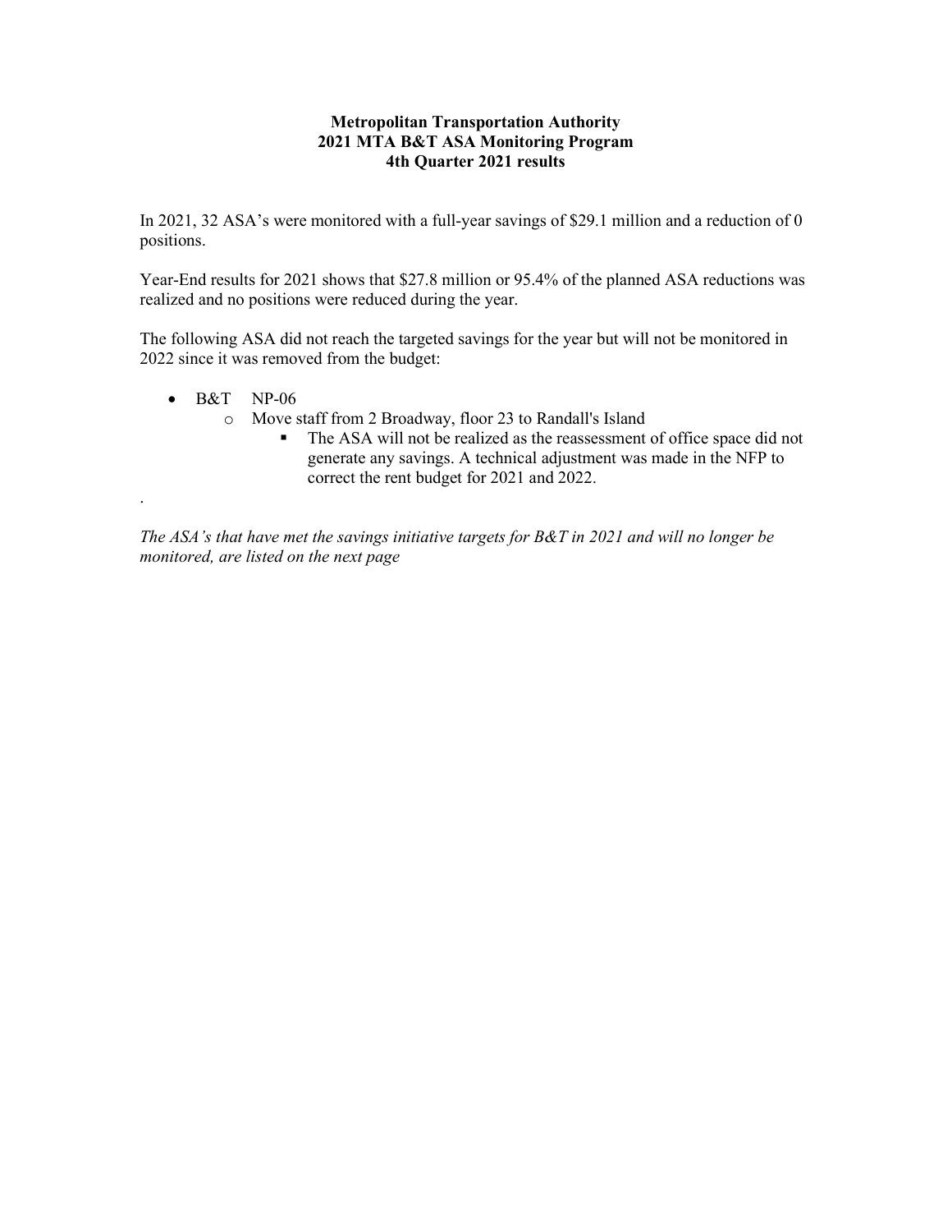**Metropolitan Transportation Authority**
**2021 MTA B&T ASA Monitoring Program**
**4th Quarter 2021 results**

In 2021, 32 ASA's were monitored with a full-year savings of $29.1 million and a reduction of 0 positions.

Year-End results for 2021 shows that $27.8 million or 95.4% of the planned ASA reductions was realized and no positions were reduced during the year.

The following ASA did not reach the targeted savings for the year but will not be monitored in 2022 since it was removed from the budget:

- B&T NP-06
  - Move staff from 2 Broadway, floor 23 to Randall's Island
    - The ASA will not be realized as the reassessment of office space did not generate any savings. A technical adjustment was made in the NFP to correct the rent budget for 2021 and 2022.

.

*The ASA's that have met the savings initiative targets for B&T in 2021 and will no longer be monitored, are listed on the next page*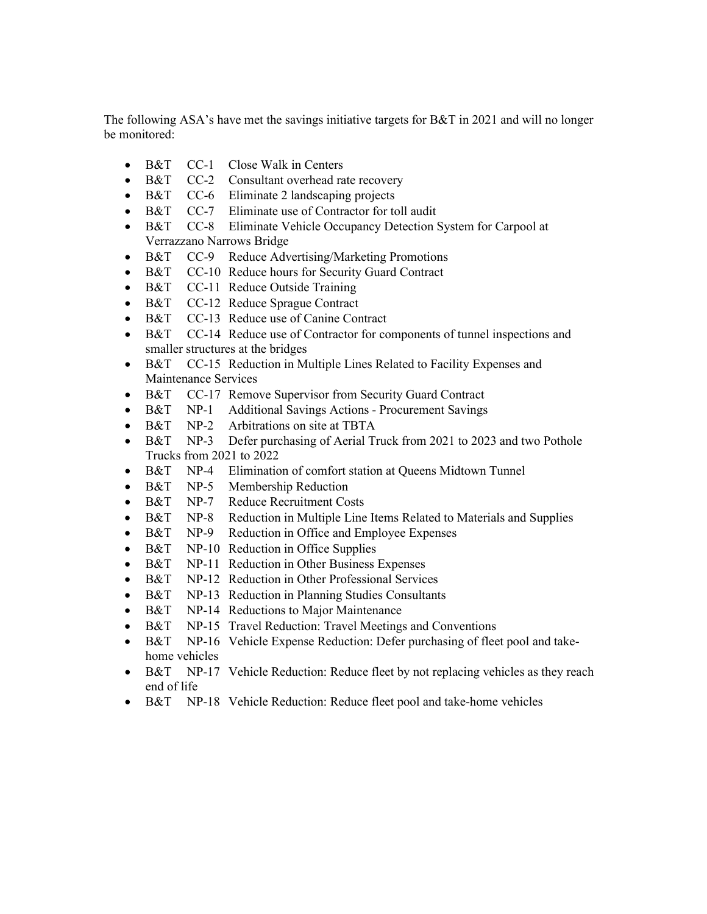The following ASA's have met the savings initiative targets for B&T in 2021 and will no longer be monitored:

- B&T CC-1 Close Walk in Centers
- B&T CC-2 Consultant overhead rate recovery
- B&T CC-6 Eliminate 2 landscaping projects
- B&T CC-7 Eliminate use of Contractor for toll audit
- B&T CC-8 Eliminate Vehicle Occupancy Detection System for Carpool at Verrazzano Narrows Bridge
- B&T CC-9 Reduce Advertising/Marketing Promotions
- B&T CC-10 Reduce hours for Security Guard Contract
- B&T CC-11 Reduce Outside Training
- B&T CC-12 Reduce Sprague Contract
- B&T CC-13 Reduce use of Canine Contract
- B&T CC-14 Reduce use of Contractor for components of tunnel inspections and smaller structures at the bridges
- B&T CC-15 Reduction in Multiple Lines Related to Facility Expenses and Maintenance Services
- B&T CC-17 Remove Supervisor from Security Guard Contract
- B&T NP-1 Additional Savings Actions - Procurement Savings
- B&T NP-2 Arbitrations on site at TBTA
- B&T NP-3 Defer purchasing of Aerial Truck from 2021 to 2023 and two Pothole Trucks from 2021 to 2022
- B&T NP-4 Elimination of comfort station at Queens Midtown Tunnel
- B&T NP-5 Membership Reduction
- B&T NP-7 Reduce Recruitment Costs
- B&T NP-8 Reduction in Multiple Line Items Related to Materials and Supplies
- B&T NP-9 Reduction in Office and Employee Expenses
- B&T NP-10 Reduction in Office Supplies
- B&T NP-11 Reduction in Other Business Expenses
- B&T NP-12 Reduction in Other Professional Services
- B&T NP-13 Reduction in Planning Studies Consultants
- B&T NP-14 Reductions to Major Maintenance
- B&T NP-15 Travel Reduction: Travel Meetings and Conventions
- B&T NP-16 Vehicle Expense Reduction: Defer purchasing of fleet pool and take-home vehicles
- B&T NP-17 Vehicle Reduction: Reduce fleet by not replacing vehicles as they reach end of life
- B&T NP-18 Vehicle Reduction: Reduce fleet pool and take-home vehicles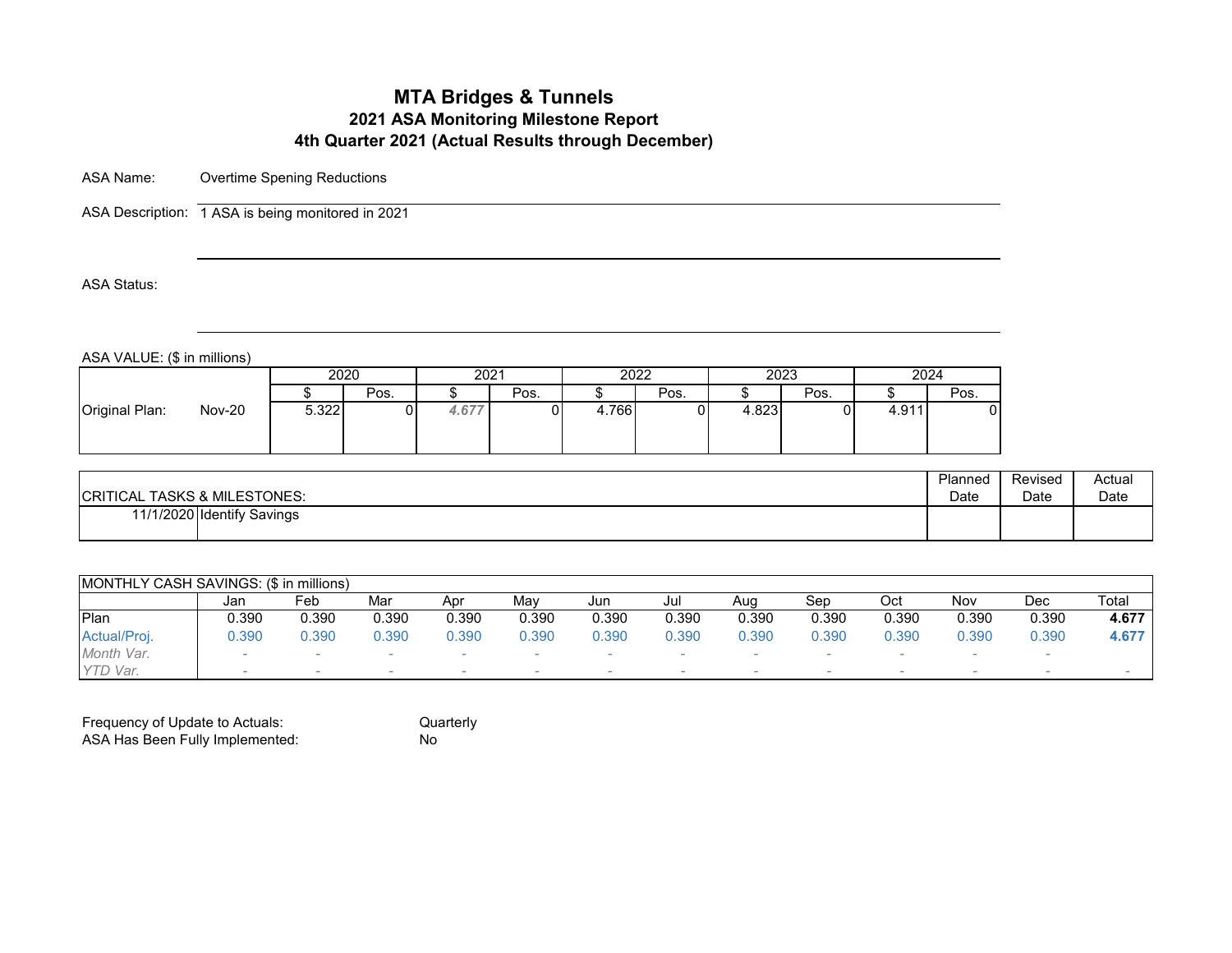# MTA Bridges & Tunnels

## 2021 ASA Monitoring Milestone Report

## 4th Quarter 2021 (Actual Results through December)

ASA Name: Overtime Spening Reductions

ASA Description: 1 ASA is being monitored in 2021

ASA Status:

ASA VALUE: ($ in millions)

| | | 2020 | | 2021 | | 2022 | | 2023 | | 2024 | |
|---|---|---|---|---|---|---|---|---|---|---|---|
| | | $ | Pos. | $ | Pos. | $ | Pos. | $ | Pos. | $ | Pos. |
| Original Plan: | Nov-20 | 5.322 | 0 | *4.677* | 0 | 4.766 | 0 | 4.823 | 0 | 4.911 | 0 |

| CRITICAL TASKS & MILESTONES: | | Planned Date | Revised Date | Actual Date |
|---|---|---|---|---|
| 11/1/2020 | Identify Savings | | | |

| MONTHLY CASH SAVINGS: ($ in millions) | Jan | Feb | Mar | Apr | May | Jun | Jul | Aug | Sep | Oct | Nov | Dec | Total |
|---|---|---|---|---|---|---|---|---|---|---|---|---|---|
| Plan | 0.390 | 0.390 | 0.390 | 0.390 | 0.390 | 0.390 | 0.390 | 0.390 | 0.390 | 0.390 | 0.390 | 0.390 | **4.677** |
| Actual/Proj. | 0.390 | 0.390 | 0.390 | 0.390 | 0.390 | 0.390 | 0.390 | 0.390 | 0.390 | 0.390 | 0.390 | 0.390 | **4.677** |
| *Month Var.* | - | - | - | - | - | - | - | - | - | - | - | - | |
| *YTD Var.* | - | - | - | - | - | - | - | - | - | - | - | - | - |

Frequency of Update to Actuals: Quarterly

ASA Has Been Fully Implemented: No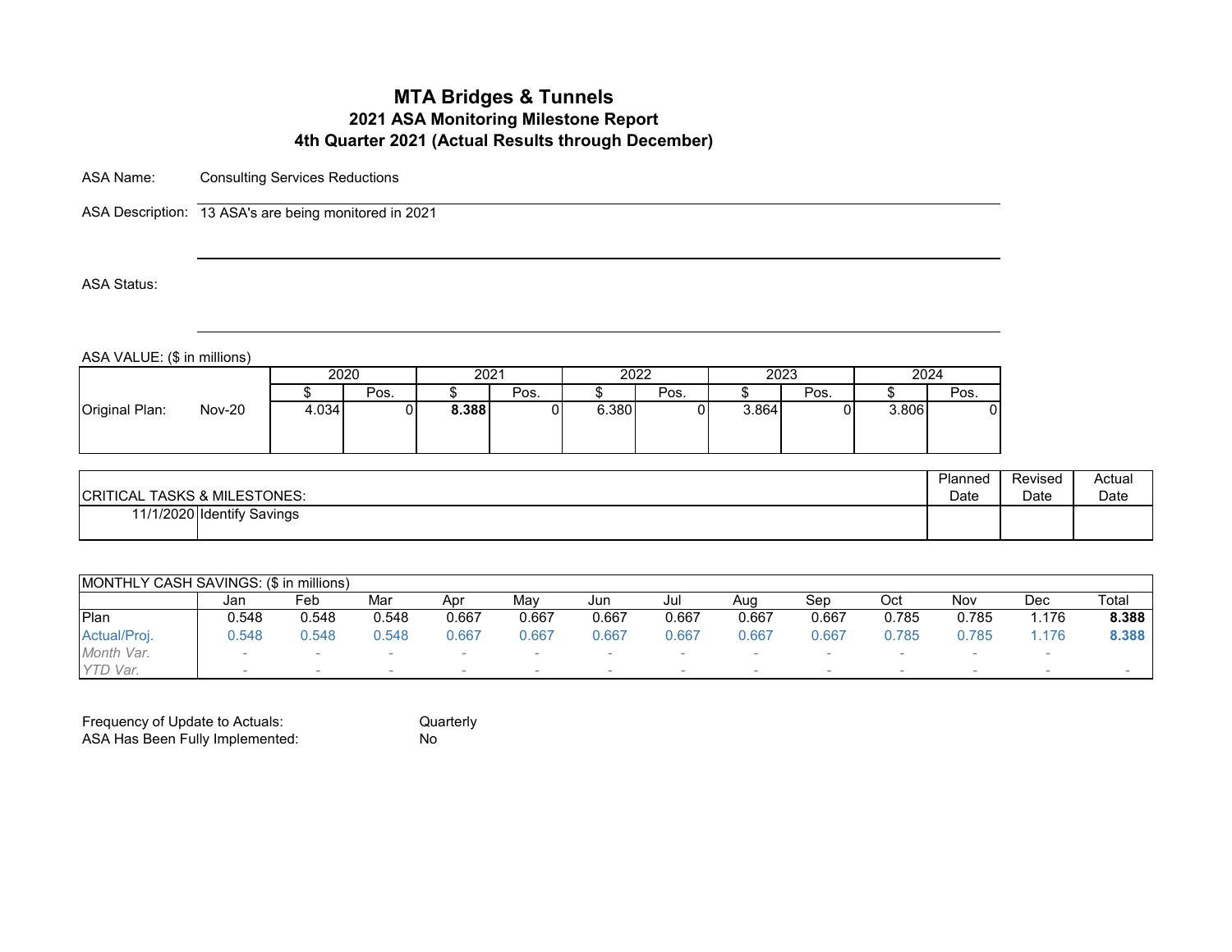# MTA Bridges & Tunnels

## 2021 ASA Monitoring Milestone Report

## 4th Quarter 2021 (Actual Results through December)

ASA Name: Consulting Services Reductions

ASA Description: 13 ASA's are being monitored in 2021

ASA Status:

ASA VALUE: ($ in millions)

| | | 2020 | | 2021 | | 2022 | | 2023 | | 2024 | |
|---|---|---|---|---|---|---|---|---|---|---|---|
| | | $ | Pos. | $ | Pos. | $ | Pos. | $ | Pos. | $ | Pos. |
| Original Plan: | Nov-20 | 4.034 | 0 | **8.388** | 0 | 6.380 | 0 | 3.864 | 0 | 3.806 | 0 |

| CRITICAL TASKS & MILESTONES: | | Planned Date | Revised Date | Actual Date |
|---|---|---|---|---|
| 11/1/2020 | Identify Savings | | | |

| MONTHLY CASH SAVINGS: ($ in millions) | Jan | Feb | Mar | Apr | May | Jun | Jul | Aug | Sep | Oct | Nov | Dec | Total |
|---|---|---|---|---|---|---|---|---|---|---|---|---|---|
| Plan | 0.548 | 0.548 | 0.548 | 0.667 | 0.667 | 0.667 | 0.667 | 0.667 | 0.667 | 0.785 | 0.785 | 1.176 | **8.388** |
| Actual/Proj. | 0.548 | 0.548 | 0.548 | 0.667 | 0.667 | 0.667 | 0.667 | 0.667 | 0.667 | 0.785 | 0.785 | 1.176 | **8.388** |
| *Month Var.* | - | - | - | - | - | - | - | - | - | - | - | - | |
| *YTD Var.* | - | - | - | - | - | - | - | - | - | - | - | - | - |

Frequency of Update to Actuals: Quarterly

ASA Has Been Fully Implemented: No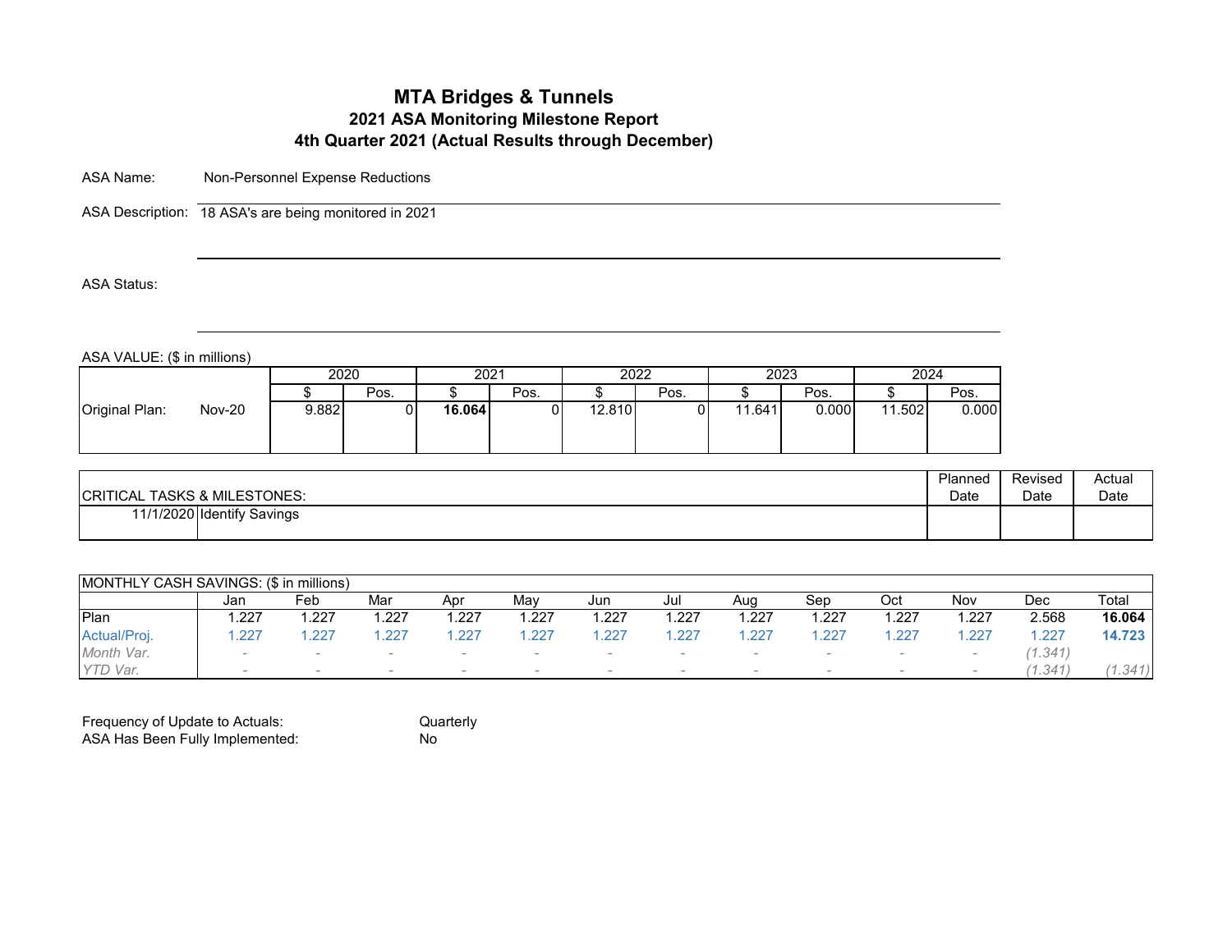# MTA Bridges & Tunnels

## 2021 ASA Monitoring Milestone Report

## 4th Quarter 2021 (Actual Results through December)

ASA Name: Non-Personnel Expense Reductions

ASA Description: 18 ASA's are being monitored in 2021

ASA Status:

ASA VALUE: ($ in millions)

| | | 2020 | | 2021 | | 2022 | | 2023 | | 2024 | |
|---|---|---|---|---|---|---|---|---|---|---|---|
| | | $ | Pos. | $ | Pos. | $ | Pos. | $ | Pos. | $ | Pos. |
| Original Plan: | Nov-20 | 9.882 | 0 | **16.064** | 0 | 12.810 | 0 | 11.641 | 0.000 | 11.502 | 0.000 |

| CRITICAL TASKS & MILESTONES: | | Planned Date | Revised Date | Actual Date |
|---|---|---|---|---|
| 11/1/2020 | Identify Savings | | | |

| MONTHLY CASH SAVINGS: ($ in millions) | Jan | Feb | Mar | Apr | May | Jun | Jul | Aug | Sep | Oct | Nov | Dec | Total |
|---|---|---|---|---|---|---|---|---|---|---|---|---|---|
| Plan | 1.227 | 1.227 | 1.227 | 1.227 | 1.227 | 1.227 | 1.227 | 1.227 | 1.227 | 1.227 | 1.227 | 2.568 | **16.064** |
| Actual/Proj. | 1.227 | 1.227 | 1.227 | 1.227 | 1.227 | 1.227 | 1.227 | 1.227 | 1.227 | 1.227 | 1.227 | 1.227 | **14.723** |
| *Month Var.* | - | - | - | - | - | - | - | - | - | - | - | (1.341) | |
| *YTD Var.* | - | - | - | - | - | - | - | - | - | - | - | (1.341) | (1.341) |

Frequency of Update to Actuals: Quarterly

ASA Has Been Fully Implemented: No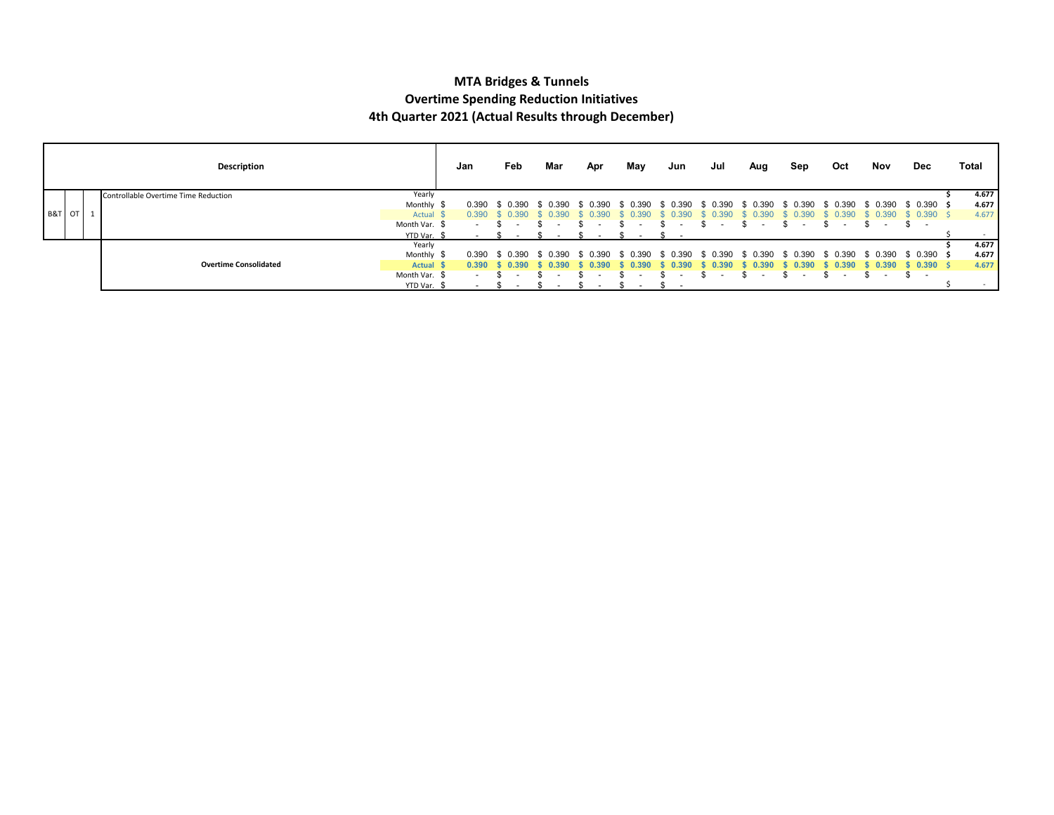# MTA Bridges & Tunnels
## Overtime Spending Reduction Initiatives
### 4th Quarter 2021 (Actual Results through December)

| | | | Description | | Jan | Feb | Mar | Apr | May | Jun | Jul | Aug | Sep | Oct | Nov | Dec | Total |
|---|---|---|---|---|---|---|---|---|---|---|---|---|---|---|---|---|---|
| B&T | OT | 1 | Controllable Overtime Time Reduction | Yearly | | | | | | | | | | | | | $ 4.677 |
| | | | | Monthly | $ 0.390 | $ 0.390 | $ 0.390 | $ 0.390 | $ 0.390 | $ 0.390 | $ 0.390 | $ 0.390 | $ 0.390 | $ 0.390 | $ 0.390 | $ 0.390 | $ 4.677 |
| | | | | Actual | $ 0.390 | $ 0.390 | $ 0.390 | $ 0.390 | $ 0.390 | $ 0.390 | $ 0.390 | $ 0.390 | $ 0.390 | $ 0.390 | $ 0.390 | $ 0.390 | $ 4.677 |
| | | | | Month Var. | $ - | $ - | $ - | $ - | $ - | $ - | $ - | $ - | $ - | $ - | $ - | $ - | |
| | | | | YTD Var. | $ - | $ - | $ - | $ - | $ - | $ - | | | | | | | $ - |
| | | | **Overtime Consolidated** | Yearly | | | | | | | | | | | | | $ 4.677 |
| | | | | Monthly | $ 0.390 | $ 0.390 | $ 0.390 | $ 0.390 | $ 0.390 | $ 0.390 | $ 0.390 | $ 0.390 | $ 0.390 | $ 0.390 | $ 0.390 | $ 0.390 | $ 4.677 |
| | | | | **Actual** | **$ 0.390** | **$ 0.390** | **$ 0.390** | **$ 0.390** | **$ 0.390** | **$ 0.390** | **$ 0.390** | **$ 0.390** | **$ 0.390** | **$ 0.390** | **$ 0.390** | **$ 0.390** | **$ 4.677** |
| | | | | Month Var. | $ - | $ - | $ - | $ - | $ - | $ - | $ - | $ - | $ - | $ - | $ - | $ - | |
| | | | | YTD Var. | $ - | $ - | $ - | $ - | $ - | $ - | | | | | | | $ - |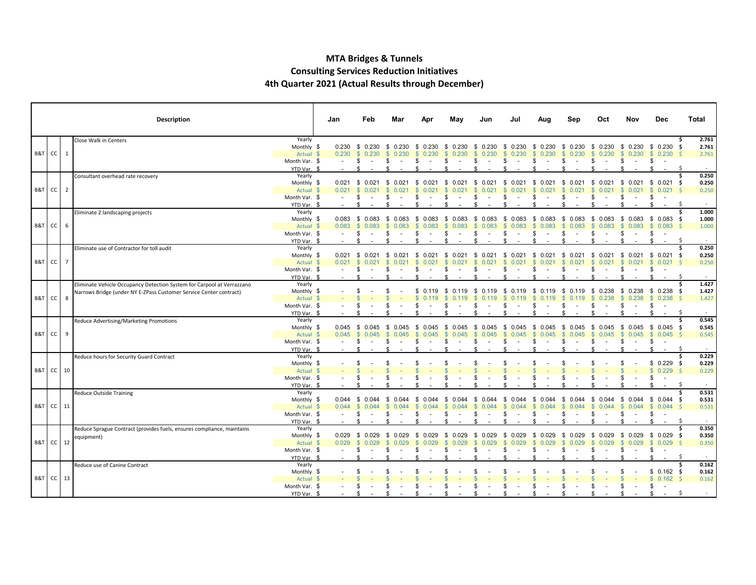# MTA Bridges & Tunnels
## Consulting Services Reduction Initiatives
### 4th Quarter 2021 (Actual Results through December)

| | | | Description | | Jan | Feb | Mar | Apr | May | Jun | Jul | Aug | Sep | Oct | Nov | Dec | Total |
|---|---|---|---|---|---|---|---|---|---|---|---|---|---|---|---|---|---|
| B&T | CC | 1 | Close Walk in Centers | Yearly | | | | | | | | | | | | | $ 2.761 |
| | | | | Monthly | $ 0.230 | $ 0.230 | $ 0.230 | $ 0.230 | $ 0.230 | $ 0.230 | $ 0.230 | $ 0.230 | $ 0.230 | $ 0.230 | $ 0.230 | $ 0.230 | $ 2.761 |
| | | | | Actual | $ 0.230 | $ 0.230 | $ 0.230 | $ 0.230 | $ 0.230 | $ 0.230 | $ 0.230 | $ 0.230 | $ 0.230 | $ 0.230 | $ 0.230 | $ 0.230 | $ 2.761 |
| | | | | Month Var. | $ - | $ - | $ - | $ - | $ - | $ - | $ - | $ - | $ - | $ - | $ - | $ - | |
| | | | | YTD Var. | $ - | $ - | $ - | $ - | $ - | $ - | $ - | $ - | $ - | $ - | $ - | $ - | $ - |
| B&T | CC | 2 | Consultant overhead rate recovery | Yearly | | | | | | | | | | | | | $ 0.250 |
| | | | | Monthly | $ 0.021 | $ 0.021 | $ 0.021 | $ 0.021 | $ 0.021 | $ 0.021 | $ 0.021 | $ 0.021 | $ 0.021 | $ 0.021 | $ 0.021 | $ 0.021 | $ 0.250 |
| | | | | Actual | $ 0.021 | $ 0.021 | $ 0.021 | $ 0.021 | $ 0.021 | $ 0.021 | $ 0.021 | $ 0.021 | $ 0.021 | $ 0.021 | $ 0.021 | $ 0.021 | $ 0.250 |
| | | | | Month Var. | $ - | $ - | $ - | $ - | $ - | $ - | $ - | $ - | $ - | $ - | $ - | $ - | |
| | | | | YTD Var. | $ - | $ - | $ - | $ - | $ - | $ - | $ - | $ - | $ - | $ - | $ - | $ - | $ - |
| B&T | CC | 6 | Eliminate 2 landscaping projects | Yearly | | | | | | | | | | | | | $ 1.000 |
| | | | | Monthly | $ 0.083 | $ 0.083 | $ 0.083 | $ 0.083 | $ 0.083 | $ 0.083 | $ 0.083 | $ 0.083 | $ 0.083 | $ 0.083 | $ 0.083 | $ 0.083 | $ 1.000 |
| | | | | Actual | $ 0.083 | $ 0.083 | $ 0.083 | $ 0.083 | $ 0.083 | $ 0.083 | $ 0.083 | $ 0.083 | $ 0.083 | $ 0.083 | $ 0.083 | $ 0.083 | $ 1.000 |
| | | | | Month Var. | $ - | $ - | $ - | $ - | $ - | $ - | $ - | $ - | $ - | $ - | $ - | $ - | |
| | | | | YTD Var. | $ - | $ - | $ - | $ - | $ - | $ - | $ - | $ - | $ - | $ - | $ - | $ - | $ - |
| B&T | CC | 7 | Eliminate use of Contractor for toll audit | Yearly | | | | | | | | | | | | | $ 0.250 |
| | | | | Monthly | $ 0.021 | $ 0.021 | $ 0.021 | $ 0.021 | $ 0.021 | $ 0.021 | $ 0.021 | $ 0.021 | $ 0.021 | $ 0.021 | $ 0.021 | $ 0.021 | $ 0.250 |
| | | | | Actual | $ 0.021 | $ 0.021 | $ 0.021 | $ 0.021 | $ 0.021 | $ 0.021 | $ 0.021 | $ 0.021 | $ 0.021 | $ 0.021 | $ 0.021 | $ 0.021 | $ 0.250 |
| | | | | Month Var. | $ - | $ - | $ - | $ - | $ - | $ - | $ - | $ - | $ - | $ - | $ - | $ - | |
| | | | | YTD Var. | $ - | $ - | $ - | $ - | $ - | $ - | $ - | $ - | $ - | $ - | $ - | $ - | $ - |
| B&T | CC | 8 | Eliminate Vehicle Occupancy Detection System for Carpool at Verrazzano Narrows Bridge (under NY E-ZPass Customer Service Center contract) | Yearly | | | | | | | | | | | | | $ 1.427 |
| | | | | Monthly | $ - | $ - | $ - | $ 0.119 | $ 0.119 | $ 0.119 | $ 0.119 | $ 0.119 | $ 0.119 | $ 0.238 | $ 0.238 | $ 0.238 | $ 1.427 |
| | | | | Actual | $ - | $ - | $ - | $ 0.119 | $ 0.119 | $ 0.119 | $ 0.119 | $ 0.119 | $ 0.119 | $ 0.238 | $ 0.238 | $ 0.238 | $ 1.427 |
| | | | | Month Var. | $ - | $ - | $ - | $ - | $ - | $ - | $ - | $ - | $ - | $ - | $ - | $ - | |
| | | | | YTD Var. | $ - | $ - | $ - | $ - | $ - | $ - | $ - | $ - | $ - | $ - | $ - | $ - | $ - |
| B&T | CC | 9 | Reduce Advertising/Marketing Promotions | Yearly | | | | | | | | | | | | | $ 0.545 |
| | | | | Monthly | $ 0.045 | $ 0.045 | $ 0.045 | $ 0.045 | $ 0.045 | $ 0.045 | $ 0.045 | $ 0.045 | $ 0.045 | $ 0.045 | $ 0.045 | $ 0.045 | $ 0.545 |
| | | | | Actual | $ 0.045 | $ 0.045 | $ 0.045 | $ 0.045 | $ 0.045 | $ 0.045 | $ 0.045 | $ 0.045 | $ 0.045 | $ 0.045 | $ 0.045 | $ 0.045 | $ 0.545 |
| | | | | Month Var. | $ - | $ - | $ - | $ - | $ - | $ - | $ - | $ - | $ - | $ - | $ - | $ - | |
| | | | | YTD Var. | $ - | $ - | $ - | $ - | $ - | $ - | $ - | $ - | $ - | $ - | $ - | $ - | $ - |
| B&T | CC | 10 | Reduce hours for Security Guard Contract | Yearly | | | | | | | | | | | | | $ 0.229 |
| | | | | Monthly | $ - | $ - | $ - | $ - | $ - | $ - | $ - | $ - | $ - | $ - | $ - | $ 0.229 | $ 0.229 |
| | | | | Actual | $ - | $ - | $ - | $ - | $ - | $ - | $ - | $ - | $ - | $ - | $ - | $ 0.229 | $ 0.229 |
| | | | | Month Var. | $ - | $ - | $ - | $ - | $ - | $ - | $ - | $ - | $ - | $ - | $ - | $ - | |
| | | | | YTD Var. | $ - | $ - | $ - | $ - | $ - | $ - | $ - | $ - | $ - | $ - | $ - | $ - | $ - |
| B&T | CC | 11 | Reduce Outside Training | Yearly | | | | | | | | | | | | | $ 0.531 |
| | | | | Monthly | $ 0.044 | $ 0.044 | $ 0.044 | $ 0.044 | $ 0.044 | $ 0.044 | $ 0.044 | $ 0.044 | $ 0.044 | $ 0.044 | $ 0.044 | $ 0.044 | $ 0.531 |
| | | | | Actual | $ 0.044 | $ 0.044 | $ 0.044 | $ 0.044 | $ 0.044 | $ 0.044 | $ 0.044 | $ 0.044 | $ 0.044 | $ 0.044 | $ 0.044 | $ 0.044 | $ 0.531 |
| | | | | Month Var. | $ - | $ - | $ - | $ - | $ - | $ - | $ - | $ - | $ - | $ - | $ - | $ - | |
| | | | | YTD Var. | $ - | $ - | $ - | $ - | $ - | $ - | $ - | $ - | $ - | $ - | $ - | $ - | $ - |
| B&T | CC | 12 | Reduce Sprague Contract (provides fuels, ensures compliance, maintains equipment) | Yearly | | | | | | | | | | | | | $ 0.350 |
| | | | | Monthly | $ 0.029 | $ 0.029 | $ 0.029 | $ 0.029 | $ 0.029 | $ 0.029 | $ 0.029 | $ 0.029 | $ 0.029 | $ 0.029 | $ 0.029 | $ 0.029 | $ 0.350 |
| | | | | Actual | $ 0.029 | $ 0.029 | $ 0.029 | $ 0.029 | $ 0.029 | $ 0.029 | $ 0.029 | $ 0.029 | $ 0.029 | $ 0.029 | $ 0.029 | $ 0.029 | $ 0.350 |
| | | | | Month Var. | $ - | $ - | $ - | $ - | $ - | $ - | $ - | $ - | $ - | $ - | $ - | $ - | |
| | | | | YTD Var. | $ - | $ - | $ - | $ - | $ - | $ - | $ - | $ - | $ - | $ - | $ - | $ - | $ - |
| B&T | CC | 13 | Reduce use of Canine Contract | Yearly | | | | | | | | | | | | | $ 0.162 |
| | | | | Monthly | $ - | $ - | $ - | $ - | $ - | $ - | $ - | $ - | $ - | $ - | $ - | $ 0.162 | $ 0.162 |
| | | | | Actual | $ - | $ - | $ - | $ - | $ - | $ - | $ - | $ - | $ - | $ - | $ - | $ 0.162 | $ 0.162 |
| | | | | Month Var. | $ - | $ - | $ - | $ - | $ - | $ - | $ - | $ - | $ - | $ - | $ - | $ - | |
| | | | | YTD Var. | $ - | $ - | $ - | $ - | $ - | $ - | $ - | $ - | $ - | $ - | $ - | $ - | $ - |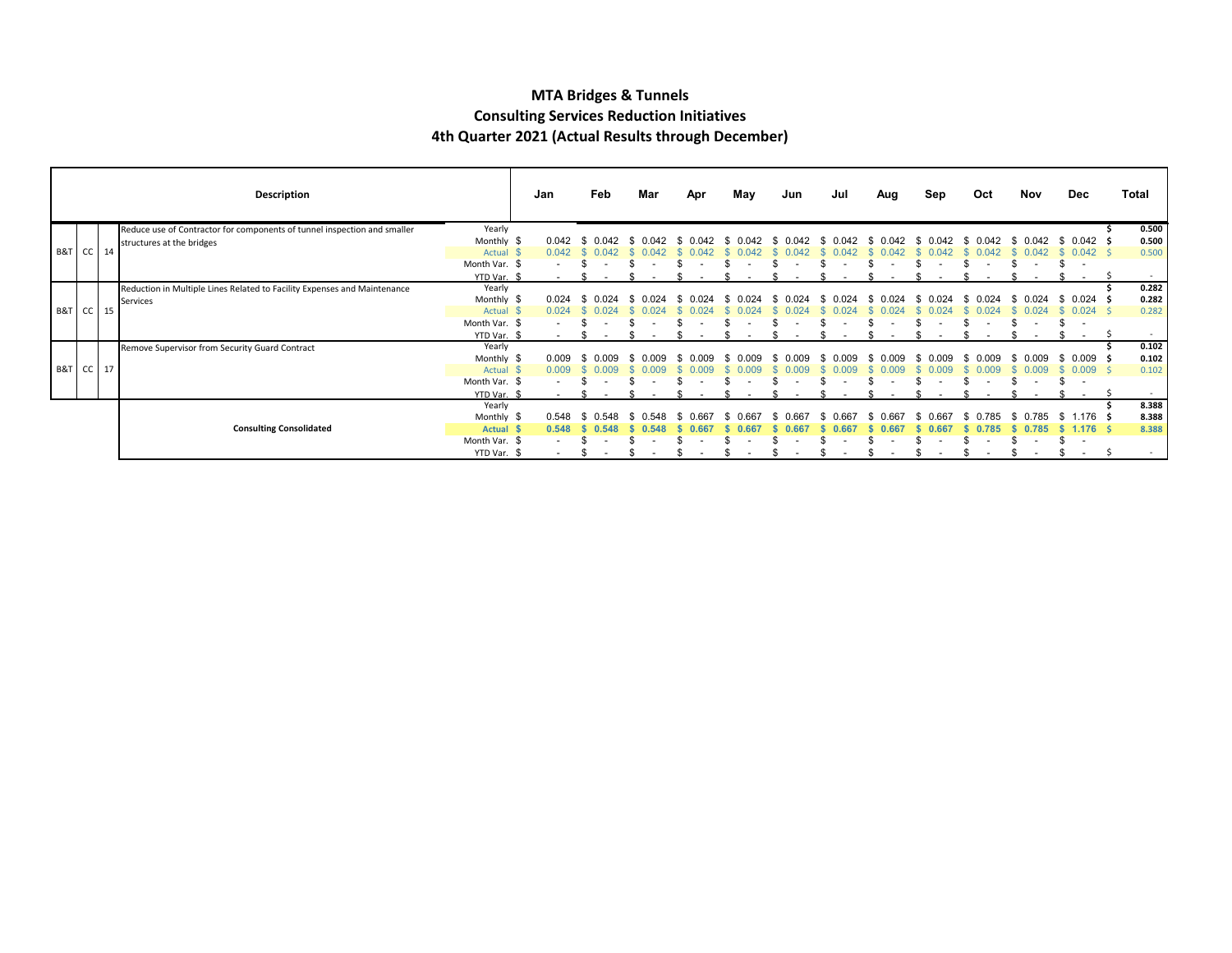# MTA Bridges & Tunnels
## Consulting Services Reduction Initiatives
### 4th Quarter 2021 (Actual Results through December)

| | | | Description | | Jan | Feb | Mar | Apr | May | Jun | Jul | Aug | Sep | Oct | Nov | Dec | Total |
|---|---|---|---|---|---|---|---|---|---|---|---|---|---|---|---|---|---|
| B&T | CC | 14 | Reduce use of Contractor for components of tunnel inspection and smaller structures at the bridges | Yearly | | | | | | | | | | | | | $ 0.500 |
| | | | | Monthly $ | 0.042 | $ 0.042 | $ 0.042 | $ 0.042 | $ 0.042 | $ 0.042 | $ 0.042 | $ 0.042 | $ 0.042 | $ 0.042 | $ 0.042 | $ 0.042 | $ 0.500 |
| | | | | Actual $ | 0.042 | $ 0.042 | $ 0.042 | $ 0.042 | $ 0.042 | $ 0.042 | $ 0.042 | $ 0.042 | $ 0.042 | $ 0.042 | $ 0.042 | $ 0.042 | $ 0.500 |
| | | | | Month Var. $ | - | $ - | $ - | $ - | $ - | $ - | $ - | $ - | $ - | $ - | $ - | $ - | |
| | | | | YTD Var. $ | - | $ - | $ - | $ - | $ - | $ - | $ - | $ - | $ - | $ - | $ - | $ - | $ - |
| B&T | CC | 15 | Reduction in Multiple Lines Related to Facility Expenses and Maintenance Services | Yearly | | | | | | | | | | | | | $ 0.282 |
| | | | | Monthly $ | 0.024 | $ 0.024 | $ 0.024 | $ 0.024 | $ 0.024 | $ 0.024 | $ 0.024 | $ 0.024 | $ 0.024 | $ 0.024 | $ 0.024 | $ 0.024 | $ 0.282 |
| | | | | Actual $ | 0.024 | $ 0.024 | $ 0.024 | $ 0.024 | $ 0.024 | $ 0.024 | $ 0.024 | $ 0.024 | $ 0.024 | $ 0.024 | $ 0.024 | $ 0.024 | $ 0.282 |
| | | | | Month Var. $ | - | $ - | $ - | $ - | $ - | $ - | $ - | $ - | $ - | $ - | $ - | $ - | |
| | | | | YTD Var. $ | - | $ - | $ - | $ - | $ - | $ - | $ - | $ - | $ - | $ - | $ - | $ - | $ - |
| B&T | CC | 17 | Remove Supervisor from Security Guard Contract | Yearly | | | | | | | | | | | | | $ 0.102 |
| | | | | Monthly $ | 0.009 | $ 0.009 | $ 0.009 | $ 0.009 | $ 0.009 | $ 0.009 | $ 0.009 | $ 0.009 | $ 0.009 | $ 0.009 | $ 0.009 | $ 0.009 | $ 0.102 |
| | | | | Actual $ | 0.009 | $ 0.009 | $ 0.009 | $ 0.009 | $ 0.009 | $ 0.009 | $ 0.009 | $ 0.009 | $ 0.009 | $ 0.009 | $ 0.009 | $ 0.009 | $ 0.102 |
| | | | | Month Var. $ | - | $ - | $ - | $ - | $ - | $ - | $ - | $ - | $ - | $ - | $ - | $ - | |
| | | | | YTD Var. $ | - | $ - | $ - | $ - | $ - | $ - | $ - | $ - | $ - | $ - | $ - | $ - | $ - |
| | | | **Consulting Consolidated** | Yearly | | | | | | | | | | | | | $ 8.388 |
| | | | | Monthly $ | 0.548 | $ 0.548 | $ 0.548 | $ 0.667 | $ 0.667 | $ 0.667 | $ 0.667 | $ 0.667 | $ 0.667 | $ 0.785 | $ 0.785 | $ 1.176 | $ 8.388 |
| | | | | **Actual $** | **0.548** | **$ 0.548** | **$ 0.548** | **$ 0.667** | **$ 0.667** | **$ 0.667** | **$ 0.667** | **$ 0.667** | **$ 0.667** | **$ 0.785** | **$ 0.785** | **$ 1.176** | **$ 8.388** |
| | | | | Month Var. $ | - | $ - | $ - | $ - | $ - | $ - | $ - | $ - | $ - | $ - | $ - | $ - | |
| | | | | YTD Var. $ | - | $ - | $ - | $ - | $ - | $ - | $ - | $ - | $ - | $ - | $ - | $ - | $ - |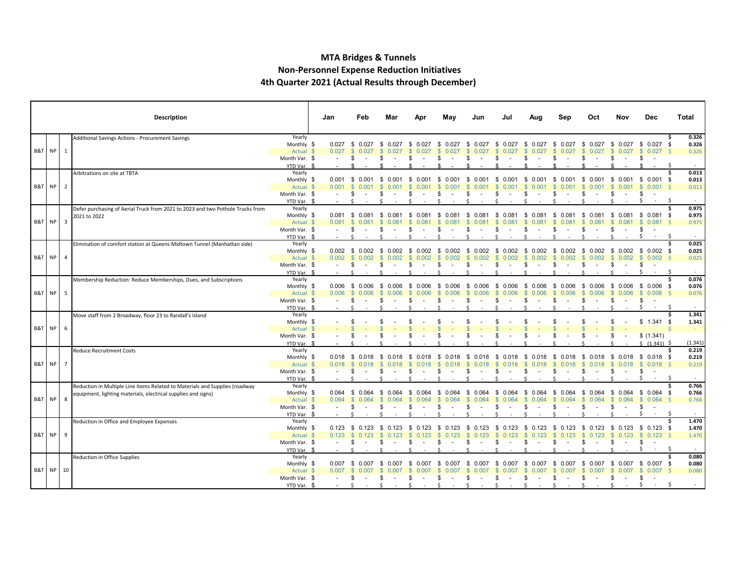# MTA Bridges & Tunnels
## Non-Personnel Expense Reduction Initiatives
## 4th Quarter 2021 (Actual Results through December)

| | | | Description | | Jan | Feb | Mar | Apr | May | Jun | Jul | Aug | Sep | Oct | Nov | Dec | Total |
|---|---|---|---|---|---|---|---|---|---|---|---|---|---|---|---|---|---|
| B&T | NP | 1 | Additional Savings Actions - Procurement Savings | Yearly | | | | | | | | | | | | | $ 0.326 |
| | | | | Monthly | $ 0.027 | $ 0.027 | $ 0.027 | $ 0.027 | $ 0.027 | $ 0.027 | $ 0.027 | $ 0.027 | $ 0.027 | $ 0.027 | $ 0.027 | $ 0.027 | $ 0.326 |
| | | | | Actual | $ 0.027 | $ 0.027 | $ 0.027 | $ 0.027 | $ 0.027 | $ 0.027 | $ 0.027 | $ 0.027 | $ 0.027 | $ 0.027 | $ 0.027 | $ 0.027 | $ 0.326 |
| | | | | Month Var. | $ - | $ - | $ - | $ - | $ - | $ - | $ - | $ - | $ - | $ - | $ - | $ - | |
| | | | | YTD Var. | $ - | $ - | $ - | $ - | $ - | $ - | $ - | $ - | $ - | $ - | $ - | $ - | $ - |
| B&T | NP | 2 | Arbitrations on site at TBTA | Yearly | | | | | | | | | | | | | $ 0.013 |
| | | | | Monthly | $ 0.001 | $ 0.001 | $ 0.001 | $ 0.001 | $ 0.001 | $ 0.001 | $ 0.001 | $ 0.001 | $ 0.001 | $ 0.001 | $ 0.001 | $ 0.001 | $ 0.013 |
| | | | | Actual | $ 0.001 | $ 0.001 | $ 0.001 | $ 0.001 | $ 0.001 | $ 0.001 | $ 0.001 | $ 0.001 | $ 0.001 | $ 0.001 | $ 0.001 | $ 0.001 | $ 0.013 |
| | | | | Month Var. | $ - | $ - | $ - | $ - | $ - | $ - | $ - | $ - | $ - | $ - | $ - | $ - | |
| | | | | YTD Var. | $ - | $ - | $ - | $ - | $ - | $ - | $ - | $ - | $ - | $ - | $ - | $ - | $ - |
| B&T | NP | 3 | Defer purchasing of Aerial Truck from 2021 to 2023 and two Pothole Trucks from 2021 to 2022 | Yearly | | | | | | | | | | | | | $ 0.975 |
| | | | | Monthly | $ 0.081 | $ 0.081 | $ 0.081 | $ 0.081 | $ 0.081 | $ 0.081 | $ 0.081 | $ 0.081 | $ 0.081 | $ 0.081 | $ 0.081 | $ 0.081 | $ 0.975 |
| | | | | Actual | $ 0.081 | $ 0.081 | $ 0.081 | $ 0.081 | $ 0.081 | $ 0.081 | $ 0.081 | $ 0.081 | $ 0.081 | $ 0.081 | $ 0.081 | $ 0.081 | $ 0.975 |
| | | | | Month Var. | $ - | $ - | $ - | $ - | $ - | $ - | $ - | $ - | $ - | $ - | $ - | $ - | |
| | | | | YTD Var. | $ - | $ - | $ - | $ - | $ - | $ - | $ - | $ - | $ - | $ - | $ - | $ - | $ - |
| B&T | NP | 4 | Elimination of comfort station at Queens Midtown Tunnel (Manhattan side) | Yearly | | | | | | | | | | | | | $ 0.025 |
| | | | | Monthly | $ 0.002 | $ 0.002 | $ 0.002 | $ 0.002 | $ 0.002 | $ 0.002 | $ 0.002 | $ 0.002 | $ 0.002 | $ 0.002 | $ 0.002 | $ 0.002 | $ 0.025 |
| | | | | Actual | $ 0.002 | $ 0.002 | $ 0.002 | $ 0.002 | $ 0.002 | $ 0.002 | $ 0.002 | $ 0.002 | $ 0.002 | $ 0.002 | $ 0.002 | $ 0.002 | $ 0.025 |
| | | | | Month Var. | $ - | $ - | $ - | $ - | $ - | $ - | $ - | $ - | $ - | $ - | $ - | $ - | |
| | | | | YTD Var. | $ - | $ - | $ - | $ - | $ - | $ - | $ - | $ - | $ - | $ - | $ - | $ - | $ - |
| B&T | NP | 5 | Membership Reduction: Reduce Memberships, Dues, and Subscriptions | Yearly | | | | | | | | | | | | | $ 0.076 |
| | | | | Monthly | $ 0.006 | $ 0.006 | $ 0.006 | $ 0.006 | $ 0.006 | $ 0.006 | $ 0.006 | $ 0.006 | $ 0.006 | $ 0.006 | $ 0.006 | $ 0.006 | $ 0.076 |
| | | | | Actual | $ 0.006 | $ 0.006 | $ 0.006 | $ 0.006 | $ 0.006 | $ 0.006 | $ 0.006 | $ 0.006 | $ 0.006 | $ 0.006 | $ 0.006 | $ 0.006 | $ 0.076 |
| | | | | Month Var. | $ - | $ - | $ - | $ - | $ - | $ - | $ - | $ - | $ - | $ - | $ - | $ - | |
| | | | | YTD Var. | $ - | $ - | $ - | $ - | $ - | $ - | $ - | $ - | $ - | $ - | $ - | $ - | $ - |
| B&T | NP | 6 | Move staff from 2 Broadway, floor 23 to Randall's Island | Yearly | | | | | | | | | | | | | $ 1.341 |
| | | | | Monthly | $ - | $ - | $ - | $ - | $ - | $ - | $ - | $ - | $ - | $ - | $ - | $ 1.341 | $ 1.341 |
| | | | | Actual | $ - | $ - | $ - | $ - | $ - | $ - | $ - | $ - | $ - | $ - | $ - | | $ - |
| | | | | Month Var. | $ - | $ - | $ - | $ - | $ - | $ - | $ - | $ - | $ - | $ - | $ - | $ (1.341) | |
| | | | | YTD Var. | $ - | $ - | $ - | $ - | $ - | $ - | $ - | $ - | $ - | $ - | $ - | $ (1.341) | $ (1.341) |
| B&T | NP | 7 | Reduce Recruitment Costs | Yearly | | | | | | | | | | | | | $ 0.219 |
| | | | | Monthly | $ 0.018 | $ 0.018 | $ 0.018 | $ 0.018 | $ 0.018 | $ 0.018 | $ 0.018 | $ 0.018 | $ 0.018 | $ 0.018 | $ 0.018 | $ 0.018 | $ 0.219 |
| | | | | Actual | $ 0.018 | $ 0.018 | $ 0.018 | $ 0.018 | $ 0.018 | $ 0.018 | $ 0.018 | $ 0.018 | $ 0.018 | $ 0.018 | $ 0.018 | $ 0.018 | $ 0.219 |
| | | | | Month Var. | $ - | $ - | $ - | $ - | $ - | $ - | $ - | $ - | $ - | $ - | $ - | $ - | |
| | | | | YTD Var. | $ - | $ - | $ - | $ - | $ - | $ - | $ - | $ - | $ - | $ - | $ - | $ - | $ - |
| B&T | NP | 8 | Reduction in Multiple Line Items Related to Materials and Supplies (roadway equipment, lighting materials, electrical supplies and signs) | Yearly | | | | | | | | | | | | | $ 0.766 |
| | | | | Monthly | $ 0.064 | $ 0.064 | $ 0.064 | $ 0.064 | $ 0.064 | $ 0.064 | $ 0.064 | $ 0.064 | $ 0.064 | $ 0.064 | $ 0.064 | $ 0.064 | $ 0.766 |
| | | | | Actual | $ 0.064 | $ 0.064 | $ 0.064 | $ 0.064 | $ 0.064 | $ 0.064 | $ 0.064 | $ 0.064 | $ 0.064 | $ 0.064 | $ 0.064 | $ 0.064 | $ 0.766 |
| | | | | Month Var. | $ - | $ - | $ - | $ - | $ - | $ - | $ - | $ - | $ - | $ - | $ - | $ - | |
| | | | | YTD Var. | $ - | $ - | $ - | $ - | $ - | $ - | $ - | $ - | $ - | $ - | $ - | $ - | $ - |
| B&T | NP | 9 | Reduction in Office and Employee Expenses | Yearly | | | | | | | | | | | | | $ 1.470 |
| | | | | Monthly | $ 0.123 | $ 0.123 | $ 0.123 | $ 0.123 | $ 0.123 | $ 0.123 | $ 0.123 | $ 0.123 | $ 0.123 | $ 0.123 | $ 0.123 | $ 0.123 | $ 1.470 |
| | | | | Actual | $ 0.123 | $ 0.123 | $ 0.123 | $ 0.123 | $ 0.123 | $ 0.123 | $ 0.123 | $ 0.123 | $ 0.123 | $ 0.123 | $ 0.123 | $ 0.123 | $ 1.470 |
| | | | | Month Var. | $ - | $ - | $ - | $ - | $ - | $ - | $ - | $ - | $ - | $ - | $ - | $ - | |
| | | | | YTD Var. | $ - | $ - | $ - | $ - | $ - | $ - | $ - | $ - | $ - | $ - | $ - | $ - | $ - |
| B&T | NP | 10 | Reduction in Office Supplies | Yearly | | | | | | | | | | | | | $ 0.080 |
| | | | | Monthly | $ 0.007 | $ 0.007 | $ 0.007 | $ 0.007 | $ 0.007 | $ 0.007 | $ 0.007 | $ 0.007 | $ 0.007 | $ 0.007 | $ 0.007 | $ 0.007 | $ 0.080 |
| | | | | Actual | $ 0.007 | $ 0.007 | $ 0.007 | $ 0.007 | $ 0.007 | $ 0.007 | $ 0.007 | $ 0.007 | $ 0.007 | $ 0.007 | $ 0.007 | $ 0.007 | $ 0.080 |
| | | | | Month Var. | $ - | $ - | $ - | $ - | $ - | $ - | $ - | $ - | $ - | $ - | $ - | $ - | |
| | | | | YTD Var. | $ - | $ - | $ - | $ - | $ - | $ - | $ - | $ - | $ - | $ - | $ - | $ - | $ - |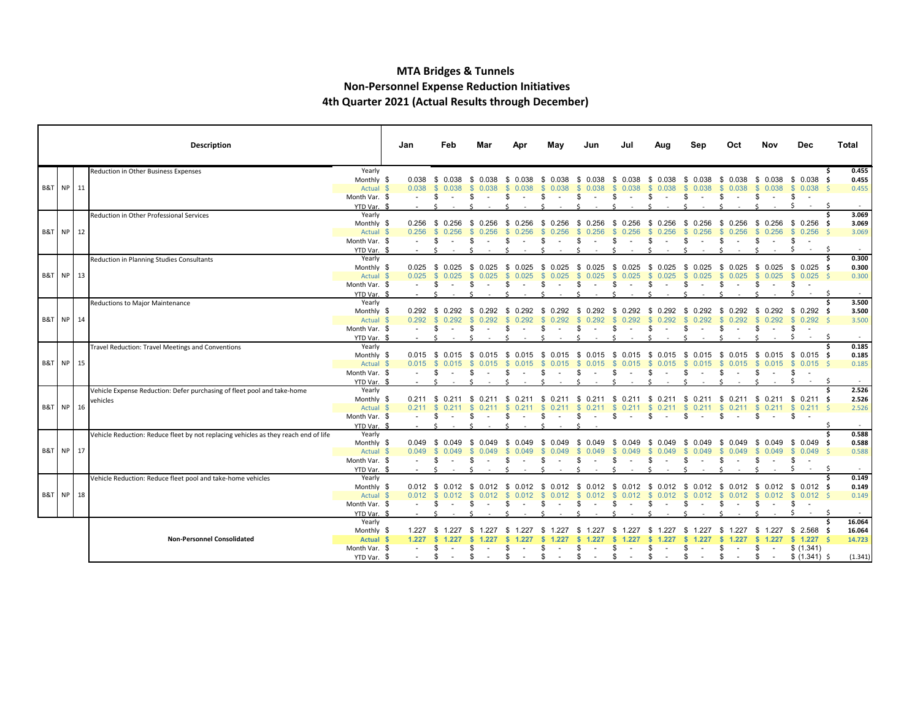# MTA Bridges & Tunnels
## Non-Personnel Expense Reduction Initiatives
## 4th Quarter 2021 (Actual Results through December)

| | | | Description | | Jan | Feb | Mar | Apr | May | Jun | Jul | Aug | Sep | Oct | Nov | Dec | Total |
|---|---|---|---|---|---|---|---|---|---|---|---|---|---|---|---|---|---|
| B&T | NP | 11 | Reduction in Other Business Expenses | Yearly | | | | | | | | | | | | | $ 0.455 |
| | | | | Monthly $ | 0.038 | $ 0.038 | $ 0.038 | $ 0.038 | $ 0.038 | $ 0.038 | $ 0.038 | $ 0.038 | $ 0.038 | $ 0.038 | $ 0.038 | $ 0.038 | $ 0.455 |
| | | | | Actual $ | 0.038 | $ 0.038 | $ 0.038 | $ 0.038 | $ 0.038 | $ 0.038 | $ 0.038 | $ 0.038 | $ 0.038 | $ 0.038 | $ 0.038 | $ 0.038 | $ 0.455 |
| | | | | Month Var. $ | - | $ - | $ - | $ - | $ - | $ - | $ - | $ - | $ - | $ - | $ - | $ - | |
| | | | | YTD Var. $ | - | $ - | $ - | $ - | $ - | $ - | $ - | $ - | $ - | $ - | $ - | $ - | $ - |
| B&T | NP | 12 | Reduction in Other Professional Services | Yearly | | | | | | | | | | | | | $ 3.069 |
| | | | | Monthly $ | 0.256 | $ 0.256 | $ 0.256 | $ 0.256 | $ 0.256 | $ 0.256 | $ 0.256 | $ 0.256 | $ 0.256 | $ 0.256 | $ 0.256 | $ 0.256 | $ 3.069 |
| | | | | Actual $ | 0.256 | $ 0.256 | $ 0.256 | $ 0.256 | $ 0.256 | $ 0.256 | $ 0.256 | $ 0.256 | $ 0.256 | $ 0.256 | $ 0.256 | $ 0.256 | $ 3.069 |
| | | | | Month Var. $ | - | $ - | $ - | $ - | $ - | $ - | $ - | $ - | $ - | $ - | $ - | $ - | |
| | | | | YTD Var. $ | - | $ - | $ - | $ - | $ - | $ - | $ - | $ - | $ - | $ - | $ - | $ - | $ - |
| B&T | NP | 13 | Reduction in Planning Studies Consultants | Yearly | | | | | | | | | | | | | $ 0.300 |
| | | | | Monthly $ | 0.025 | $ 0.025 | $ 0.025 | $ 0.025 | $ 0.025 | $ 0.025 | $ 0.025 | $ 0.025 | $ 0.025 | $ 0.025 | $ 0.025 | $ 0.025 | $ 0.300 |
| | | | | Actual $ | 0.025 | $ 0.025 | $ 0.025 | $ 0.025 | $ 0.025 | $ 0.025 | $ 0.025 | $ 0.025 | $ 0.025 | $ 0.025 | $ 0.025 | $ 0.025 | $ 0.300 |
| | | | | Month Var. $ | - | $ - | $ - | $ - | $ - | $ - | $ - | $ - | $ - | $ - | $ - | $ - | |
| | | | | YTD Var. $ | - | $ - | $ - | $ - | $ - | $ - | $ - | $ - | $ - | $ - | $ - | $ - | $ - |
| B&T | NP | 14 | Reductions to Major Maintenance | Yearly | | | | | | | | | | | | | $ 3.500 |
| | | | | Monthly $ | 0.292 | $ 0.292 | $ 0.292 | $ 0.292 | $ 0.292 | $ 0.292 | $ 0.292 | $ 0.292 | $ 0.292 | $ 0.292 | $ 0.292 | $ 0.292 | $ 3.500 |
| | | | | Actual $ | 0.292 | $ 0.292 | $ 0.292 | $ 0.292 | $ 0.292 | $ 0.292 | $ 0.292 | $ 0.292 | $ 0.292 | $ 0.292 | $ 0.292 | $ 0.292 | $ 3.500 |
| | | | | Month Var. $ | - | $ - | $ - | $ - | $ - | $ - | $ - | $ - | $ - | $ - | $ - | $ - | |
| | | | | YTD Var. $ | - | $ - | $ - | $ - | $ - | $ - | $ - | $ - | $ - | $ - | $ - | $ - | $ - |
| B&T | NP | 15 | Travel Reduction: Travel Meetings and Conventions | Yearly | | | | | | | | | | | | | $ 0.185 |
| | | | | Monthly $ | 0.015 | $ 0.015 | $ 0.015 | $ 0.015 | $ 0.015 | $ 0.015 | $ 0.015 | $ 0.015 | $ 0.015 | $ 0.015 | $ 0.015 | $ 0.015 | $ 0.185 |
| | | | | Actual $ | 0.015 | $ 0.015 | $ 0.015 | $ 0.015 | $ 0.015 | $ 0.015 | $ 0.015 | $ 0.015 | $ 0.015 | $ 0.015 | $ 0.015 | $ 0.015 | $ 0.185 |
| | | | | Month Var. $ | - | $ - | $ - | $ - | $ - | $ - | $ - | $ - | $ - | $ - | $ - | $ - | |
| | | | | YTD Var. $ | - | $ - | $ - | $ - | $ - | $ - | $ - | $ - | $ - | $ - | $ - | $ - | $ - |
| B&T | NP | 16 | Vehicle Expense Reduction: Defer purchasing of fleet pool and take-home vehicles | Yearly | | | | | | | | | | | | | $ 2.526 |
| | | | | Monthly $ | 0.211 | $ 0.211 | $ 0.211 | $ 0.211 | $ 0.211 | $ 0.211 | $ 0.211 | $ 0.211 | $ 0.211 | $ 0.211 | $ 0.211 | $ 0.211 | $ 2.526 |
| | | | | Actual $ | 0.211 | $ 0.211 | $ 0.211 | $ 0.211 | $ 0.211 | $ 0.211 | $ 0.211 | $ 0.211 | $ 0.211 | $ 0.211 | $ 0.211 | $ 0.211 | $ 2.526 |
| | | | | Month Var. $ | - | $ - | $ - | $ - | $ - | $ - | $ - | $ - | $ - | $ - | $ - | $ - | |
| | | | | YTD Var. $ | - | $ - | $ - | $ - | $ - | $ - | | | | | | | $ - |
| B&T | NP | 17 | Vehicle Reduction: Reduce fleet by not replacing vehicles as they reach end of life | Yearly | | | | | | | | | | | | | $ 0.588 |
| | | | | Monthly $ | 0.049 | $ 0.049 | $ 0.049 | $ 0.049 | $ 0.049 | $ 0.049 | $ 0.049 | $ 0.049 | $ 0.049 | $ 0.049 | $ 0.049 | $ 0.049 | $ 0.588 |
| | | | | Actual $ | 0.049 | $ 0.049 | $ 0.049 | $ 0.049 | $ 0.049 | $ 0.049 | $ 0.049 | $ 0.049 | $ 0.049 | $ 0.049 | $ 0.049 | $ 0.049 | $ 0.588 |
| | | | | Month Var. $ | - | $ - | $ - | $ - | $ - | $ - | $ - | $ - | $ - | $ - | $ - | $ - | |
| | | | | YTD Var. $ | - | $ - | $ - | $ - | $ - | $ - | $ - | $ - | $ - | $ - | $ - | $ - | $ - |
| B&T | NP | 18 | Vehicle Reduction: Reduce fleet pool and take-home vehicles | Yearly | | | | | | | | | | | | | $ 0.149 |
| | | | | Monthly $ | 0.012 | $ 0.012 | $ 0.012 | $ 0.012 | $ 0.012 | $ 0.012 | $ 0.012 | $ 0.012 | $ 0.012 | $ 0.012 | $ 0.012 | $ 0.012 | $ 0.149 |
| | | | | Actual $ | 0.012 | $ 0.012 | $ 0.012 | $ 0.012 | $ 0.012 | $ 0.012 | $ 0.012 | $ 0.012 | $ 0.012 | $ 0.012 | $ 0.012 | $ 0.012 | $ 0.149 |
| | | | | Month Var. $ | - | $ - | $ - | $ - | $ - | $ - | $ - | $ - | $ - | $ - | $ - | $ - | |
| | | | | YTD Var. $ | - | $ - | $ - | $ - | $ - | $ - | $ - | $ - | $ - | $ - | $ - | $ - | $ - |
| | | | **Non-Personnel Consolidated** | Yearly | | | | | | | | | | | | | $ 16.064 |
| | | | | Monthly $ | 1.227 | $ 1.227 | $ 1.227 | $ 1.227 | $ 1.227 | $ 1.227 | $ 1.227 | $ 1.227 | $ 1.227 | $ 1.227 | $ 1.227 | $ 2.568 | $ 16.064 |
| | | | | **Actual $** | **1.227** | **$ 1.227** | **$ 1.227** | **$ 1.227** | **$ 1.227** | **$ 1.227** | **$ 1.227** | **$ 1.227** | **$ 1.227** | **$ 1.227** | **$ 1.227** | **$ 1.227** | $ 14.723 |
| | | | | Month Var. $ | - | $ - | $ - | $ - | $ - | $ - | $ - | $ - | $ - | $ - | $ - | $ (1.341) | |
| | | | | YTD Var. $ | - | $ - | $ - | $ - | $ - | $ - | $ - | $ - | $ - | $ - | $ - | $ (1.341) | $ (1.341) |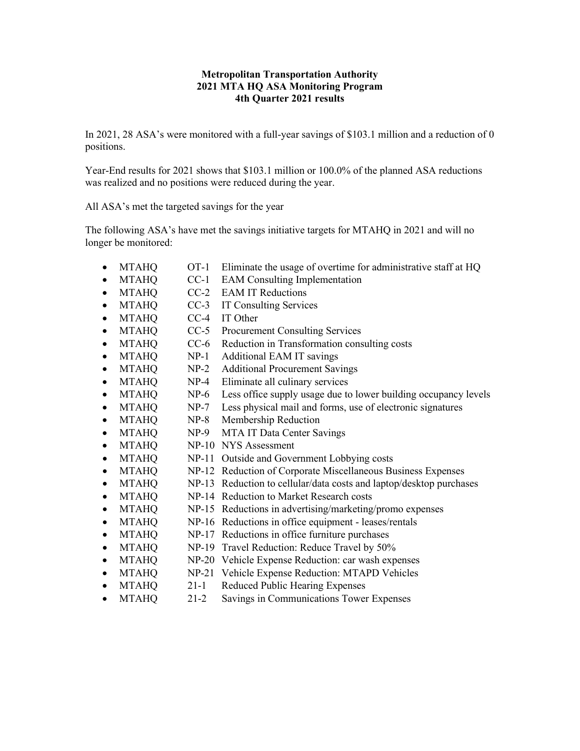**Metropolitan Transportation Authority**
**2021 MTA HQ ASA Monitoring Program**
**4th Quarter 2021 results**

In 2021, 28 ASA's were monitored with a full-year savings of $103.1 million and a reduction of 0 positions.

Year-End results for 2021 shows that $103.1 million or 100.0% of the planned ASA reductions was realized and no positions were reduced during the year.

All ASA's met the targeted savings for the year

The following ASA's have met the savings initiative targets for MTAHQ in 2021 and will no longer be monitored:

- MTAHQ OT-1 Eliminate the usage of overtime for administrative staff at HQ
- MTAHQ CC-1 EAM Consulting Implementation
- MTAHQ CC-2 EAM IT Reductions
- MTAHQ CC-3 IT Consulting Services
- MTAHQ CC-4 IT Other
- MTAHQ CC-5 Procurement Consulting Services
- MTAHQ CC-6 Reduction in Transformation consulting costs
- MTAHQ NP-1 Additional EAM IT savings
- MTAHQ NP-2 Additional Procurement Savings
- MTAHQ NP-4 Eliminate all culinary services
- MTAHQ NP-6 Less office supply usage due to lower building occupancy levels
- MTAHQ NP-7 Less physical mail and forms, use of electronic signatures
- MTAHQ NP-8 Membership Reduction
- MTAHQ NP-9 MTA IT Data Center Savings
- MTAHQ NP-10 NYS Assessment
- MTAHQ NP-11 Outside and Government Lobbying costs
- MTAHQ NP-12 Reduction of Corporate Miscellaneous Business Expenses
- MTAHQ NP-13 Reduction to cellular/data costs and laptop/desktop purchases
- MTAHQ NP-14 Reduction to Market Research costs
- MTAHQ NP-15 Reductions in advertising/marketing/promo expenses
- MTAHQ NP-16 Reductions in office equipment - leases/rentals
- MTAHQ NP-17 Reductions in office furniture purchases
- MTAHQ NP-19 Travel Reduction: Reduce Travel by 50%
- MTAHQ NP-20 Vehicle Expense Reduction: car wash expenses
- MTAHQ NP-21 Vehicle Expense Reduction: MTAPD Vehicles
- MTAHQ 21-1 Reduced Public Hearing Expenses
- MTAHQ 21-2 Savings in Communications Tower Expenses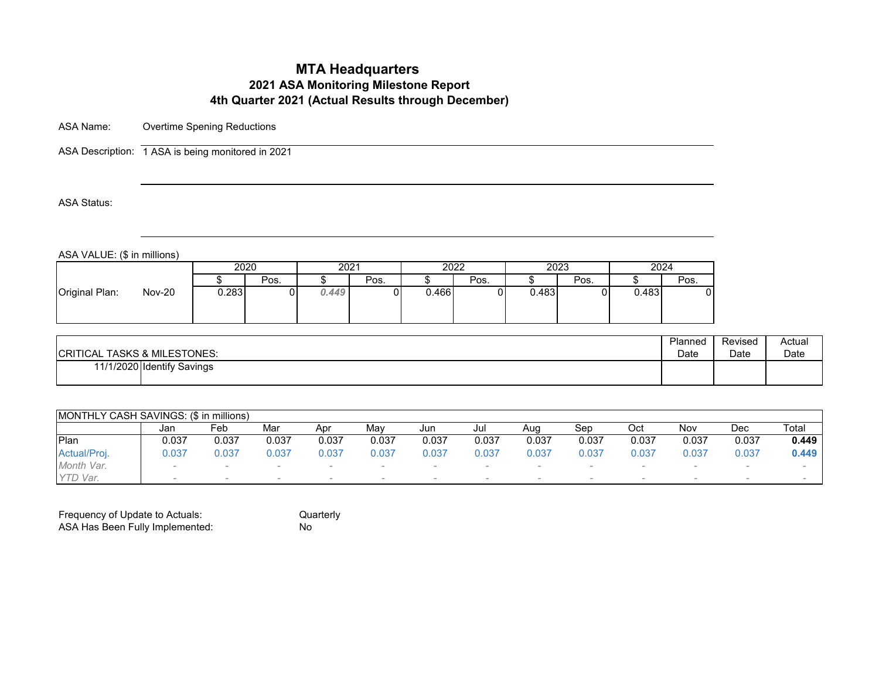# MTA Headquarters
## 2021 ASA Monitoring Milestone Report
## 4th Quarter 2021 (Actual Results through December)

ASA Name: Overtime Spening Reductions

ASA Description: 1 ASA is being monitored in 2021

ASA Status:

ASA VALUE: ($ in millions)

| | | 2020 | | 2021 | | 2022 | | 2023 | | 2024 | |
|---|---|---|---|---|---|---|---|---|---|---|---|
| | | $ | Pos. | $ | Pos. | $ | Pos. | $ | Pos. | $ | Pos. |
| Original Plan: | Nov-20 | 0.283 | 0 | *0.449* | 0 | 0.466 | 0 | 0.483 | 0 | 0.483 | 0 |

| CRITICAL TASKS & MILESTONES: | | Planned Date | Revised Date | Actual Date |
|---|---|---|---|---|
| 11/1/2020 | Identify Savings | | | |

| MONTHLY CASH SAVINGS: ($ in millions) | Jan | Feb | Mar | Apr | May | Jun | Jul | Aug | Sep | Oct | Nov | Dec | Total |
|---|---|---|---|---|---|---|---|---|---|---|---|---|---|
| Plan | 0.037 | 0.037 | 0.037 | 0.037 | 0.037 | 0.037 | 0.037 | 0.037 | 0.037 | 0.037 | 0.037 | 0.037 | **0.449** |
| Actual/Proj. | 0.037 | 0.037 | 0.037 | 0.037 | 0.037 | 0.037 | 0.037 | 0.037 | 0.037 | 0.037 | 0.037 | 0.037 | **0.449** |
| *Month Var.* | - | - | - | - | - | - | - | - | - | - | - | - | - |
| *YTD Var.* | - | - | - | - | - | - | - | - | - | - | - | - | - |

Frequency of Update to Actuals: Quarterly
ASA Has Been Fully Implemented: No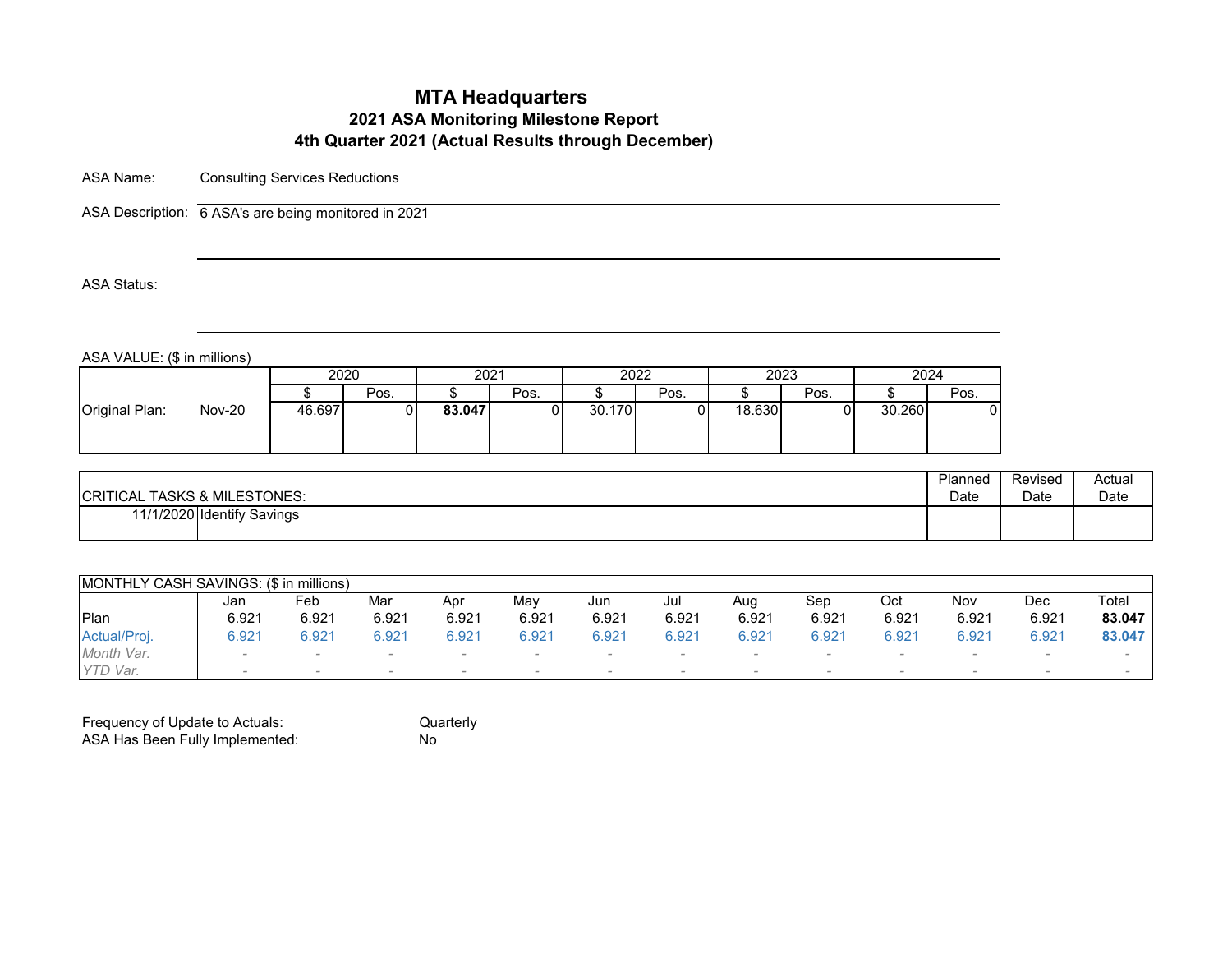# MTA Headquarters

## 2021 ASA Monitoring Milestone Report

## 4th Quarter 2021 (Actual Results through December)

ASA Name: Consulting Services Reductions

ASA Description: 6 ASA's are being monitored in 2021

ASA Status:

ASA VALUE: ($ in millions)

| | | 2020 | | 2021 | | 2022 | | 2023 | | 2024 | |
|---|---|---|---|---|---|---|---|---|---|---|---|
| | | $ | Pos. | $ | Pos. | $ | Pos. | $ | Pos. | $ | Pos. |
| Original Plan: | Nov-20 | 46.697 | 0 | **83.047** | 0 | 30.170 | 0 | 18.630 | 0 | 30.260 | 0 |

| CRITICAL TASKS & MILESTONES: | | Planned Date | Revised Date | Actual Date |
|---|---|---|---|---|
| 11/1/2020 | Identify Savings | | | |

| MONTHLY CASH SAVINGS: ($ in millions) | Jan | Feb | Mar | Apr | May | Jun | Jul | Aug | Sep | Oct | Nov | Dec | Total |
|---|---|---|---|---|---|---|---|---|---|---|---|---|---|
| Plan | 6.921 | 6.921 | 6.921 | 6.921 | 6.921 | 6.921 | 6.921 | 6.921 | 6.921 | 6.921 | 6.921 | 6.921 | **83.047** |
| Actual/Proj. | 6.921 | 6.921 | 6.921 | 6.921 | 6.921 | 6.921 | 6.921 | 6.921 | 6.921 | 6.921 | 6.921 | 6.921 | **83.047** |
| *Month Var.* | - | - | - | - | - | - | - | - | - | - | - | - | - |
| *YTD Var.* | - | - | - | - | - | - | - | - | - | - | - | - | - |

Frequency of Update to Actuals: Quarterly

ASA Has Been Fully Implemented: No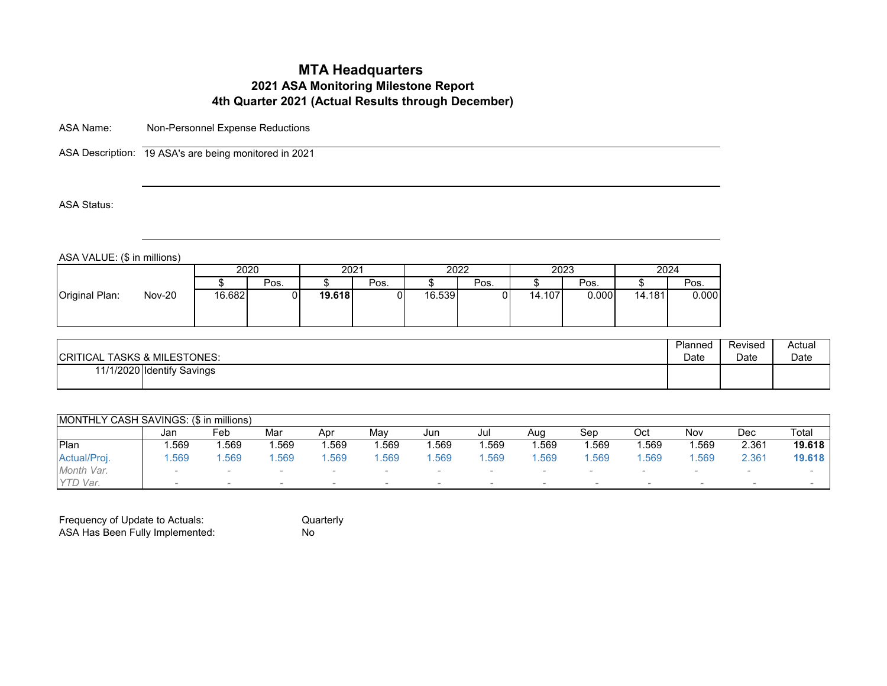# MTA Headquarters
## 2021 ASA Monitoring Milestone Report
## 4th Quarter 2021 (Actual Results through December)

ASA Name: Non-Personnel Expense Reductions

ASA Description: 19 ASA's are being monitored in 2021

ASA Status:

ASA VALUE: ($ in millions)

| | | 2020 | | 2021 | | 2022 | | 2023 | | 2024 | |
|---|---|---|---|---|---|---|---|---|---|---|---|
| | | $ | Pos. | $ | Pos. | $ | Pos. | $ | Pos. | $ | Pos. |
| Original Plan: | Nov-20 | 16.682 | 0 | **19.618** | 0 | 16.539 | 0 | 14.107 | 0.000 | 14.181 | 0.000 |

| CRITICAL TASKS & MILESTONES: | | Planned Date | Revised Date | Actual Date |
|---|---|---|---|---|
| 11/1/2020 | Identify Savings | | | |

| MONTHLY CASH SAVINGS: ($ in millions) | Jan | Feb | Mar | Apr | May | Jun | Jul | Aug | Sep | Oct | Nov | Dec | Total |
|---|---|---|---|---|---|---|---|---|---|---|---|---|---|
| Plan | 1.569 | 1.569 | 1.569 | 1.569 | 1.569 | 1.569 | 1.569 | 1.569 | 1.569 | 1.569 | 1.569 | 2.361 | **19.618** |
| Actual/Proj. | 1.569 | 1.569 | 1.569 | 1.569 | 1.569 | 1.569 | 1.569 | 1.569 | 1.569 | 1.569 | 1.569 | 2.361 | **19.618** |
| *Month Var.* | - | - | - | - | - | - | - | - | - | - | - | - | - |
| *YTD Var.* | - | - | - | - | - | - | - | - | - | - | - | - | - |

Frequency of Update to Actuals: Quarterly
ASA Has Been Fully Implemented: No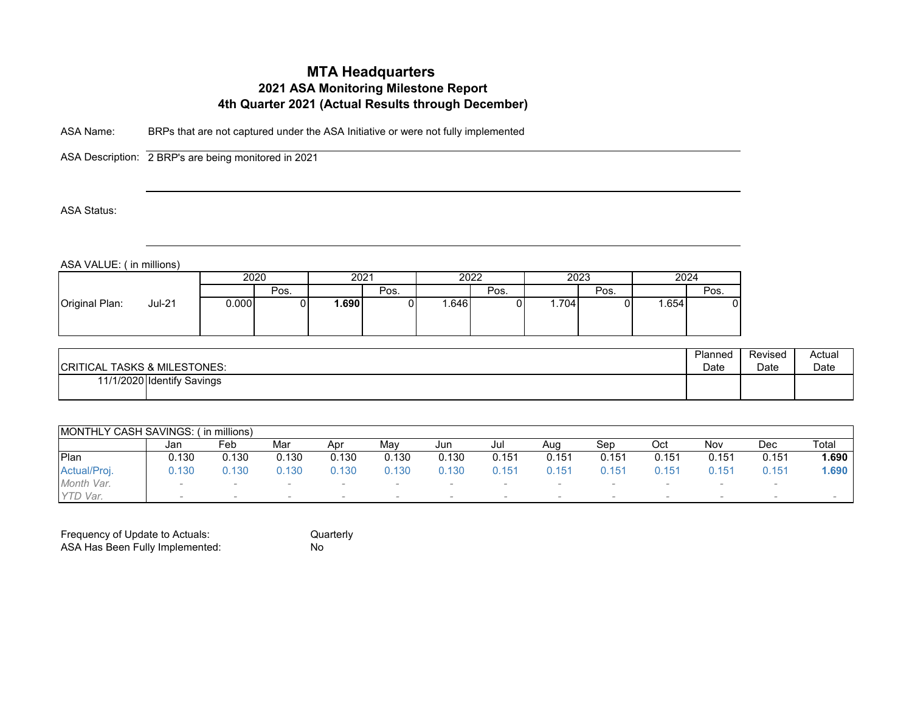# MTA Headquarters

## 2021 ASA Monitoring Milestone Report

## 4th Quarter 2021 (Actual Results through December)

ASA Name: BRPs that are not captured under the ASA Initiative or were not fully implemented

ASA Description: 2 BRP's are being monitored in 2021

ASA Status:

ASA VALUE: ( in millions)

| | | 2020 | | 2021 | | 2022 | | 2023 | | 2024 | |
|---|---|---|---|---|---|---|---|---|---|---|---|
| | | | Pos. | | Pos. | | Pos. | | Pos. | | Pos. |
| Original Plan: | Jul-21 | 0.000 | 0 | **1.690** | 0 | 1.646 | 0 | 1.704 | 0 | 1.654 | 0 |

| CRITICAL TASKS & MILESTONES: | | Planned Date | Revised Date | Actual Date |
|---|---|---|---|---|
| 11/1/2020 | Identify Savings | | | |

| MONTHLY CASH SAVINGS: ( in millions) | Jan | Feb | Mar | Apr | May | Jun | Jul | Aug | Sep | Oct | Nov | Dec | Total |
|---|---|---|---|---|---|---|---|---|---|---|---|---|---|
| Plan | 0.130 | 0.130 | 0.130 | 0.130 | 0.130 | 0.130 | 0.151 | 0.151 | 0.151 | 0.151 | 0.151 | 0.151 | **1.690** |
| Actual/Proj. | 0.130 | 0.130 | 0.130 | 0.130 | 0.130 | 0.130 | 0.151 | 0.151 | 0.151 | 0.151 | 0.151 | 0.151 | **1.690** |
| *Month Var.* | - | - | - | - | - | - | - | - | - | - | - | - | |
| *YTD Var.* | - | - | - | - | - | - | - | - | - | - | - | - | - |

Frequency of Update to Actuals: Quarterly

ASA Has Been Fully Implemented: No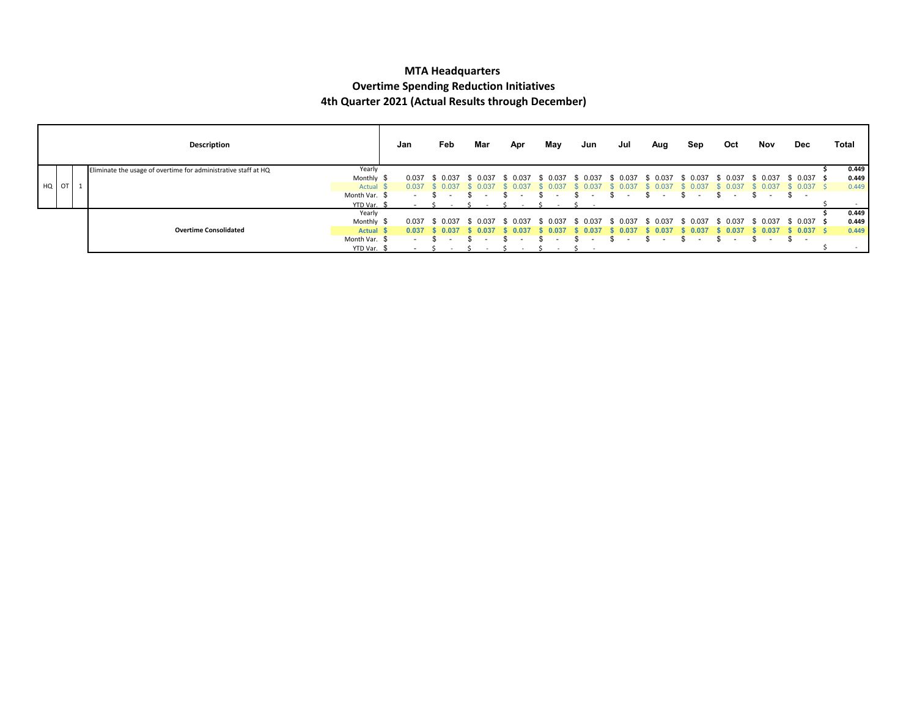# MTA Headquarters
## Overtime Spending Reduction Initiatives
## 4th Quarter 2021 (Actual Results through December)

| | | | Description | | Jan | Feb | Mar | Apr | May | Jun | Jul | Aug | Sep | Oct | Nov | Dec | Total |
|---|---|---|---|---|---|---|---|---|---|---|---|---|---|---|---|---|---|
| HQ | OT | 1 | Eliminate the usage of overtime for administrative staff at HQ | Yearly | | | | | | | | | | | | | $ 0.449 |
| | | | | Monthly | $ 0.037 | $ 0.037 | $ 0.037 | $ 0.037 | $ 0.037 | $ 0.037 | $ 0.037 | $ 0.037 | $ 0.037 | $ 0.037 | $ 0.037 | $ 0.037 | $ 0.449 |
| | | | | Actual | $ 0.037 | $ 0.037 | $ 0.037 | $ 0.037 | $ 0.037 | $ 0.037 | $ 0.037 | $ 0.037 | $ 0.037 | $ 0.037 | $ 0.037 | $ 0.037 | $ 0.449 |
| | | | | Month Var. | $ - | $ - | $ - | $ - | $ - | $ - | $ - | $ - | $ - | $ - | $ - | $ - | |
| | | | | YTD Var. | $ - | $ - | $ - | $ - | $ - | $ - | | | | | | | $ - |
| | | | Overtime Consolidated | Yearly | | | | | | | | | | | | | $ 0.449 |
| | | | | Monthly | $ 0.037 | $ 0.037 | $ 0.037 | $ 0.037 | $ 0.037 | $ 0.037 | $ 0.037 | $ 0.037 | $ 0.037 | $ 0.037 | $ 0.037 | $ 0.037 | $ 0.449 |
| | | | | Actual | $ 0.037 | $ 0.037 | $ 0.037 | $ 0.037 | $ 0.037 | $ 0.037 | $ 0.037 | $ 0.037 | $ 0.037 | $ 0.037 | $ 0.037 | $ 0.037 | $ 0.449 |
| | | | | Month Var. | $ - | $ - | $ - | $ - | $ - | $ - | $ - | $ - | $ - | $ - | $ - | $ - | |
| | | | | YTD Var. | $ - | $ - | $ - | $ - | $ - | $ - | | | | | | | $ - |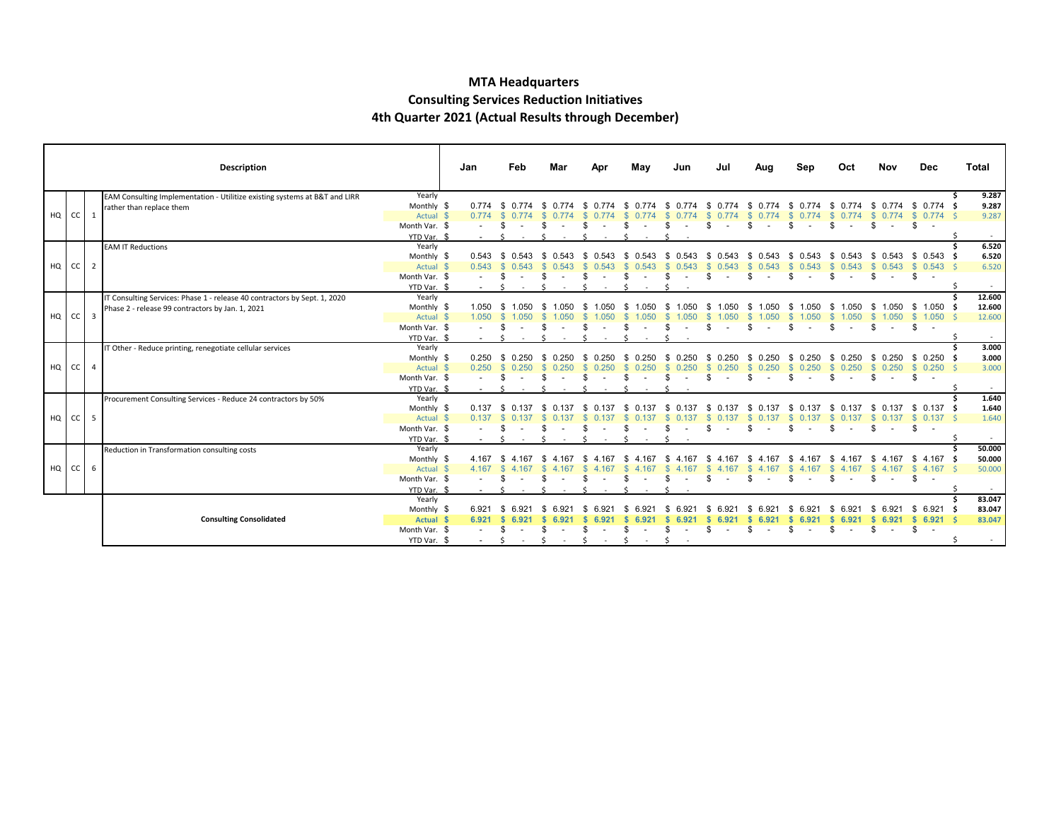# MTA Headquarters
## Consulting Services Reduction Initiatives
### 4th Quarter 2021 (Actual Results through December)

| | | | Description | | Jan | Feb | Mar | Apr | May | Jun | Jul | Aug | Sep | Oct | Nov | Dec | Total |
|---|---|---|---|---|---|---|---|---|---|---|---|---|---|---|---|---|---|
| HQ | CC | 1 | EAM Consulting Implementation - Utilize existing systems at B&T and LIRR rather than replace them | Yearly | | | | | | | | | | | | | $ 9.287 |
| | | | | Monthly $ | 0.774 | $ 0.774 | $ 0.774 | $ 0.774 | $ 0.774 | $ 0.774 | $ 0.774 | $ 0.774 | $ 0.774 | $ 0.774 | $ 0.774 | $ 0.774 | $ 9.287 |
| | | | | Actual $ | 0.774 | $ 0.774 | $ 0.774 | $ 0.774 | $ 0.774 | $ 0.774 | $ 0.774 | $ 0.774 | $ 0.774 | $ 0.774 | $ 0.774 | $ 0.774 | $ 9.287 |
| | | | | Month Var. $ | - | $ - | $ - | $ - | $ - | $ - | $ - | $ - | $ - | $ - | $ - | $ - | |
| | | | | YTD Var. $ | - | $ - | $ - | $ - | $ - | $ - | | | | | | | $ - |
| HQ | CC | 2 | EAM IT Reductions | Yearly | | | | | | | | | | | | | $ 6.520 |
| | | | | Monthly $ | 0.543 | $ 0.543 | $ 0.543 | $ 0.543 | $ 0.543 | $ 0.543 | $ 0.543 | $ 0.543 | $ 0.543 | $ 0.543 | $ 0.543 | $ 0.543 | $ 6.520 |
| | | | | Actual $ | 0.543 | $ 0.543 | $ 0.543 | $ 0.543 | $ 0.543 | $ 0.543 | $ 0.543 | $ 0.543 | $ 0.543 | $ 0.543 | $ 0.543 | $ 0.543 | $ 6.520 |
| | | | | Month Var. $ | - | $ - | $ - | $ - | $ - | $ - | $ - | $ - | $ - | $ - | $ - | $ - | |
| | | | | YTD Var. $ | - | $ - | $ - | $ - | $ - | $ - | | | | | | | $ - |
| HQ | CC | 3 | IT Consulting Services: Phase 1 - release 40 contractors by Sept. 1, 2020 Phase 2 - release 99 contractors by Jan. 1, 2021 | Yearly | | | | | | | | | | | | | $ 12.600 |
| | | | | Monthly $ | 1.050 | $ 1.050 | $ 1.050 | $ 1.050 | $ 1.050 | $ 1.050 | $ 1.050 | $ 1.050 | $ 1.050 | $ 1.050 | $ 1.050 | $ 1.050 | $ 12.600 |
| | | | | Actual $ | 1.050 | $ 1.050 | $ 1.050 | $ 1.050 | $ 1.050 | $ 1.050 | $ 1.050 | $ 1.050 | $ 1.050 | $ 1.050 | $ 1.050 | $ 1.050 | $ 12.600 |
| | | | | Month Var. $ | - | $ - | $ - | $ - | $ - | $ - | $ - | $ - | $ - | $ - | $ - | $ - | |
| | | | | YTD Var. $ | - | $ - | $ - | $ - | $ - | $ - | | | | | | | $ - |
| HQ | CC | 4 | IT Other - Reduce printing, renegotiate cellular services | Yearly | | | | | | | | | | | | | $ 3.000 |
| | | | | Monthly $ | 0.250 | $ 0.250 | $ 0.250 | $ 0.250 | $ 0.250 | $ 0.250 | $ 0.250 | $ 0.250 | $ 0.250 | $ 0.250 | $ 0.250 | $ 0.250 | $ 3.000 |
| | | | | Actual $ | 0.250 | $ 0.250 | $ 0.250 | $ 0.250 | $ 0.250 | $ 0.250 | $ 0.250 | $ 0.250 | $ 0.250 | $ 0.250 | $ 0.250 | $ 0.250 | $ 3.000 |
| | | | | Month Var. $ | - | $ - | $ - | $ - | $ - | $ - | $ - | $ - | $ - | $ - | $ - | $ - | |
| | | | | YTD Var. $ | - | $ - | $ - | $ - | $ - | $ - | | | | | | | $ - |
| HQ | CC | 5 | Procurement Consulting Services - Reduce 24 contractors by 50% | Yearly | | | | | | | | | | | | | $ 1.640 |
| | | | | Monthly $ | 0.137 | $ 0.137 | $ 0.137 | $ 0.137 | $ 0.137 | $ 0.137 | $ 0.137 | $ 0.137 | $ 0.137 | $ 0.137 | $ 0.137 | $ 0.137 | $ 1.640 |
| | | | | Actual $ | 0.137 | $ 0.137 | $ 0.137 | $ 0.137 | $ 0.137 | $ 0.137 | $ 0.137 | $ 0.137 | $ 0.137 | $ 0.137 | $ 0.137 | $ 0.137 | $ 1.640 |
| | | | | Month Var. $ | - | $ - | $ - | $ - | $ - | $ - | $ - | $ - | $ - | $ - | $ - | $ - | |
| | | | | YTD Var. $ | - | $ - | $ - | $ - | $ - | $ - | | | | | | | $ - |
| HQ | CC | 6 | Reduction in Transformation consulting costs | Yearly | | | | | | | | | | | | | $ 50.000 |
| | | | | Monthly $ | 4.167 | $ 4.167 | $ 4.167 | $ 4.167 | $ 4.167 | $ 4.167 | $ 4.167 | $ 4.167 | $ 4.167 | $ 4.167 | $ 4.167 | $ 4.167 | $ 50.000 |
| | | | | Actual $ | 4.167 | $ 4.167 | $ 4.167 | $ 4.167 | $ 4.167 | $ 4.167 | $ 4.167 | $ 4.167 | $ 4.167 | $ 4.167 | $ 4.167 | $ 4.167 | $ 50.000 |
| | | | | Month Var. $ | - | $ - | $ - | $ - | $ - | $ - | $ - | $ - | $ - | $ - | $ - | $ - | |
| | | | | YTD Var. $ | - | $ - | $ - | $ - | $ - | $ - | | | | | | | $ - |
| | | | **Consulting Consolidated** | Yearly | | | | | | | | | | | | | $ 83.047 |
| | | | | Monthly $ | 6.921 | $ 6.921 | $ 6.921 | $ 6.921 | $ 6.921 | $ 6.921 | $ 6.921 | $ 6.921 | $ 6.921 | $ 6.921 | $ 6.921 | $ 6.921 | $ 83.047 |
| | | | | **Actual $** | **6.921** | **$ 6.921** | **$ 6.921** | **$ 6.921** | **$ 6.921** | **$ 6.921** | **$ 6.921** | **$ 6.921** | **$ 6.921** | **$ 6.921** | **$ 6.921** | **$ 6.921** | **$ 83.047** |
| | | | | Month Var. $ | - | $ - | $ - | $ - | $ - | $ - | $ - | $ - | $ - | $ - | $ - | $ - | |
| | | | | YTD Var. $ | - | $ - | $ - | $ - | $ - | $ - | | | | | | | $ - |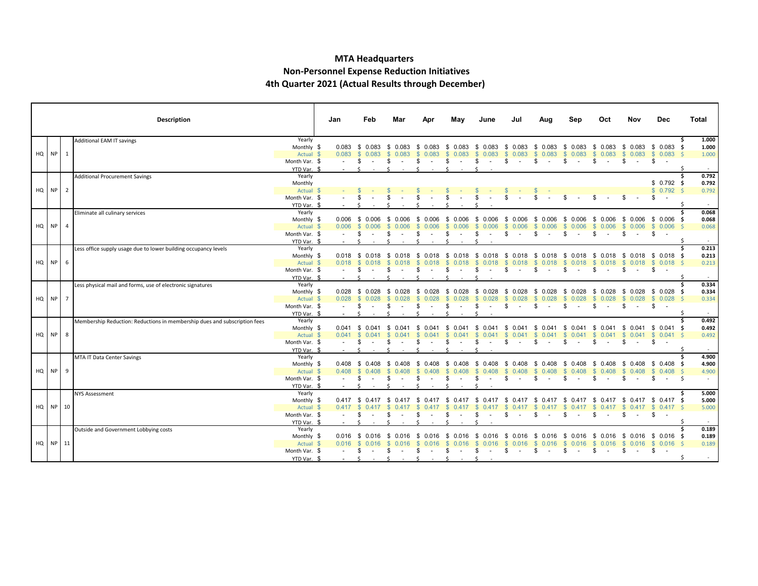# MTA Headquarters
## Non-Personnel Expense Reduction Initiatives
### 4th Quarter 2021 (Actual Results through December)

| | | | Description | | Jan | Feb | Mar | Apr | May | June | Jul | Aug | Sep | Oct | Nov | Dec | Total |
|---|---|---|---|---|---|---|---|---|---|---|---|---|---|---|---|---|---|
| HQ | NP | 1 | Additional EAM IT savings | Yearly | | | | | | | | | | | | | $ 1.000 |
| | | | | Monthly | $ 0.083 | $ 0.083 | $ 0.083 | $ 0.083 | $ 0.083 | $ 0.083 | $ 0.083 | $ 0.083 | $ 0.083 | $ 0.083 | $ 0.083 | $ 0.083 | $ 1.000 |
| | | | | Actual | $ 0.083 | $ 0.083 | $ 0.083 | $ 0.083 | $ 0.083 | $ 0.083 | $ 0.083 | $ 0.083 | $ 0.083 | $ 0.083 | $ 0.083 | $ 0.083 | $ 1.000 |
| | | | | Month Var. | $ - | $ - | $ - | $ - | $ - | $ - | $ - | $ - | $ - | $ - | $ - | $ - | |
| | | | | YTD Var. | $ - | $ - | $ - | $ - | $ - | $ - | | | | | | | $ - |
| HQ | NP | 2 | Additional Procurement Savings | Yearly | | | | | | | | | | | | | $ 0.792 |
| | | | | Monthly | | | | | | | | | | | | $ 0.792 | $ 0.792 |
| | | | | Actual | $ - | $ - | $ - | $ - | $ - | $ - | $ - | $ - | | | | $ 0.792 | $ 0.792 |
| | | | | Month Var. | $ - | $ - | $ - | $ - | $ - | $ - | $ - | $ - | $ - | $ - | $ - | $ - | |
| | | | | YTD Var. | $ - | $ - | $ - | $ - | $ - | $ - | | | | | | | $ - |
| HQ | NP | 4 | Eliminate all culinary services | Yearly | | | | | | | | | | | | | $ 0.068 |
| | | | | Monthly | $ 0.006 | $ 0.006 | $ 0.006 | $ 0.006 | $ 0.006 | $ 0.006 | $ 0.006 | $ 0.006 | $ 0.006 | $ 0.006 | $ 0.006 | $ 0.006 | $ 0.068 |
| | | | | Actual | $ 0.006 | $ 0.006 | $ 0.006 | $ 0.006 | $ 0.006 | $ 0.006 | $ 0.006 | $ 0.006 | $ 0.006 | $ 0.006 | $ 0.006 | $ 0.006 | $ 0.068 |
| | | | | Month Var. | $ - | $ - | $ - | $ - | $ - | $ - | $ - | $ - | $ - | $ - | $ - | $ - | |
| | | | | YTD Var. | $ - | $ - | $ - | $ - | $ - | $ - | | | | | | | $ - |
| HQ | NP | 6 | Less office supply usage due to lower building occupancy levels | Yearly | | | | | | | | | | | | | $ 0.213 |
| | | | | Monthly | $ 0.018 | $ 0.018 | $ 0.018 | $ 0.018 | $ 0.018 | $ 0.018 | $ 0.018 | $ 0.018 | $ 0.018 | $ 0.018 | $ 0.018 | $ 0.018 | $ 0.213 |
| | | | | Actual | $ 0.018 | $ 0.018 | $ 0.018 | $ 0.018 | $ 0.018 | $ 0.018 | $ 0.018 | $ 0.018 | $ 0.018 | $ 0.018 | $ 0.018 | $ 0.018 | $ 0.213 |
| | | | | Month Var. | $ - | $ - | $ - | $ - | $ - | $ - | $ - | $ - | $ - | $ - | $ - | $ - | |
| | | | | YTD Var. | $ - | $ - | $ - | $ - | $ - | $ - | | | | | | | $ - |
| HQ | NP | 7 | Less physical mail and forms, use of electronic signatures | Yearly | | | | | | | | | | | | | $ 0.334 |
| | | | | Monthly | $ 0.028 | $ 0.028 | $ 0.028 | $ 0.028 | $ 0.028 | $ 0.028 | $ 0.028 | $ 0.028 | $ 0.028 | $ 0.028 | $ 0.028 | $ 0.028 | $ 0.334 |
| | | | | Actual | $ 0.028 | $ 0.028 | $ 0.028 | $ 0.028 | $ 0.028 | $ 0.028 | $ 0.028 | $ 0.028 | $ 0.028 | $ 0.028 | $ 0.028 | $ 0.028 | $ 0.334 |
| | | | | Month Var. | $ - | $ - | $ - | $ - | $ - | $ - | $ - | $ - | $ - | $ - | $ - | $ - | |
| | | | | YTD Var. | $ - | $ - | $ - | $ - | $ - | $ - | | | | | | | $ - |
| HQ | NP | 8 | Membership Reduction: Reductions in membership dues and subscription fees | Yearly | | | | | | | | | | | | | $ 0.492 |
| | | | | Monthly | $ 0.041 | $ 0.041 | $ 0.041 | $ 0.041 | $ 0.041 | $ 0.041 | $ 0.041 | $ 0.041 | $ 0.041 | $ 0.041 | $ 0.041 | $ 0.041 | $ 0.492 |
| | | | | Actual | $ 0.041 | $ 0.041 | $ 0.041 | $ 0.041 | $ 0.041 | $ 0.041 | $ 0.041 | $ 0.041 | $ 0.041 | $ 0.041 | $ 0.041 | $ 0.041 | $ 0.492 |
| | | | | Month Var. | $ - | $ - | $ - | $ - | $ - | $ - | $ - | $ - | $ - | $ - | $ - | $ - | |
| | | | | YTD Var. | $ - | $ - | $ - | $ - | $ - | $ - | | | | | | | $ - |
| HQ | NP | 9 | MTA IT Data Center Savings | Yearly | | | | | | | | | | | | | $ 4.900 |
| | | | | Monthly | $ 0.408 | $ 0.408 | $ 0.408 | $ 0.408 | $ 0.408 | $ 0.408 | $ 0.408 | $ 0.408 | $ 0.408 | $ 0.408 | $ 0.408 | $ 0.408 | $ 4.900 |
| | | | | Actual | $ 0.408 | $ 0.408 | $ 0.408 | $ 0.408 | $ 0.408 | $ 0.408 | $ 0.408 | $ 0.408 | $ 0.408 | $ 0.408 | $ 0.408 | $ 0.408 | $ 4.900 |
| | | | | Month Var. | $ - | $ - | $ - | $ - | $ - | $ - | $ - | $ - | $ - | $ - | $ - | $ - | $ - |
| | | | | YTD Var. | $ - | $ - | $ - | $ - | $ - | $ - | | | | | | | |
| HQ | NP | 10 | NYS Assessment | Yearly | | | | | | | | | | | | | $ 5.000 |
| | | | | Monthly | $ 0.417 | $ 0.417 | $ 0.417 | $ 0.417 | $ 0.417 | $ 0.417 | $ 0.417 | $ 0.417 | $ 0.417 | $ 0.417 | $ 0.417 | $ 0.417 | $ 5.000 |
| | | | | Actual | $ 0.417 | $ 0.417 | $ 0.417 | $ 0.417 | $ 0.417 | $ 0.417 | $ 0.417 | $ 0.417 | $ 0.417 | $ 0.417 | $ 0.417 | $ 0.417 | $ 5.000 |
| | | | | Month Var. | $ - | $ - | $ - | $ - | $ - | $ - | $ - | $ - | $ - | $ - | $ - | $ - | |
| | | | | YTD Var. | $ - | $ - | $ - | $ - | $ - | $ - | | | | | | | $ - |
| HQ | NP | 11 | Outside and Government Lobbying costs | Yearly | | | | | | | | | | | | | $ 0.189 |
| | | | | Monthly | $ 0.016 | $ 0.016 | $ 0.016 | $ 0.016 | $ 0.016 | $ 0.016 | $ 0.016 | $ 0.016 | $ 0.016 | $ 0.016 | $ 0.016 | $ 0.016 | $ 0.189 |
| | | | | Actual | $ 0.016 | $ 0.016 | $ 0.016 | $ 0.016 | $ 0.016 | $ 0.016 | $ 0.016 | $ 0.016 | $ 0.016 | $ 0.016 | $ 0.016 | $ 0.016 | $ 0.189 |
| | | | | Month Var. | $ - | $ - | $ - | $ - | $ - | $ - | $ - | $ - | $ - | $ - | $ - | $ - | |
| | | | | YTD Var. | $ - | $ - | $ - | $ - | $ - | $ - | | | | | | | $ - |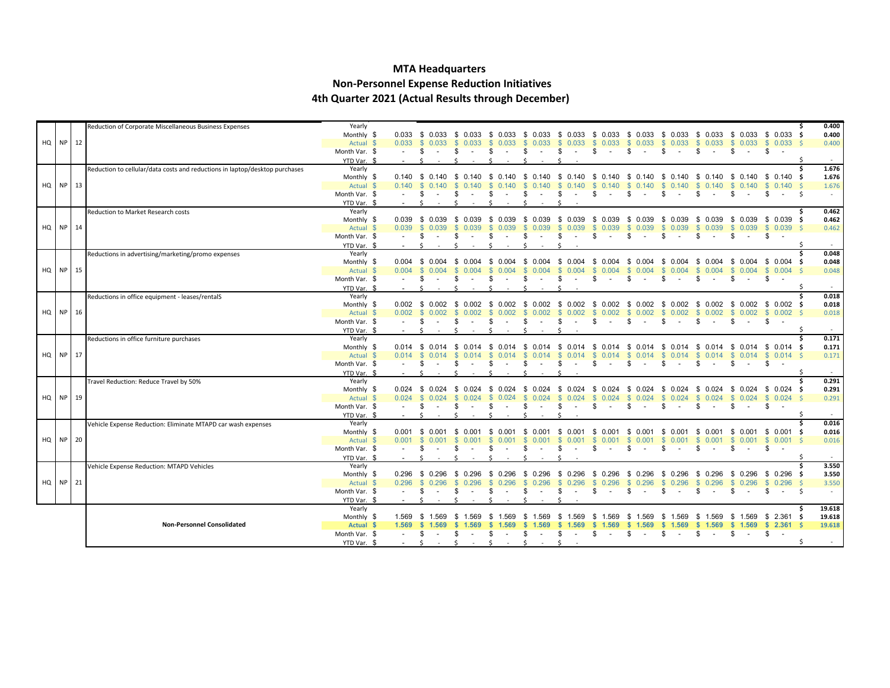# MTA Headquarters

## Non-Personnel Expense Reduction Initiatives

### 4th Quarter 2021 (Actual Results through December)

| Agency | Type | No. | Initiative | Measure | Jan | Feb | Mar | Apr | May | Jun | Jul | Aug | Sep | Oct | Nov | Dec | Total |
|---|---|---|---|---|---|---|---|---|---|---|---|---|---|---|---|---|---|
| HQ | NP | 12 | Reduction of Corporate Miscellaneous Business Expenses | Yearly | | | | | | | | | | | | | $ 0.400 |
| | | | | Monthly | $ 0.033 | $ 0.033 | $ 0.033 | $ 0.033 | $ 0.033 | $ 0.033 | $ 0.033 | $ 0.033 | $ 0.033 | $ 0.033 | $ 0.033 | $ 0.033 | $ 0.400 |
| | | | | Actual | $ 0.033 | $ 0.033 | $ 0.033 | $ 0.033 | $ 0.033 | $ 0.033 | $ 0.033 | $ 0.033 | $ 0.033 | $ 0.033 | $ 0.033 | $ 0.033 | $ 0.400 |
| | | | | Month Var. | $ - | $ - | $ - | $ - | $ - | $ - | $ - | $ - | $ - | $ - | $ - | $ - | |
| | | | | YTD Var. | $ - | $ - | $ - | $ - | $ - | $ - | | | | | | | $ - |
| HQ | NP | 13 | Reduction to cellular/data costs and reductions in laptop/desktop purchases | Yearly | | | | | | | | | | | | | $ 1.676 |
| | | | | Monthly | $ 0.140 | $ 0.140 | $ 0.140 | $ 0.140 | $ 0.140 | $ 0.140 | $ 0.140 | $ 0.140 | $ 0.140 | $ 0.140 | $ 0.140 | $ 0.140 | $ 1.676 |
| | | | | Actual | $ 0.140 | $ 0.140 | $ 0.140 | $ 0.140 | $ 0.140 | $ 0.140 | $ 0.140 | $ 0.140 | $ 0.140 | $ 0.140 | $ 0.140 | $ 0.140 | $ 1.676 |
| | | | | Month Var. | $ - | $ - | $ - | $ - | $ - | $ - | $ - | $ - | $ - | $ - | $ - | $ - | $ - |
| | | | | YTD Var. | $ - | $ - | $ - | $ - | $ - | $ - | | | | | | | |
| HQ | NP | 14 | Reduction to Market Research costs | Yearly | | | | | | | | | | | | | $ 0.462 |
| | | | | Monthly | $ 0.039 | $ 0.039 | $ 0.039 | $ 0.039 | $ 0.039 | $ 0.039 | $ 0.039 | $ 0.039 | $ 0.039 | $ 0.039 | $ 0.039 | $ 0.039 | $ 0.462 |
| | | | | Actual | $ 0.039 | $ 0.039 | $ 0.039 | $ 0.039 | $ 0.039 | $ 0.039 | $ 0.039 | $ 0.039 | $ 0.039 | $ 0.039 | $ 0.039 | $ 0.039 | $ 0.462 |
| | | | | Month Var. | $ - | $ - | $ - | $ - | $ - | $ - | $ - | $ - | $ - | $ - | $ - | $ - | |
| | | | | YTD Var. | $ - | $ - | $ - | $ - | $ - | $ - | | | | | | | $ - |
| HQ | NP | 15 | Reductions in advertising/marketing/promo expenses | Yearly | | | | | | | | | | | | | $ 0.048 |
| | | | | Monthly | $ 0.004 | $ 0.004 | $ 0.004 | $ 0.004 | $ 0.004 | $ 0.004 | $ 0.004 | $ 0.004 | $ 0.004 | $ 0.004 | $ 0.004 | $ 0.004 | $ 0.048 |
| | | | | Actual | $ 0.004 | $ 0.004 | $ 0.004 | $ 0.004 | $ 0.004 | $ 0.004 | $ 0.004 | $ 0.004 | $ 0.004 | $ 0.004 | $ 0.004 | $ 0.004 | $ 0.048 |
| | | | | Month Var. | $ - | $ - | $ - | $ - | $ - | $ - | $ - | $ - | $ - | $ - | $ - | $ - | |
| | | | | YTD Var. | $ - | $ - | $ - | $ - | $ - | $ - | | | | | | | $ - |
| HQ | NP | 16 | Reductions in office equipment - leases/rentalS | Yearly | | | | | | | | | | | | | $ 0.018 |
| | | | | Monthly | $ 0.002 | $ 0.002 | $ 0.002 | $ 0.002 | $ 0.002 | $ 0.002 | $ 0.002 | $ 0.002 | $ 0.002 | $ 0.002 | $ 0.002 | $ 0.002 | $ 0.018 |
| | | | | Actual | $ 0.002 | $ 0.002 | $ 0.002 | $ 0.002 | $ 0.002 | $ 0.002 | $ 0.002 | $ 0.002 | $ 0.002 | $ 0.002 | $ 0.002 | $ 0.002 | $ 0.018 |
| | | | | Month Var. | $ - | $ - | $ - | $ - | $ - | $ - | $ - | $ - | $ - | $ - | $ - | $ - | |
| | | | | YTD Var. | $ - | $ - | $ - | $ - | $ - | $ - | | | | | | | $ - |
| HQ | NP | 17 | Reductions in office furniture purchases | Yearly | | | | | | | | | | | | | $ 0.171 |
| | | | | Monthly | $ 0.014 | $ 0.014 | $ 0.014 | $ 0.014 | $ 0.014 | $ 0.014 | $ 0.014 | $ 0.014 | $ 0.014 | $ 0.014 | $ 0.014 | $ 0.014 | $ 0.171 |
| | | | | Actual | $ 0.014 | $ 0.014 | $ 0.014 | $ 0.014 | $ 0.014 | $ 0.014 | $ 0.014 | $ 0.014 | $ 0.014 | $ 0.014 | $ 0.014 | $ 0.014 | $ 0.171 |
| | | | | Month Var. | $ - | $ - | $ - | $ - | $ - | $ - | $ - | $ - | $ - | $ - | $ - | $ - | |
| | | | | YTD Var. | $ - | $ - | $ - | $ - | $ - | $ - | | | | | | | $ - |
| HQ | NP | 19 | Travel Reduction: Reduce Travel by 50% | Yearly | | | | | | | | | | | | | $ 0.291 |
| | | | | Monthly | $ 0.024 | $ 0.024 | $ 0.024 | $ 0.024 | $ 0.024 | $ 0.024 | $ 0.024 | $ 0.024 | $ 0.024 | $ 0.024 | $ 0.024 | $ 0.024 | $ 0.291 |
| | | | | Actual | $ 0.024 | $ 0.024 | $ 0.024 | $ 0.024 | $ 0.024 | $ 0.024 | $ 0.024 | $ 0.024 | $ 0.024 | $ 0.024 | $ 0.024 | $ 0.024 | $ 0.291 |
| | | | | Month Var. | $ - | $ - | $ - | $ - | $ - | $ - | $ - | $ - | $ - | $ - | $ - | $ - | |
| | | | | YTD Var. | $ - | $ - | $ - | $ - | $ - | $ - | | | | | | | $ - |
| HQ | NP | 20 | Vehicle Expense Reduction: Eliminate MTAPD car wash expenses | Yearly | | | | | | | | | | | | | $ 0.016 |
| | | | | Monthly | $ 0.001 | $ 0.001 | $ 0.001 | $ 0.001 | $ 0.001 | $ 0.001 | $ 0.001 | $ 0.001 | $ 0.001 | $ 0.001 | $ 0.001 | $ 0.001 | $ 0.016 |
| | | | | Actual | $ 0.001 | $ 0.001 | $ 0.001 | $ 0.001 | $ 0.001 | $ 0.001 | $ 0.001 | $ 0.001 | $ 0.001 | $ 0.001 | $ 0.001 | $ 0.001 | $ 0.016 |
| | | | | Month Var. | $ - | $ - | $ - | $ - | $ - | $ - | $ - | $ - | $ - | $ - | $ - | $ - | |
| | | | | YTD Var. | $ - | $ - | $ - | $ - | $ - | $ - | | | | | | | $ - |
| HQ | NP | 21 | Vehicle Expense Reduction: MTAPD Vehicles | Yearly | | | | | | | | | | | | | $ 3.550 |
| | | | | Monthly | $ 0.296 | $ 0.296 | $ 0.296 | $ 0.296 | $ 0.296 | $ 0.296 | $ 0.296 | $ 0.296 | $ 0.296 | $ 0.296 | $ 0.296 | $ 0.296 | $ 3.550 |
| | | | | Actual | $ 0.296 | $ 0.296 | $ 0.296 | $ 0.296 | $ 0.296 | $ 0.296 | $ 0.296 | $ 0.296 | $ 0.296 | $ 0.296 | $ 0.296 | $ 0.296 | $ 3.550 |
| | | | | Month Var. | $ - | $ - | $ - | $ - | $ - | $ - | $ - | $ - | $ - | $ - | $ - | $ - | $ - |
| | | | | YTD Var. | $ - | $ - | $ - | $ - | $ - | $ - | | | | | | | |
| | | | **Non-Personnel Consolidated** | Yearly | | | | | | | | | | | | | $ 19.618 |
| | | | | Monthly | $ 1.569 | $ 1.569 | $ 1.569 | $ 1.569 | $ 1.569 | $ 1.569 | $ 1.569 | $ 1.569 | $ 1.569 | $ 1.569 | $ 1.569 | $ 2.361 | $ 19.618 |
| | | | | **Actual** | **$ 1.569** | **$ 1.569** | **$ 1.569** | **$ 1.569** | **$ 1.569** | **$ 1.569** | **$ 1.569** | **$ 1.569** | **$ 1.569** | **$ 1.569** | **$ 1.569** | **$ 2.361** | **$ 19.618** |
| | | | | Month Var. | $ - | $ - | $ - | $ - | $ - | $ - | $ - | $ - | $ - | $ - | $ - | $ - | |
| | | | | YTD Var. | $ - | $ - | $ - | $ - | $ - | $ - | | | | | | | $ - |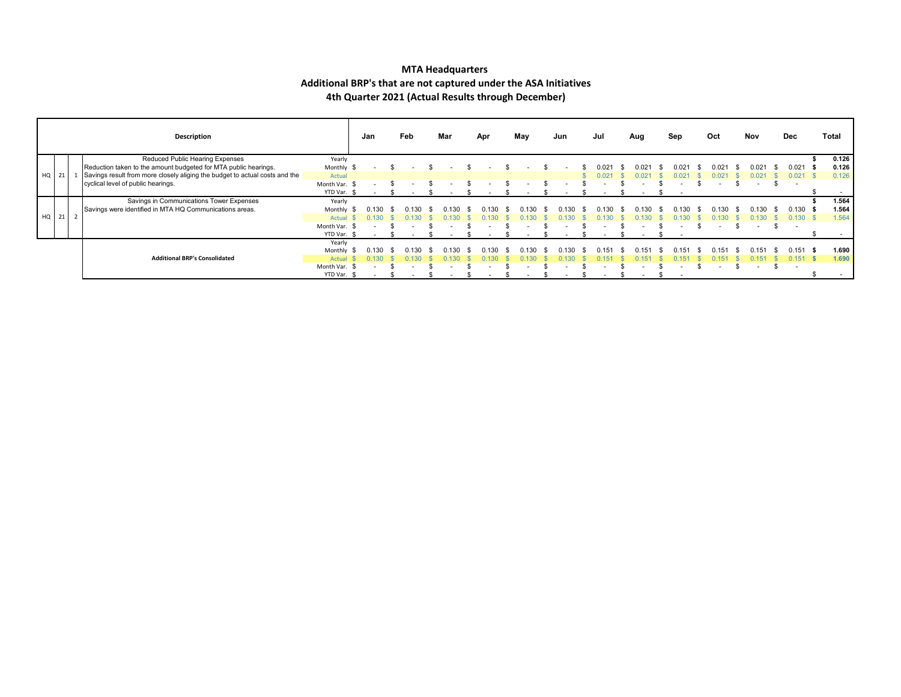# MTA Headquarters
## Additional BRP's that are not captured under the ASA Initiatives
### 4th Quarter 2021 (Actual Results through December)

| | | | Description | | Jan | Feb | Mar | Apr | May | Jun | Jul | Aug | Sep | Oct | Nov | Dec | Total |
|---|---|---|---|---|---|---|---|---|---|---|---|---|---|---|---|---|---|
| HQ | 21 | 1 | Reduced Public Hearing Expenses | Yearly | | | | | | | | | | | | | $ 0.126 |
| | | | Reduction taken to the amount budgeted for MTA public hearings. | Monthly | $ - | $ - | $ - | $ - | $ - | $ - | $ 0.021 | $ 0.021 | $ 0.021 | $ 0.021 | $ 0.021 | $ 0.021 | $ 0.126 |
| | | | Savings result from more closely aligning the budget to actual costs and the | Actual | | | | | | | $ 0.021 | $ 0.021 | $ 0.021 | $ 0.021 | $ 0.021 | $ 0.021 | $ 0.126 |
| | | | cyclical level of public hearings. | Month Var. | $ - | $ - | $ - | $ - | $ - | $ - | $ - | $ - | $ - | $ - | $ - | $ - | |
| | | | | YTD Var. | $ - | $ - | $ - | $ - | $ - | $ - | $ - | $ - | $ - | | | | $ - |
| HQ | 21 | 2 | Savings in Communications Tower Expenses | Yearly | | | | | | | | | | | | | $ 1.564 |
| | | | Savings were identified in MTA HQ Communications areas. | Monthly | $ 0.130 | $ 0.130 | $ 0.130 | $ 0.130 | $ 0.130 | $ 0.130 | $ 0.130 | $ 0.130 | $ 0.130 | $ 0.130 | $ 0.130 | $ 0.130 | $ 1.564 |
| | | | | Actual | $ 0.130 | $ 0.130 | $ 0.130 | $ 0.130 | $ 0.130 | $ 0.130 | $ 0.130 | $ 0.130 | $ 0.130 | $ 0.130 | $ 0.130 | $ 0.130 | $ 1.564 |
| | | | | Month Var. | $ - | $ - | $ - | $ - | $ - | $ - | $ - | $ - | $ - | $ - | $ - | $ - | |
| | | | | YTD Var. | $ - | $ - | $ - | $ - | $ - | $ - | $ - | $ - | $ - | | | | $ - |
| | | | **Additional BRP's Consolidated** | Yearly | | | | | | | | | | | | | |
| | | | | Monthly | $ 0.130 | $ 0.130 | $ 0.130 | $ 0.130 | $ 0.130 | $ 0.130 | $ 0.151 | $ 0.151 | $ 0.151 | $ 0.151 | $ 0.151 | $ 0.151 | $ 1.690 |
| | | | | Actual | $ 0.130 | $ 0.130 | $ 0.130 | $ 0.130 | $ 0.130 | $ 0.130 | $ 0.151 | $ 0.151 | $ 0.151 | $ 0.151 | $ 0.151 | $ 0.151 | $ 1.690 |
| | | | | Month Var. | $ - | $ - | $ - | $ - | $ - | $ - | $ - | $ - | $ - | $ - | $ - | $ - | |
| | | | | YTD Var. | $ - | $ - | $ - | $ - | $ - | $ - | $ - | $ - | $ - | | | | $ - |